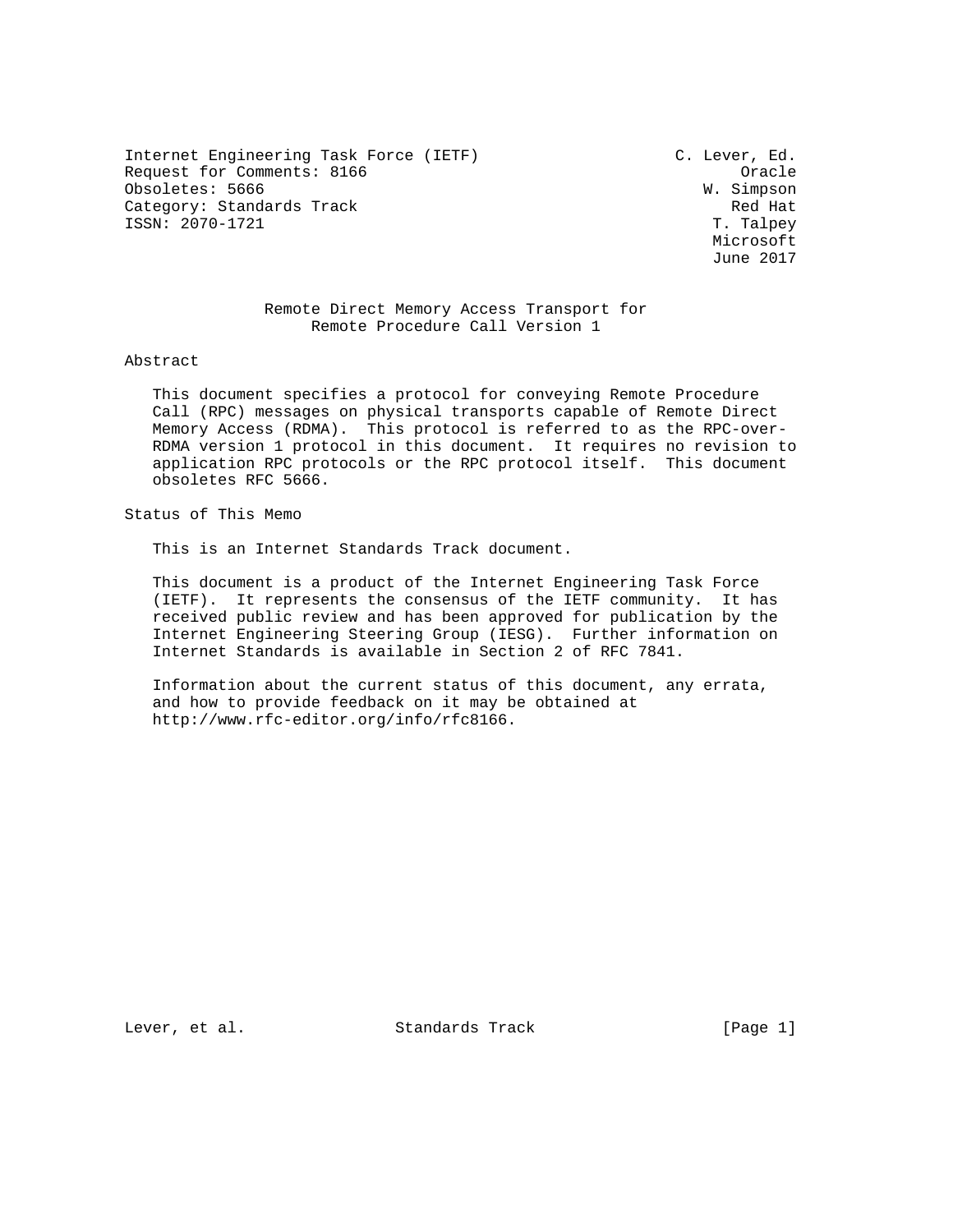Internet Engineering Task Force (IETF)  
Request for Comments: 8166  
Obsoletes: 5666  
Category: Standards Track  
ISSN: 2070-1721

C. Lever, Ed.  
Oracle  
W. Simpson  
Red Hat  
T. Talpey  
Microsoft  
June 2017

# Remote Direct Memory Access Transport for Remote Procedure Call Version 1

## Abstract

This document specifies a protocol for conveying Remote Procedure Call (RPC) messages on physical transports capable of Remote Direct Memory Access (RDMA). This protocol is referred to as the RPC-over-RDMA version 1 protocol in this document. It requires no revision to application RPC protocols or the RPC protocol itself. This document obsoletes RFC 5666.

## Status of This Memo

This is an Internet Standards Track document.

This document is a product of the Internet Engineering Task Force (IETF). It represents the consensus of the IETF community. It has received public review and has been approved for publication by the Internet Engineering Steering Group (IESG). Further information on Internet Standards is available in Section 2 of RFC 7841.

Information about the current status of this document, any errata, and how to provide feedback on it may be obtained at http://www.rfc-editor.org/info/rfc8166.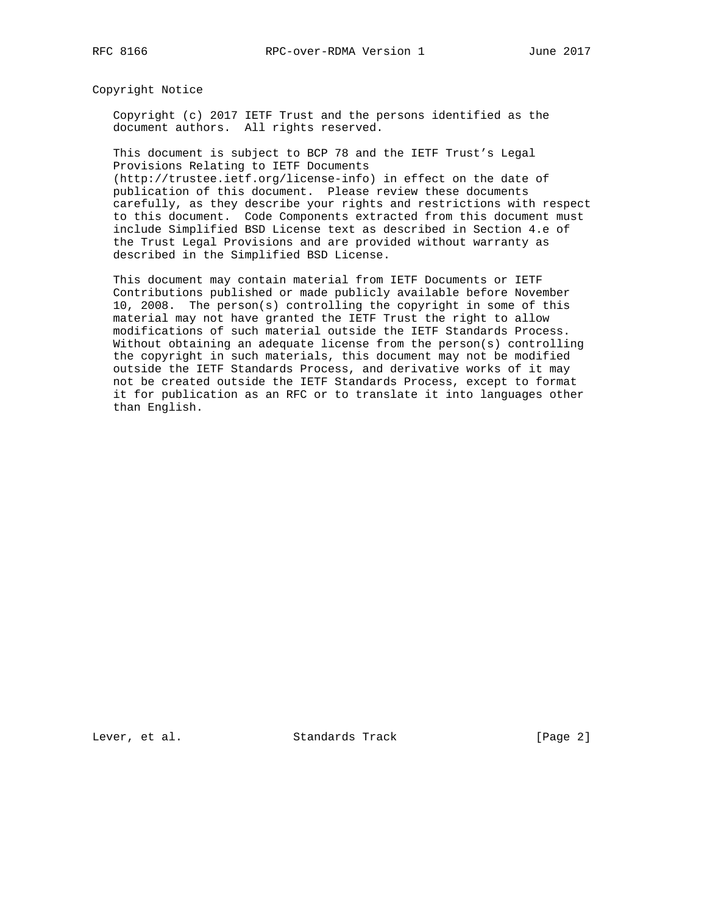## Copyright Notice

Copyright (c) 2017 IETF Trust and the persons identified as the document authors. All rights reserved.

This document is subject to BCP 78 and the IETF Trust's Legal Provisions Relating to IETF Documents (http://trustee.ietf.org/license-info) in effect on the date of publication of this document. Please review these documents carefully, as they describe your rights and restrictions with respect to this document. Code Components extracted from this document must include Simplified BSD License text as described in Section 4.e of the Trust Legal Provisions and are provided without warranty as described in the Simplified BSD License.

This document may contain material from IETF Documents or IETF Contributions published or made publicly available before November 10, 2008. The person(s) controlling the copyright in some of this material may not have granted the IETF Trust the right to allow modifications of such material outside the IETF Standards Process. Without obtaining an adequate license from the person(s) controlling the copyright in such materials, this document may not be modified outside the IETF Standards Process, and derivative works of it may not be created outside the IETF Standards Process, except to format it for publication as an RFC or to translate it into languages other than English.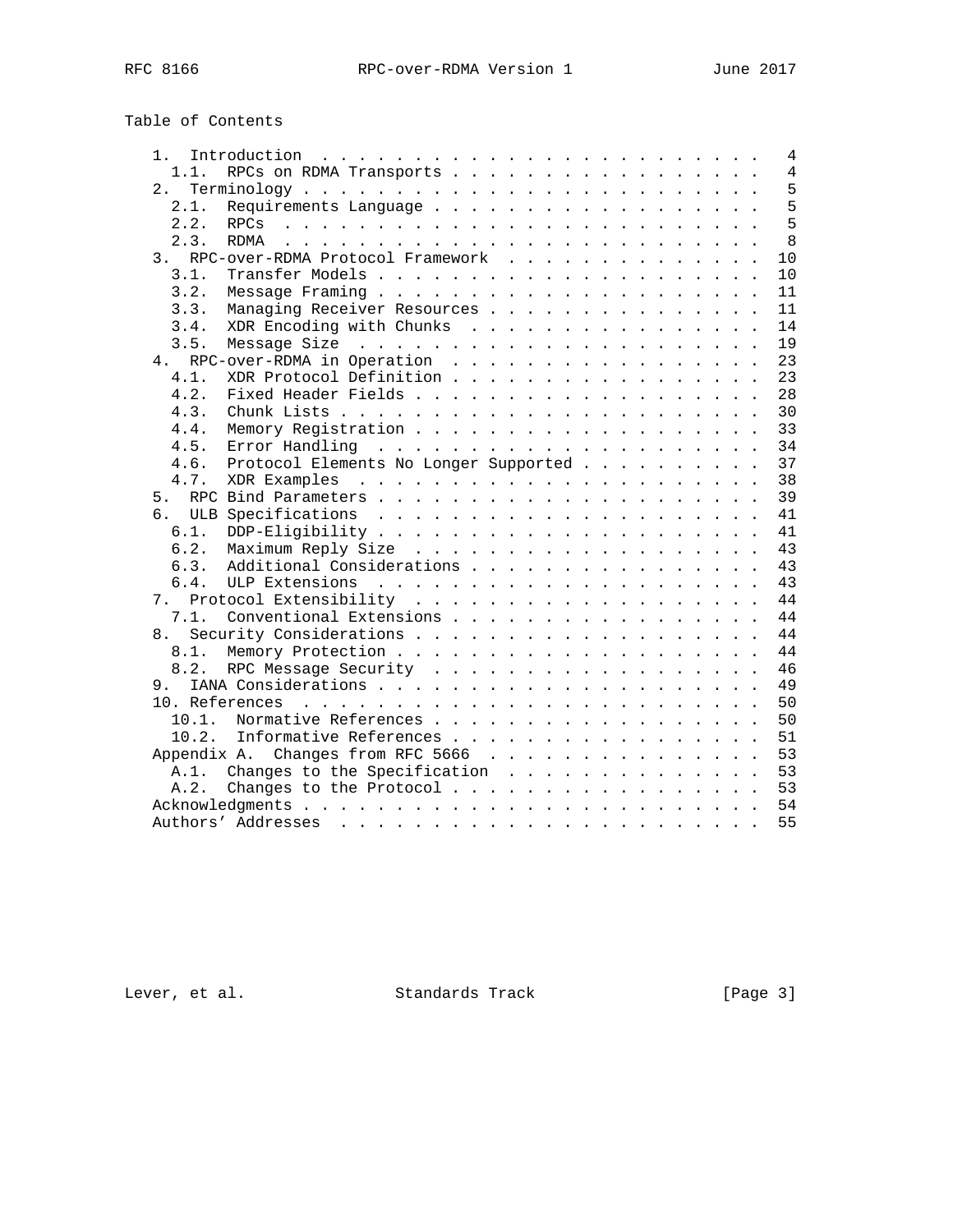## Table of Contents

```
   1.  Introduction  . . . . . . . . . . . . . . . . . . . . . . . .   4
     1.1.  RPCs on RDMA Transports . . . . . . . . . . . . . . . . .   4
   2.  Terminology . . . . . . . . . . . . . . . . . . . . . . . . .   5
     2.1.  Requirements Language . . . . . . . . . . . . . . . . . .   5
     2.2.  RPCs  . . . . . . . . . . . . . . . . . . . . . . . . . .   5
     2.3.  RDMA  . . . . . . . . . . . . . . . . . . . . . . . . . .   8
   3.  RPC-over-RDMA Protocol Framework  . . . . . . . . . . . . . .  10
     3.1.  Transfer Models . . . . . . . . . . . . . . . . . . . . .  10
     3.2.  Message Framing . . . . . . . . . . . . . . . . . . . . .  11
     3.3.  Managing Receiver Resources . . . . . . . . . . . . . . .  11
     3.4.  XDR Encoding with Chunks  . . . . . . . . . . . . . . . .  14
     3.5.  Message Size  . . . . . . . . . . . . . . . . . . . . . .  19
   4.  RPC-over-RDMA in Operation  . . . . . . . . . . . . . . . . .  23
     4.1.  XDR Protocol Definition . . . . . . . . . . . . . . . . .  23
     4.2.  Fixed Header Fields . . . . . . . . . . . . . . . . . . .  28
     4.3.  Chunk Lists . . . . . . . . . . . . . . . . . . . . . . .  30
     4.4.  Memory Registration . . . . . . . . . . . . . . . . . . .  33
     4.5.  Error Handling  . . . . . . . . . . . . . . . . . . . . .  34
     4.6.  Protocol Elements No Longer Supported . . . . . . . . . .  37
     4.7.  XDR Examples  . . . . . . . . . . . . . . . . . . . . . .  38
   5.  RPC Bind Parameters . . . . . . . . . . . . . . . . . . . . .  39
   6.  ULB Specifications  . . . . . . . . . . . . . . . . . . . . .  41
     6.1.  DDP-Eligibility . . . . . . . . . . . . . . . . . . . . .  41
     6.2.  Maximum Reply Size  . . . . . . . . . . . . . . . . . . .  43
     6.3.  Additional Considerations . . . . . . . . . . . . . . . .  43
     6.4.  ULP Extensions  . . . . . . . . . . . . . . . . . . . . .  43
   7.  Protocol Extensibility  . . . . . . . . . . . . . . . . . . .  44
     7.1.  Conventional Extensions . . . . . . . . . . . . . . . . .  44
   8.  Security Considerations . . . . . . . . . . . . . . . . . . .  44
     8.1.  Memory Protection . . . . . . . . . . . . . . . . . . . .  44
     8.2.  RPC Message Security  . . . . . . . . . . . . . . . . . .  46
   9.  IANA Considerations . . . . . . . . . . . . . . . . . . . . .  49
   10. References  . . . . . . . . . . . . . . . . . . . . . . . . .  50
     10.1.  Normative References . . . . . . . . . . . . . . . . . .  50
     10.2.  Informative References . . . . . . . . . . . . . . . . .  51
   Appendix A.  Changes from RFC 5666  . . . . . . . . . . . . . . .  53
     A.1.  Changes to the Specification  . . . . . . . . . . . . . .  53
     A.2.  Changes to the Protocol . . . . . . . . . . . . . . . . .  53
   Acknowledgments . . . . . . . . . . . . . . . . . . . . . . . . .  54
   Authors' Addresses  . . . . . . . . . . . . . . . . . . . . . . .  55
```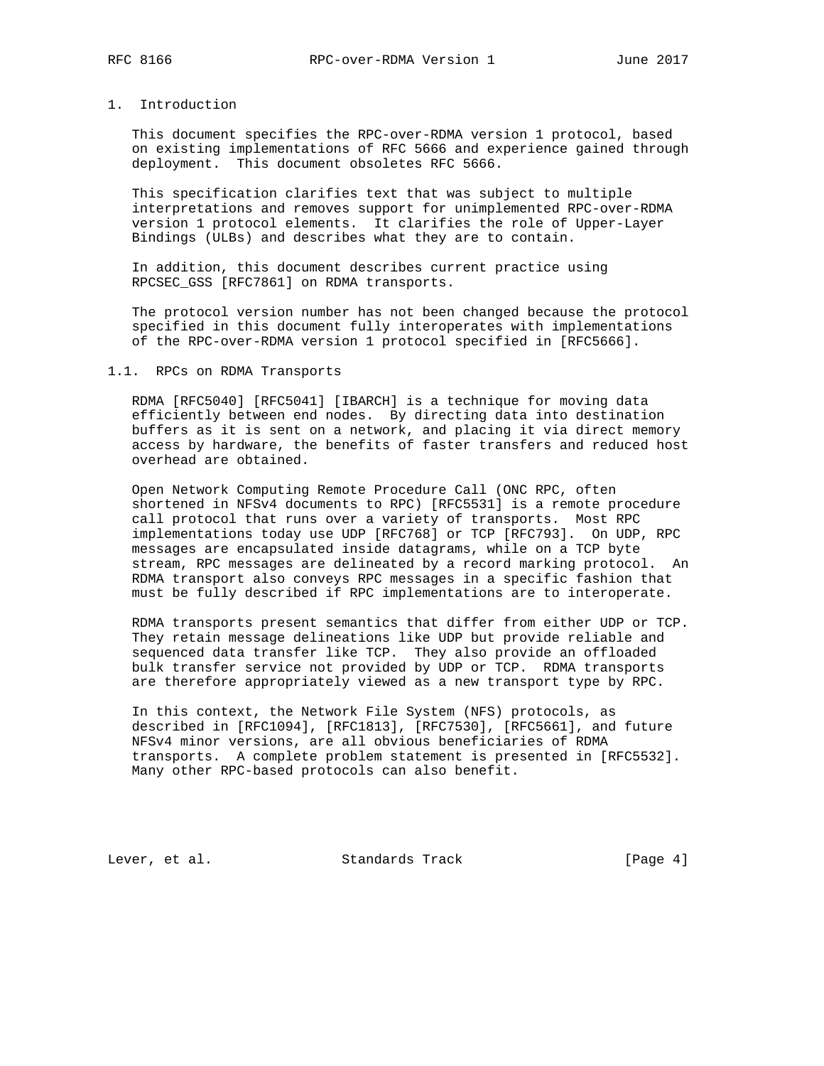# 1. Introduction

This document specifies the RPC-over-RDMA version 1 protocol, based on existing implementations of RFC 5666 and experience gained through deployment. This document obsoletes RFC 5666.

This specification clarifies text that was subject to multiple interpretations and removes support for unimplemented RPC-over-RDMA version 1 protocol elements. It clarifies the role of Upper-Layer Bindings (ULBs) and describes what they are to contain.

In addition, this document describes current practice using RPCSEC_GSS [RFC7861] on RDMA transports.

The protocol version number has not been changed because the protocol specified in this document fully interoperates with implementations of the RPC-over-RDMA version 1 protocol specified in [RFC5666].

## 1.1. RPCs on RDMA Transports

RDMA [RFC5040] [RFC5041] [IBARCH] is a technique for moving data efficiently between end nodes. By directing data into destination buffers as it is sent on a network, and placing it via direct memory access by hardware, the benefits of faster transfers and reduced host overhead are obtained.

Open Network Computing Remote Procedure Call (ONC RPC, often shortened in NFSv4 documents to RPC) [RFC5531] is a remote procedure call protocol that runs over a variety of transports. Most RPC implementations today use UDP [RFC768] or TCP [RFC793]. On UDP, RPC messages are encapsulated inside datagrams, while on a TCP byte stream, RPC messages are delineated by a record marking protocol. An RDMA transport also conveys RPC messages in a specific fashion that must be fully described if RPC implementations are to interoperate.

RDMA transports present semantics that differ from either UDP or TCP. They retain message delineations like UDP but provide reliable and sequenced data transfer like TCP. They also provide an offloaded bulk transfer service not provided by UDP or TCP. RDMA transports are therefore appropriately viewed as a new transport type by RPC.

In this context, the Network File System (NFS) protocols, as described in [RFC1094], [RFC1813], [RFC7530], [RFC5661], and future NFSv4 minor versions, are all obvious beneficiaries of RDMA transports. A complete problem statement is presented in [RFC5532]. Many other RPC-based protocols can also benefit.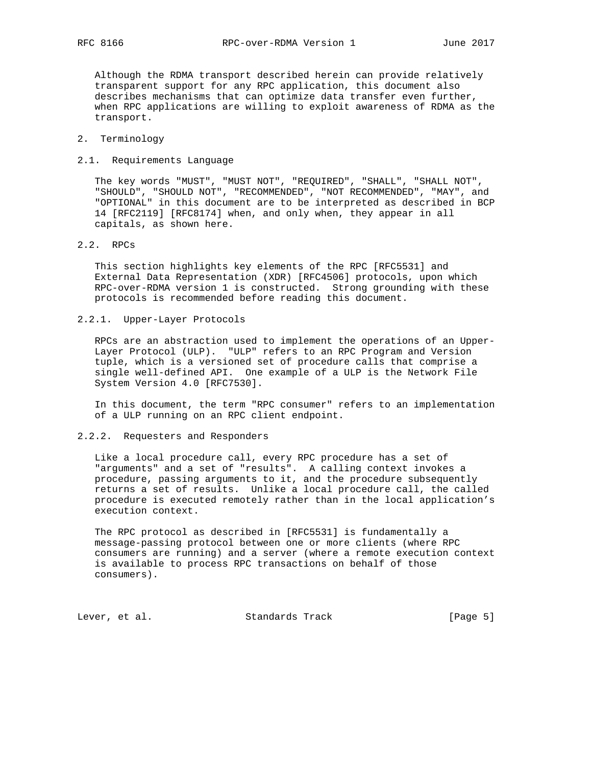Although the RDMA transport described herein can provide relatively transparent support for any RPC application, this document also describes mechanisms that can optimize data transfer even further, when RPC applications are willing to exploit awareness of RDMA as the transport.

# 2. Terminology

## 2.1. Requirements Language

The key words "MUST", "MUST NOT", "REQUIRED", "SHALL", "SHALL NOT", "SHOULD", "SHOULD NOT", "RECOMMENDED", "NOT RECOMMENDED", "MAY", and "OPTIONAL" in this document are to be interpreted as described in BCP 14 [RFC2119] [RFC8174] when, and only when, they appear in all capitals, as shown here.

## 2.2. RPCs

This section highlights key elements of the RPC [RFC5531] and External Data Representation (XDR) [RFC4506] protocols, upon which RPC-over-RDMA version 1 is constructed. Strong grounding with these protocols is recommended before reading this document.

### 2.2.1. Upper-Layer Protocols

RPCs are an abstraction used to implement the operations of an Upper-Layer Protocol (ULP). "ULP" refers to an RPC Program and Version tuple, which is a versioned set of procedure calls that comprise a single well-defined API. One example of a ULP is the Network File System Version 4.0 [RFC7530].

In this document, the term "RPC consumer" refers to an implementation of a ULP running on an RPC client endpoint.

### 2.2.2. Requesters and Responders

Like a local procedure call, every RPC procedure has a set of "arguments" and a set of "results". A calling context invokes a procedure, passing arguments to it, and the procedure subsequently returns a set of results. Unlike a local procedure call, the called procedure is executed remotely rather than in the local application's execution context.

The RPC protocol as described in [RFC5531] is fundamentally a message-passing protocol between one or more clients (where RPC consumers are running) and a server (where a remote execution context is available to process RPC transactions on behalf of those consumers).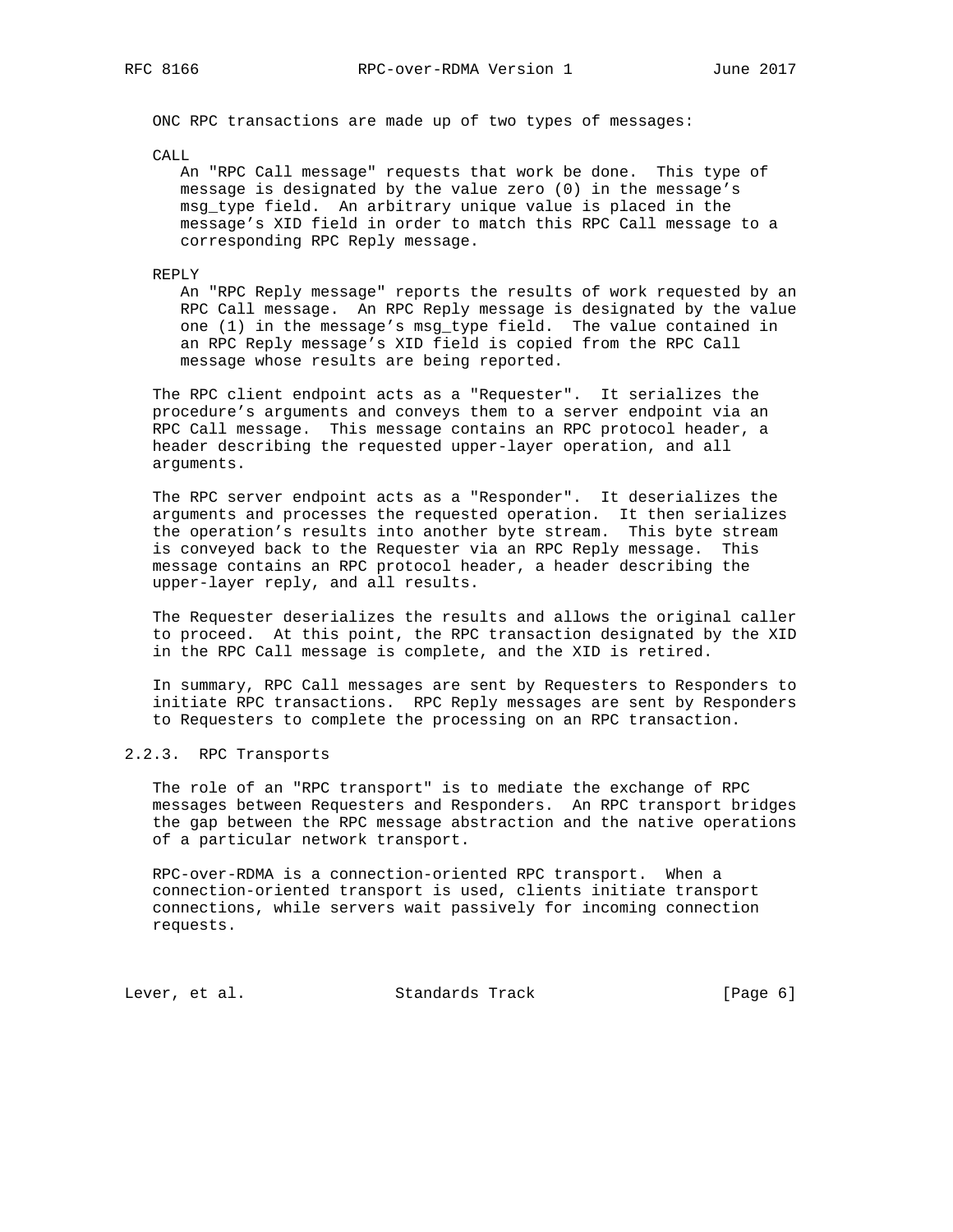ONC RPC transactions are made up of two types of messages:

CALL
An "RPC Call message" requests that work be done. This type of message is designated by the value zero (0) in the message's msg_type field. An arbitrary unique value is placed in the message's XID field in order to match this RPC Call message to a corresponding RPC Reply message.

REPLY
An "RPC Reply message" reports the results of work requested by an RPC Call message. An RPC Reply message is designated by the value one (1) in the message's msg_type field. The value contained in an RPC Reply message's XID field is copied from the RPC Call message whose results are being reported.

The RPC client endpoint acts as a "Requester". It serializes the procedure's arguments and conveys them to a server endpoint via an RPC Call message. This message contains an RPC protocol header, a header describing the requested upper-layer operation, and all arguments.

The RPC server endpoint acts as a "Responder". It deserializes the arguments and processes the requested operation. It then serializes the operation's results into another byte stream. This byte stream is conveyed back to the Requester via an RPC Reply message. This message contains an RPC protocol header, a header describing the upper-layer reply, and all results.

The Requester deserializes the results and allows the original caller to proceed. At this point, the RPC transaction designated by the XID in the RPC Call message is complete, and the XID is retired.

In summary, RPC Call messages are sent by Requesters to Responders to initiate RPC transactions. RPC Reply messages are sent by Responders to Requesters to complete the processing on an RPC transaction.

#### 2.2.3. RPC Transports

The role of an "RPC transport" is to mediate the exchange of RPC messages between Requesters and Responders. An RPC transport bridges the gap between the RPC message abstraction and the native operations of a particular network transport.

RPC-over-RDMA is a connection-oriented RPC transport. When a connection-oriented transport is used, clients initiate transport connections, while servers wait passively for incoming connection requests.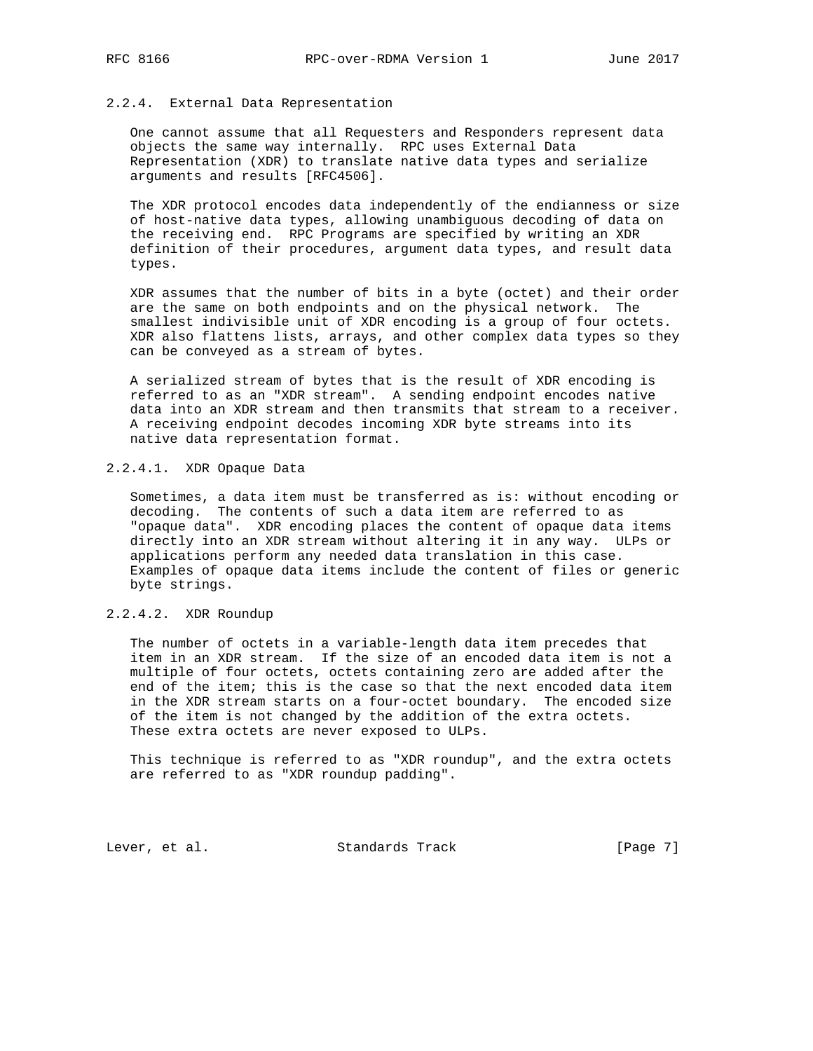### 2.2.4. External Data Representation

One cannot assume that all Requesters and Responders represent data objects the same way internally. RPC uses External Data Representation (XDR) to translate native data types and serialize arguments and results [RFC4506].

The XDR protocol encodes data independently of the endianness or size of host-native data types, allowing unambiguous decoding of data on the receiving end. RPC Programs are specified by writing an XDR definition of their procedures, argument data types, and result data types.

XDR assumes that the number of bits in a byte (octet) and their order are the same on both endpoints and on the physical network. The smallest indivisible unit of XDR encoding is a group of four octets. XDR also flattens lists, arrays, and other complex data types so they can be conveyed as a stream of bytes.

A serialized stream of bytes that is the result of XDR encoding is referred to as an "XDR stream". A sending endpoint encodes native data into an XDR stream and then transmits that stream to a receiver. A receiving endpoint decodes incoming XDR byte streams into its native data representation format.

#### 2.2.4.1. XDR Opaque Data

Sometimes, a data item must be transferred as is: without encoding or decoding. The contents of such a data item are referred to as "opaque data". XDR encoding places the content of opaque data items directly into an XDR stream without altering it in any way. ULPs or applications perform any needed data translation in this case. Examples of opaque data items include the content of files or generic byte strings.

#### 2.2.4.2. XDR Roundup

The number of octets in a variable-length data item precedes that item in an XDR stream. If the size of an encoded data item is not a multiple of four octets, octets containing zero are added after the end of the item; this is the case so that the next encoded data item in the XDR stream starts on a four-octet boundary. The encoded size of the item is not changed by the addition of the extra octets. These extra octets are never exposed to ULPs.

This technique is referred to as "XDR roundup", and the extra octets are referred to as "XDR roundup padding".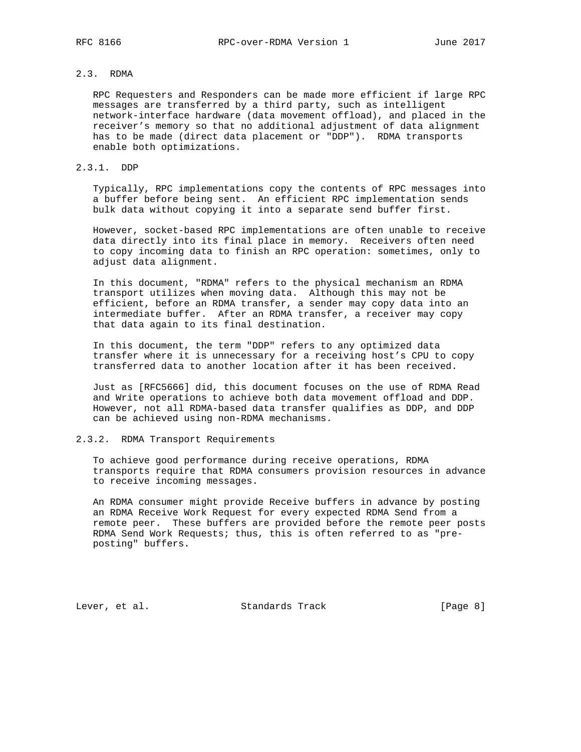## 2.3. RDMA

RPC Requesters and Responders can be made more efficient if large RPC messages are transferred by a third party, such as intelligent network-interface hardware (data movement offload), and placed in the receiver's memory so that no additional adjustment of data alignment has to be made (direct data placement or "DDP"). RDMA transports enable both optimizations.

### 2.3.1. DDP

Typically, RPC implementations copy the contents of RPC messages into a buffer before being sent. An efficient RPC implementation sends bulk data without copying it into a separate send buffer first.

However, socket-based RPC implementations are often unable to receive data directly into its final place in memory. Receivers often need to copy incoming data to finish an RPC operation: sometimes, only to adjust data alignment.

In this document, "RDMA" refers to the physical mechanism an RDMA transport utilizes when moving data. Although this may not be efficient, before an RDMA transfer, a sender may copy data into an intermediate buffer. After an RDMA transfer, a receiver may copy that data again to its final destination.

In this document, the term "DDP" refers to any optimized data transfer where it is unnecessary for a receiving host's CPU to copy transferred data to another location after it has been received.

Just as [RFC5666] did, this document focuses on the use of RDMA Read and Write operations to achieve both data movement offload and DDP. However, not all RDMA-based data transfer qualifies as DDP, and DDP can be achieved using non-RDMA mechanisms.

### 2.3.2. RDMA Transport Requirements

To achieve good performance during receive operations, RDMA transports require that RDMA consumers provision resources in advance to receive incoming messages.

An RDMA consumer might provide Receive buffers in advance by posting an RDMA Receive Work Request for every expected RDMA Send from a remote peer. These buffers are provided before the remote peer posts RDMA Send Work Requests; thus, this is often referred to as "pre-posting" buffers.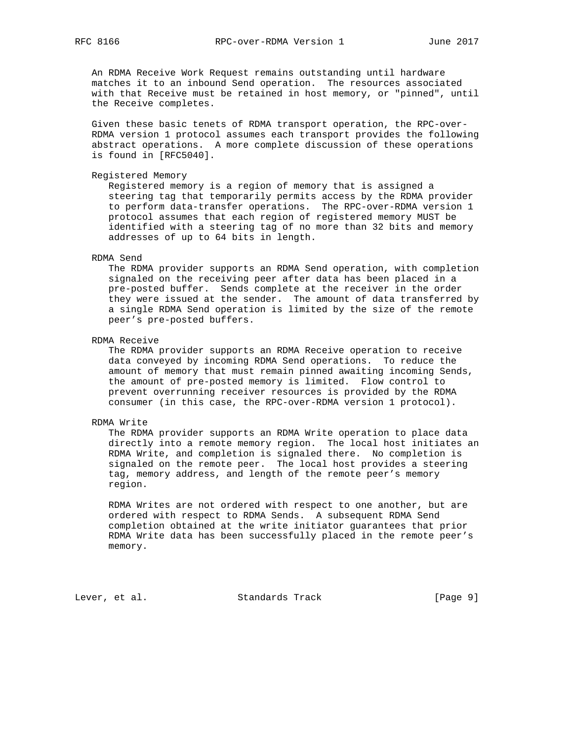An RDMA Receive Work Request remains outstanding until hardware matches it to an inbound Send operation. The resources associated with that Receive must be retained in host memory, or "pinned", until the Receive completes.

Given these basic tenets of RDMA transport operation, the RPC-over-RDMA version 1 protocol assumes each transport provides the following abstract operations. A more complete discussion of these operations is found in [RFC5040].

Registered Memory
: Registered memory is a region of memory that is assigned a steering tag that temporarily permits access by the RDMA provider to perform data-transfer operations. The RPC-over-RDMA version 1 protocol assumes that each region of registered memory MUST be identified with a steering tag of no more than 32 bits and memory addresses of up to 64 bits in length.

RDMA Send
: The RDMA provider supports an RDMA Send operation, with completion signaled on the receiving peer after data has been placed in a pre-posted buffer. Sends complete at the receiver in the order they were issued at the sender. The amount of data transferred by a single RDMA Send operation is limited by the size of the remote peer's pre-posted buffers.

RDMA Receive
: The RDMA provider supports an RDMA Receive operation to receive data conveyed by incoming RDMA Send operations. To reduce the amount of memory that must remain pinned awaiting incoming Sends, the amount of pre-posted memory is limited. Flow control to prevent overrunning receiver resources is provided by the RDMA consumer (in this case, the RPC-over-RDMA version 1 protocol).

RDMA Write
: The RDMA provider supports an RDMA Write operation to place data directly into a remote memory region. The local host initiates an RDMA Write, and completion is signaled there. No completion is signaled on the remote peer. The local host provides a steering tag, memory address, and length of the remote peer's memory region.

  RDMA Writes are not ordered with respect to one another, but are ordered with respect to RDMA Sends. A subsequent RDMA Send completion obtained at the write initiator guarantees that prior RDMA Write data has been successfully placed in the remote peer's memory.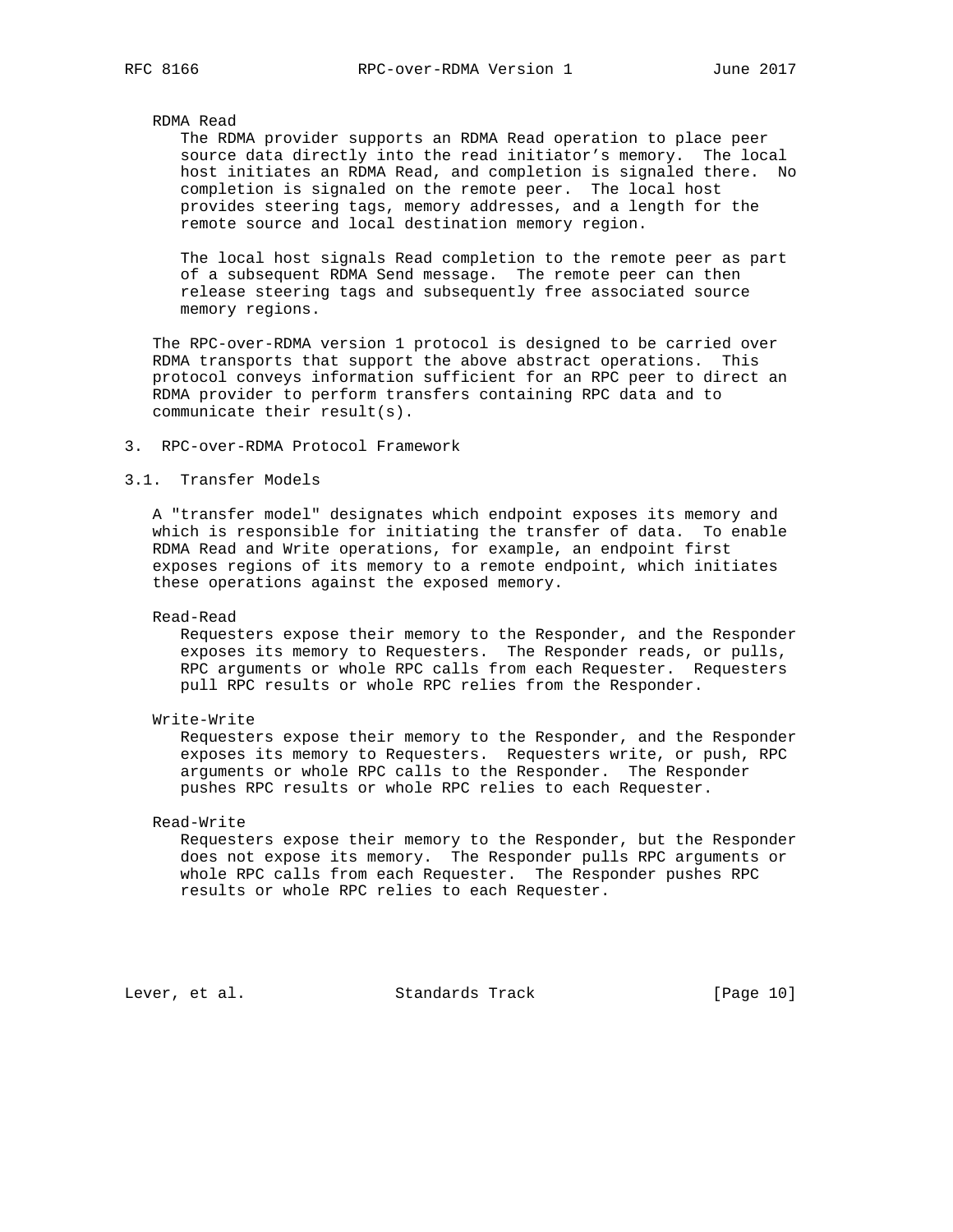RDMA Read

The RDMA provider supports an RDMA Read operation to place peer source data directly into the read initiator's memory. The local host initiates an RDMA Read, and completion is signaled there. No completion is signaled on the remote peer. The local host provides steering tags, memory addresses, and a length for the remote source and local destination memory region.

The local host signals Read completion to the remote peer as part of a subsequent RDMA Send message. The remote peer can then release steering tags and subsequently free associated source memory regions.

The RPC-over-RDMA version 1 protocol is designed to be carried over RDMA transports that support the above abstract operations. This protocol conveys information sufficient for an RPC peer to direct an RDMA provider to perform transfers containing RPC data and to communicate their result(s).

## 3. RPC-over-RDMA Protocol Framework

### 3.1. Transfer Models

A "transfer model" designates which endpoint exposes its memory and which is responsible for initiating the transfer of data. To enable RDMA Read and Write operations, for example, an endpoint first exposes regions of its memory to a remote endpoint, which initiates these operations against the exposed memory.

Read-Read

Requesters expose their memory to the Responder, and the Responder exposes its memory to Requesters. The Responder reads, or pulls, RPC arguments or whole RPC calls from each Requester. Requesters pull RPC results or whole RPC relies from the Responder.

Write-Write

Requesters expose their memory to the Responder, and the Responder exposes its memory to Requesters. Requesters write, or push, RPC arguments or whole RPC calls to the Responder. The Responder pushes RPC results or whole RPC relies to each Requester.

Read-Write

Requesters expose their memory to the Responder, but the Responder does not expose its memory. The Responder pulls RPC arguments or whole RPC calls from each Requester. The Responder pushes RPC results or whole RPC relies to each Requester.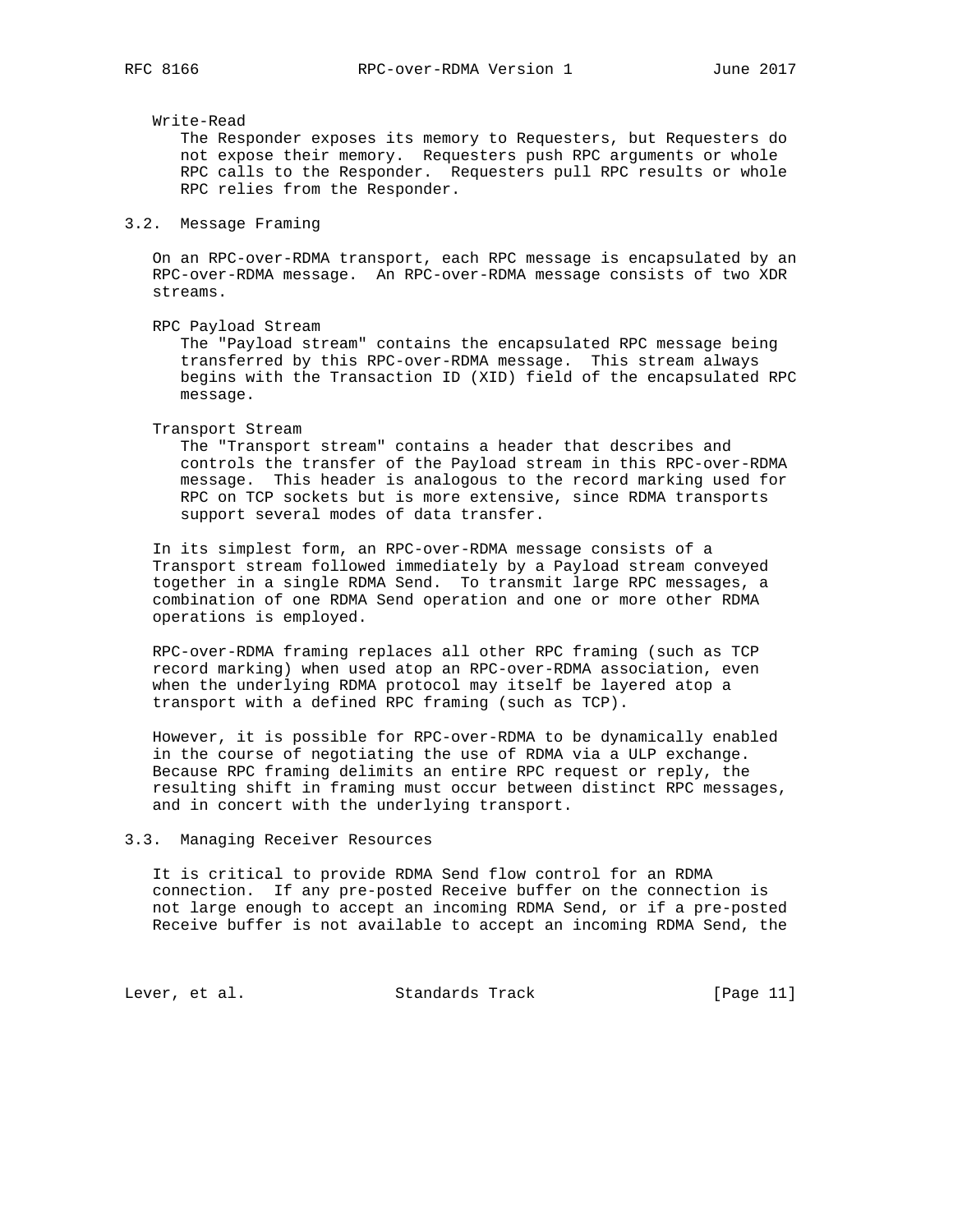Write-Read

The Responder exposes its memory to Requesters, but Requesters do not expose their memory. Requesters push RPC arguments or whole RPC calls to the Responder. Requesters pull RPC results or whole RPC relies from the Responder.

### 3.2. Message Framing

On an RPC-over-RDMA transport, each RPC message is encapsulated by an RPC-over-RDMA message. An RPC-over-RDMA message consists of two XDR streams.

RPC Payload Stream

The "Payload stream" contains the encapsulated RPC message being transferred by this RPC-over-RDMA message. This stream always begins with the Transaction ID (XID) field of the encapsulated RPC message.

Transport Stream

The "Transport stream" contains a header that describes and controls the transfer of the Payload stream in this RPC-over-RDMA message. This header is analogous to the record marking used for RPC on TCP sockets but is more extensive, since RDMA transports support several modes of data transfer.

In its simplest form, an RPC-over-RDMA message consists of a Transport stream followed immediately by a Payload stream conveyed together in a single RDMA Send. To transmit large RPC messages, a combination of one RDMA Send operation and one or more other RDMA operations is employed.

RPC-over-RDMA framing replaces all other RPC framing (such as TCP record marking) when used atop an RPC-over-RDMA association, even when the underlying RDMA protocol may itself be layered atop a transport with a defined RPC framing (such as TCP).

However, it is possible for RPC-over-RDMA to be dynamically enabled in the course of negotiating the use of RDMA via a ULP exchange. Because RPC framing delimits an entire RPC request or reply, the resulting shift in framing must occur between distinct RPC messages, and in concert with the underlying transport.

### 3.3. Managing Receiver Resources

It is critical to provide RDMA Send flow control for an RDMA connection. If any pre-posted Receive buffer on the connection is not large enough to accept an incoming RDMA Send, or if a pre-posted Receive buffer is not available to accept an incoming RDMA Send, the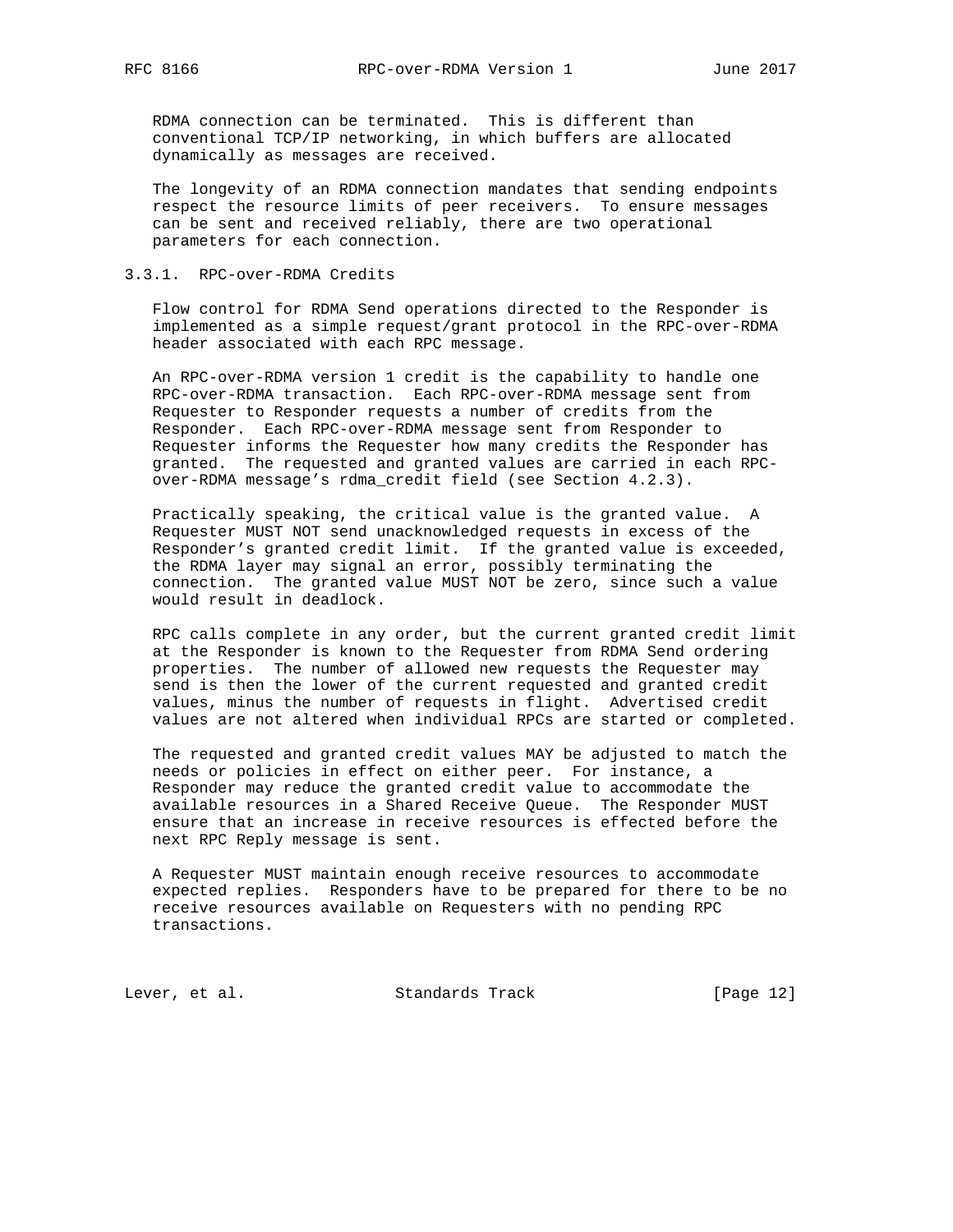RDMA connection can be terminated. This is different than conventional TCP/IP networking, in which buffers are allocated dynamically as messages are received.

The longevity of an RDMA connection mandates that sending endpoints respect the resource limits of peer receivers. To ensure messages can be sent and received reliably, there are two operational parameters for each connection.

### 3.3.1. RPC-over-RDMA Credits

Flow control for RDMA Send operations directed to the Responder is implemented as a simple request/grant protocol in the RPC-over-RDMA header associated with each RPC message.

An RPC-over-RDMA version 1 credit is the capability to handle one RPC-over-RDMA transaction. Each RPC-over-RDMA message sent from Requester to Responder requests a number of credits from the Responder. Each RPC-over-RDMA message sent from Responder to Requester informs the Requester how many credits the Responder has granted. The requested and granted values are carried in each RPC-over-RDMA message's rdma_credit field (see Section 4.2.3).

Practically speaking, the critical value is the granted value. A Requester MUST NOT send unacknowledged requests in excess of the Responder's granted credit limit. If the granted value is exceeded, the RDMA layer may signal an error, possibly terminating the connection. The granted value MUST NOT be zero, since such a value would result in deadlock.

RPC calls complete in any order, but the current granted credit limit at the Responder is known to the Requester from RDMA Send ordering properties. The number of allowed new requests the Requester may send is then the lower of the current requested and granted credit values, minus the number of requests in flight. Advertised credit values are not altered when individual RPCs are started or completed.

The requested and granted credit values MAY be adjusted to match the needs or policies in effect on either peer. For instance, a Responder may reduce the granted credit value to accommodate the available resources in a Shared Receive Queue. The Responder MUST ensure that an increase in receive resources is effected before the next RPC Reply message is sent.

A Requester MUST maintain enough receive resources to accommodate expected replies. Responders have to be prepared for there to be no receive resources available on Requesters with no pending RPC transactions.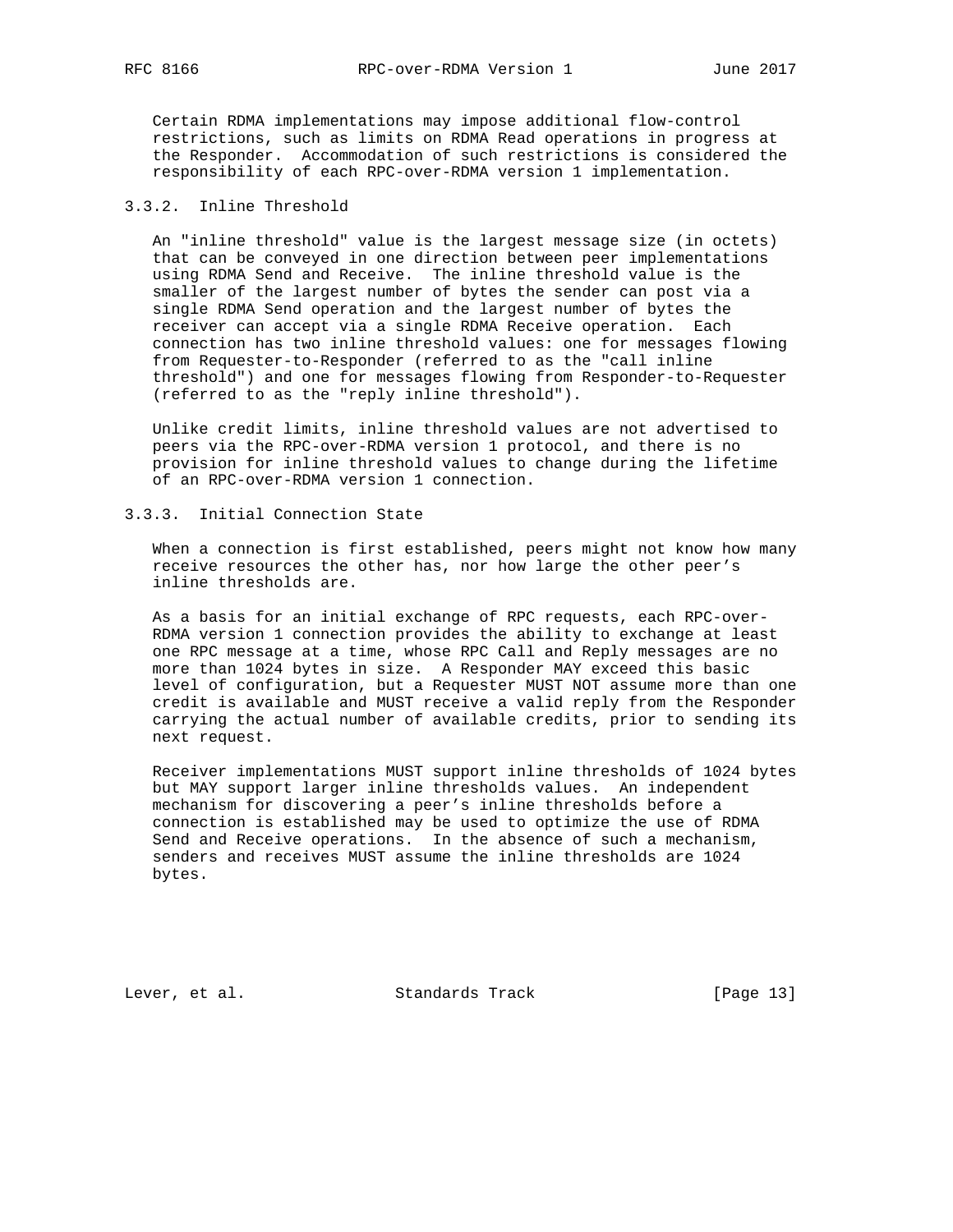Certain RDMA implementations may impose additional flow-control restrictions, such as limits on RDMA Read operations in progress at the Responder. Accommodation of such restrictions is considered the responsibility of each RPC-over-RDMA version 1 implementation.

### 3.3.2. Inline Threshold

An "inline threshold" value is the largest message size (in octets) that can be conveyed in one direction between peer implementations using RDMA Send and Receive. The inline threshold value is the smaller of the largest number of bytes the sender can post via a single RDMA Send operation and the largest number of bytes the receiver can accept via a single RDMA Receive operation. Each connection has two inline threshold values: one for messages flowing from Requester-to-Responder (referred to as the "call inline threshold") and one for messages flowing from Responder-to-Requester (referred to as the "reply inline threshold").

Unlike credit limits, inline threshold values are not advertised to peers via the RPC-over-RDMA version 1 protocol, and there is no provision for inline threshold values to change during the lifetime of an RPC-over-RDMA version 1 connection.

### 3.3.3. Initial Connection State

When a connection is first established, peers might not know how many receive resources the other has, nor how large the other peer's inline thresholds are.

As a basis for an initial exchange of RPC requests, each RPC-over-RDMA version 1 connection provides the ability to exchange at least one RPC message at a time, whose RPC Call and Reply messages are no more than 1024 bytes in size. A Responder MAY exceed this basic level of configuration, but a Requester MUST NOT assume more than one credit is available and MUST receive a valid reply from the Responder carrying the actual number of available credits, prior to sending its next request.

Receiver implementations MUST support inline thresholds of 1024 bytes but MAY support larger inline thresholds values. An independent mechanism for discovering a peer's inline thresholds before a connection is established may be used to optimize the use of RDMA Send and Receive operations. In the absence of such a mechanism, senders and receives MUST assume the inline thresholds are 1024 bytes.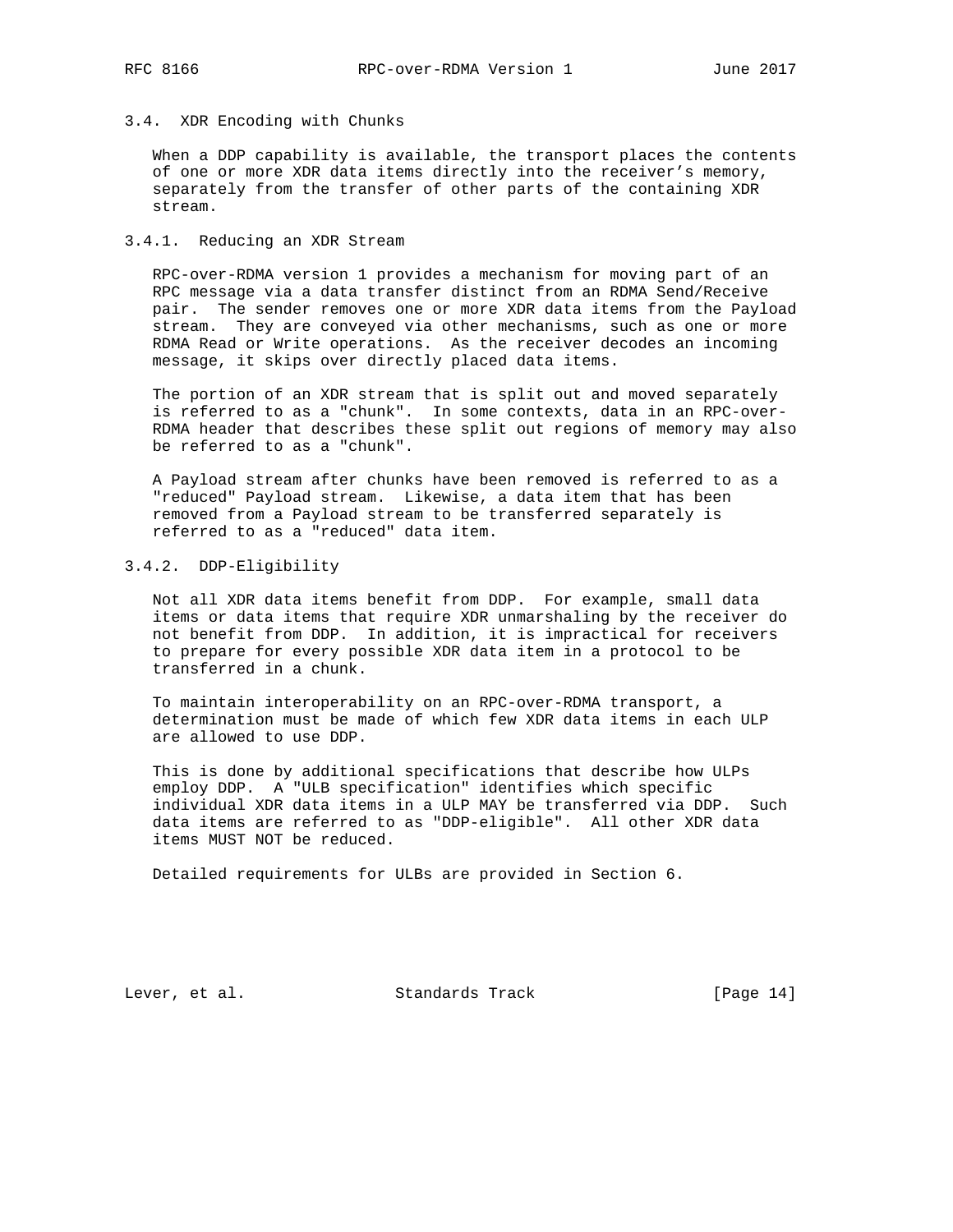### 3.4. XDR Encoding with Chunks

When a DDP capability is available, the transport places the contents of one or more XDR data items directly into the receiver's memory, separately from the transfer of other parts of the containing XDR stream.

#### 3.4.1. Reducing an XDR Stream

RPC-over-RDMA version 1 provides a mechanism for moving part of an RPC message via a data transfer distinct from an RDMA Send/Receive pair. The sender removes one or more XDR data items from the Payload stream. They are conveyed via other mechanisms, such as one or more RDMA Read or Write operations. As the receiver decodes an incoming message, it skips over directly placed data items.

The portion of an XDR stream that is split out and moved separately is referred to as a "chunk". In some contexts, data in an RPC-over-RDMA header that describes these split out regions of memory may also be referred to as a "chunk".

A Payload stream after chunks have been removed is referred to as a "reduced" Payload stream. Likewise, a data item that has been removed from a Payload stream to be transferred separately is referred to as a "reduced" data item.

#### 3.4.2. DDP-Eligibility

Not all XDR data items benefit from DDP. For example, small data items or data items that require XDR unmarshaling by the receiver do not benefit from DDP. In addition, it is impractical for receivers to prepare for every possible XDR data item in a protocol to be transferred in a chunk.

To maintain interoperability on an RPC-over-RDMA transport, a determination must be made of which few XDR data items in each ULP are allowed to use DDP.

This is done by additional specifications that describe how ULPs employ DDP. A "ULB specification" identifies which specific individual XDR data items in a ULP MAY be transferred via DDP. Such data items are referred to as "DDP-eligible". All other XDR data items MUST NOT be reduced.

Detailed requirements for ULBs are provided in Section 6.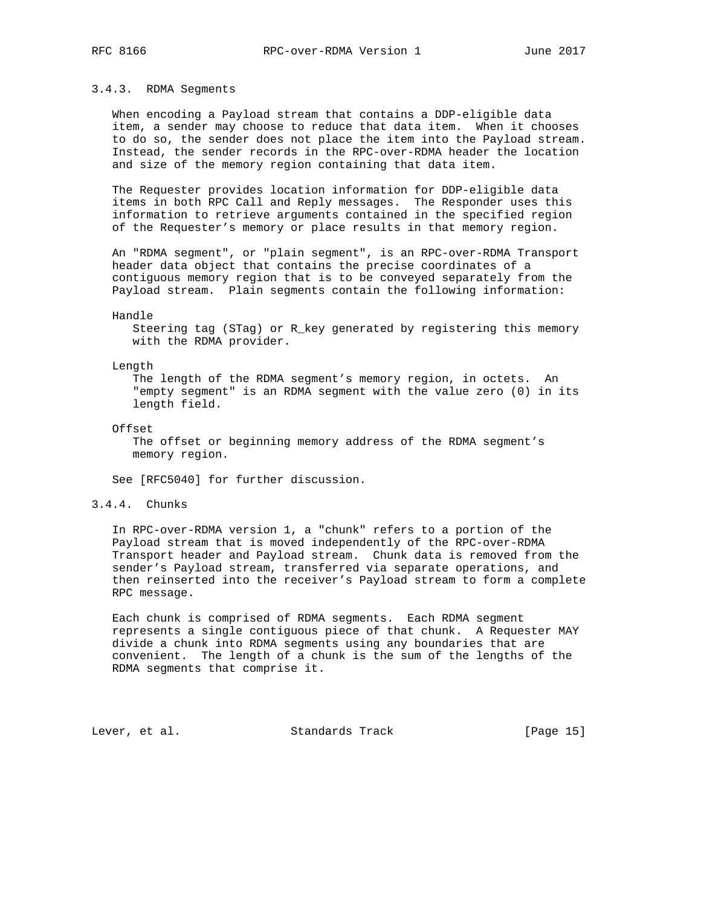### 3.4.3. RDMA Segments

When encoding a Payload stream that contains a DDP-eligible data item, a sender may choose to reduce that data item. When it chooses to do so, the sender does not place the item into the Payload stream. Instead, the sender records in the RPC-over-RDMA header the location and size of the memory region containing that data item.

The Requester provides location information for DDP-eligible data items in both RPC Call and Reply messages. The Responder uses this information to retrieve arguments contained in the specified region of the Requester's memory or place results in that memory region.

An "RDMA segment", or "plain segment", is an RPC-over-RDMA Transport header data object that contains the precise coordinates of a contiguous memory region that is to be conveyed separately from the Payload stream. Plain segments contain the following information:

Handle
: Steering tag (STag) or R_key generated by registering this memory with the RDMA provider.

Length
: The length of the RDMA segment's memory region, in octets. An "empty segment" is an RDMA segment with the value zero (0) in its length field.

Offset
: The offset or beginning memory address of the RDMA segment's memory region.

See [RFC5040] for further discussion.

### 3.4.4. Chunks

In RPC-over-RDMA version 1, a "chunk" refers to a portion of the Payload stream that is moved independently of the RPC-over-RDMA Transport header and Payload stream. Chunk data is removed from the sender's Payload stream, transferred via separate operations, and then reinserted into the receiver's Payload stream to form a complete RPC message.

Each chunk is comprised of RDMA segments. Each RDMA segment represents a single contiguous piece of that chunk. A Requester MAY divide a chunk into RDMA segments using any boundaries that are convenient. The length of a chunk is the sum of the lengths of the RDMA segments that comprise it.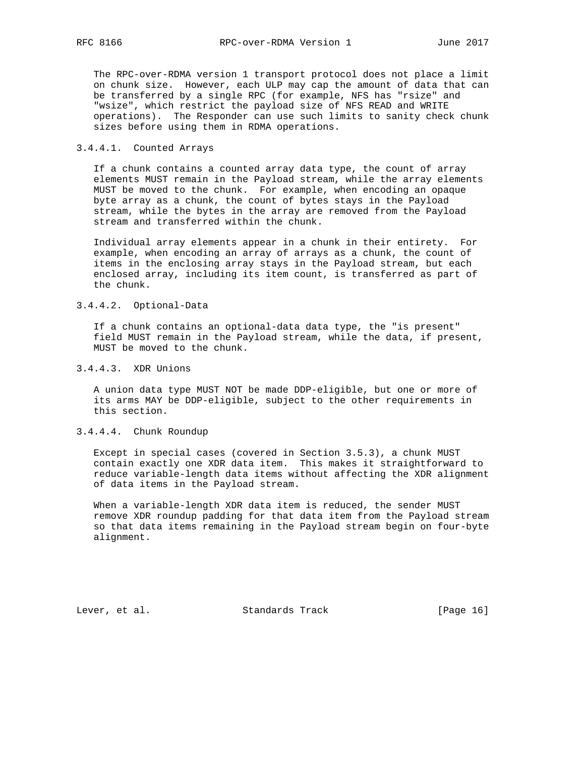The RPC-over-RDMA version 1 transport protocol does not place a limit on chunk size. However, each ULP may cap the amount of data that can be transferred by a single RPC (for example, NFS has "rsize" and "wsize", which restrict the payload size of NFS READ and WRITE operations). The Responder can use such limits to sanity check chunk sizes before using them in RDMA operations.

#### 3.4.4.1. Counted Arrays

If a chunk contains a counted array data type, the count of array elements MUST remain in the Payload stream, while the array elements MUST be moved to the chunk. For example, when encoding an opaque byte array as a chunk, the count of bytes stays in the Payload stream, while the bytes in the array are removed from the Payload stream and transferred within the chunk.

Individual array elements appear in a chunk in their entirety. For example, when encoding an array of arrays as a chunk, the count of items in the enclosing array stays in the Payload stream, but each enclosed array, including its item count, is transferred as part of the chunk.

#### 3.4.4.2. Optional-Data

If a chunk contains an optional-data data type, the "is present" field MUST remain in the Payload stream, while the data, if present, MUST be moved to the chunk.

#### 3.4.4.3. XDR Unions

A union data type MUST NOT be made DDP-eligible, but one or more of its arms MAY be DDP-eligible, subject to the other requirements in this section.

#### 3.4.4.4. Chunk Roundup

Except in special cases (covered in Section 3.5.3), a chunk MUST contain exactly one XDR data item. This makes it straightforward to reduce variable-length data items without affecting the XDR alignment of data items in the Payload stream.

When a variable-length XDR data item is reduced, the sender MUST remove XDR roundup padding for that data item from the Payload stream so that data items remaining in the Payload stream begin on four-byte alignment.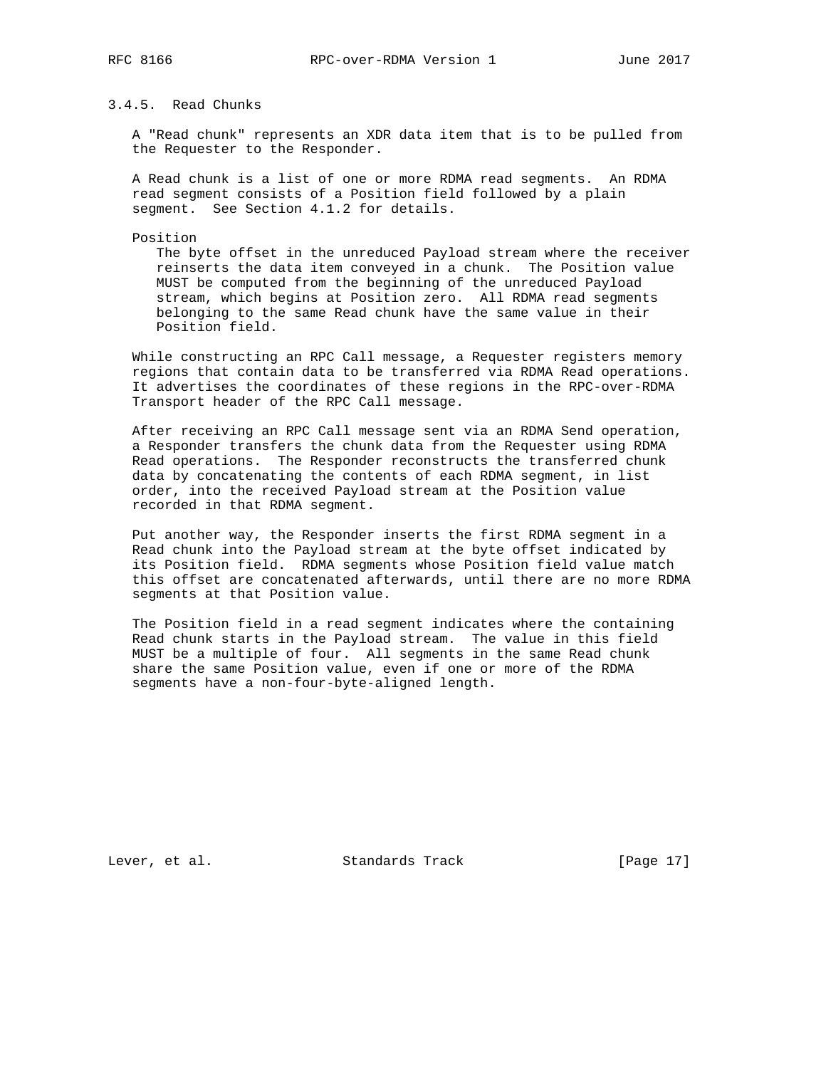### 3.4.5. Read Chunks

A "Read chunk" represents an XDR data item that is to be pulled from the Requester to the Responder.

A Read chunk is a list of one or more RDMA read segments. An RDMA read segment consists of a Position field followed by a plain segment. See Section 4.1.2 for details.

Position
: The byte offset in the unreduced Payload stream where the receiver reinserts the data item conveyed in a chunk. The Position value MUST be computed from the beginning of the unreduced Payload stream, which begins at Position zero. All RDMA read segments belonging to the same Read chunk have the same value in their Position field.

While constructing an RPC Call message, a Requester registers memory regions that contain data to be transferred via RDMA Read operations. It advertises the coordinates of these regions in the RPC-over-RDMA Transport header of the RPC Call message.

After receiving an RPC Call message sent via an RDMA Send operation, a Responder transfers the chunk data from the Requester using RDMA Read operations. The Responder reconstructs the transferred chunk data by concatenating the contents of each RDMA segment, in list order, into the received Payload stream at the Position value recorded in that RDMA segment.

Put another way, the Responder inserts the first RDMA segment in a Read chunk into the Payload stream at the byte offset indicated by its Position field. RDMA segments whose Position field value match this offset are concatenated afterwards, until there are no more RDMA segments at that Position value.

The Position field in a read segment indicates where the containing Read chunk starts in the Payload stream. The value in this field MUST be a multiple of four. All segments in the same Read chunk share the same Position value, even if one or more of the RDMA segments have a non-four-byte-aligned length.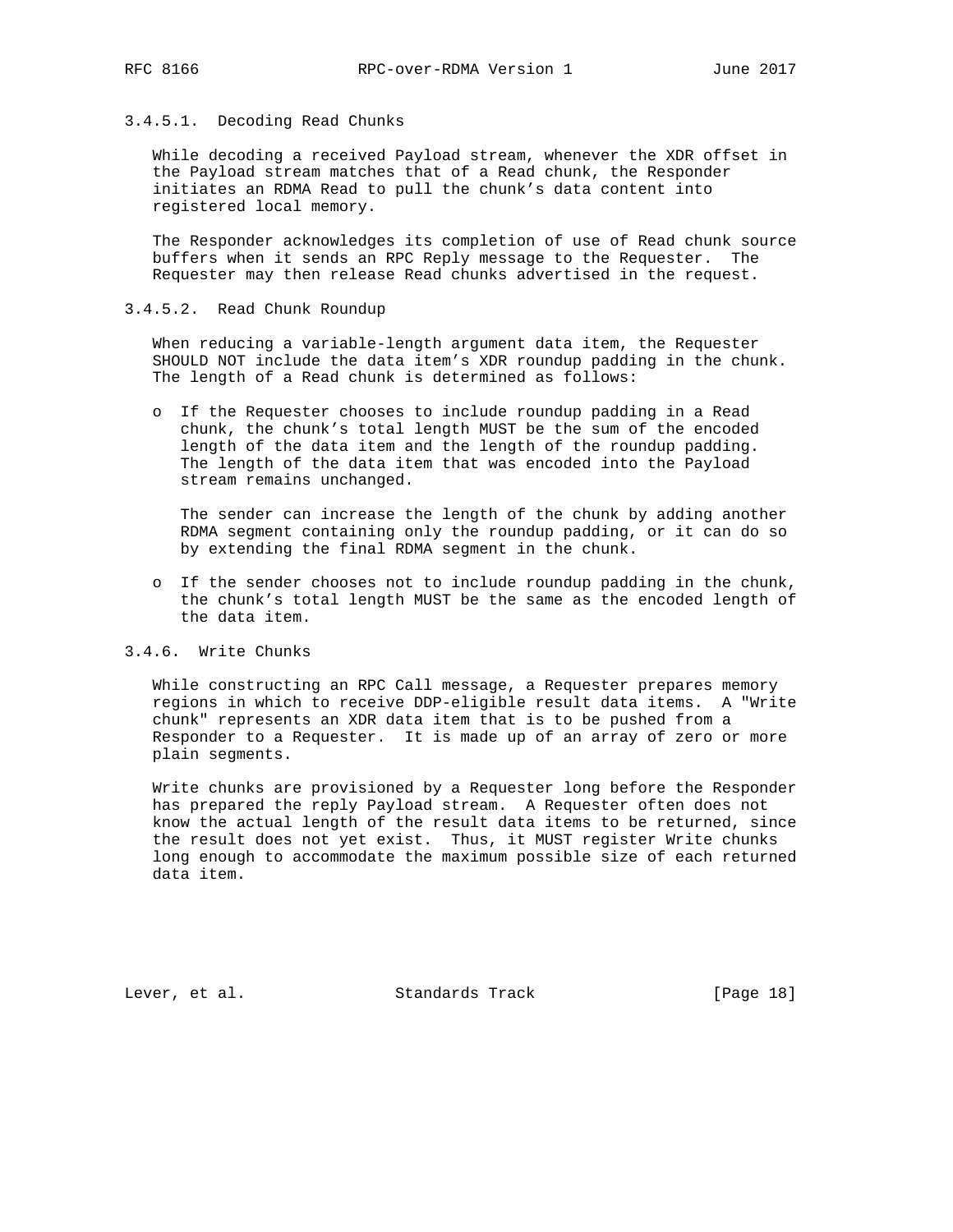#### 3.4.5.1. Decoding Read Chunks

While decoding a received Payload stream, whenever the XDR offset in the Payload stream matches that of a Read chunk, the Responder initiates an RDMA Read to pull the chunk's data content into registered local memory.

The Responder acknowledges its completion of use of Read chunk source buffers when it sends an RPC Reply message to the Requester. The Requester may then release Read chunks advertised in the request.

#### 3.4.5.2. Read Chunk Roundup

When reducing a variable-length argument data item, the Requester SHOULD NOT include the data item's XDR roundup padding in the chunk. The length of a Read chunk is determined as follows:

- If the Requester chooses to include roundup padding in a Read chunk, the chunk's total length MUST be the sum of the encoded length of the data item and the length of the roundup padding. The length of the data item that was encoded into the Payload stream remains unchanged.

  The sender can increase the length of the chunk by adding another RDMA segment containing only the roundup padding, or it can do so by extending the final RDMA segment in the chunk.

- If the sender chooses not to include roundup padding in the chunk, the chunk's total length MUST be the same as the encoded length of the data item.

### 3.4.6. Write Chunks

While constructing an RPC Call message, a Requester prepares memory regions in which to receive DDP-eligible result data items. A "Write chunk" represents an XDR data item that is to be pushed from a Responder to a Requester. It is made up of an array of zero or more plain segments.

Write chunks are provisioned by a Requester long before the Responder has prepared the reply Payload stream. A Requester often does not know the actual length of the result data items to be returned, since the result does not yet exist. Thus, it MUST register Write chunks long enough to accommodate the maximum possible size of each returned data item.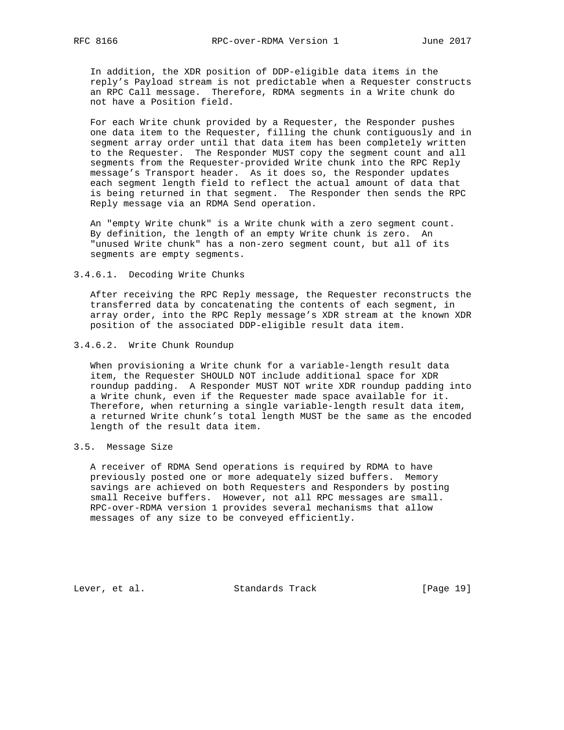In addition, the XDR position of DDP-eligible data items in the reply's Payload stream is not predictable when a Requester constructs an RPC Call message. Therefore, RDMA segments in a Write chunk do not have a Position field.

For each Write chunk provided by a Requester, the Responder pushes one data item to the Requester, filling the chunk contiguously and in segment array order until that data item has been completely written to the Requester. The Responder MUST copy the segment count and all segments from the Requester-provided Write chunk into the RPC Reply message's Transport header. As it does so, the Responder updates each segment length field to reflect the actual amount of data that is being returned in that segment. The Responder then sends the RPC Reply message via an RDMA Send operation.

An "empty Write chunk" is a Write chunk with a zero segment count. By definition, the length of an empty Write chunk is zero. An "unused Write chunk" has a non-zero segment count, but all of its segments are empty segments.

#### 3.4.6.1. Decoding Write Chunks

After receiving the RPC Reply message, the Requester reconstructs the transferred data by concatenating the contents of each segment, in array order, into the RPC Reply message's XDR stream at the known XDR position of the associated DDP-eligible result data item.

#### 3.4.6.2. Write Chunk Roundup

When provisioning a Write chunk for a variable-length result data item, the Requester SHOULD NOT include additional space for XDR roundup padding. A Responder MUST NOT write XDR roundup padding into a Write chunk, even if the Requester made space available for it. Therefore, when returning a single variable-length result data item, a returned Write chunk's total length MUST be the same as the encoded length of the result data item.

## 3.5. Message Size

A receiver of RDMA Send operations is required by RDMA to have previously posted one or more adequately sized buffers. Memory savings are achieved on both Requesters and Responders by posting small Receive buffers. However, not all RPC messages are small. RPC-over-RDMA version 1 provides several mechanisms that allow messages of any size to be conveyed efficiently.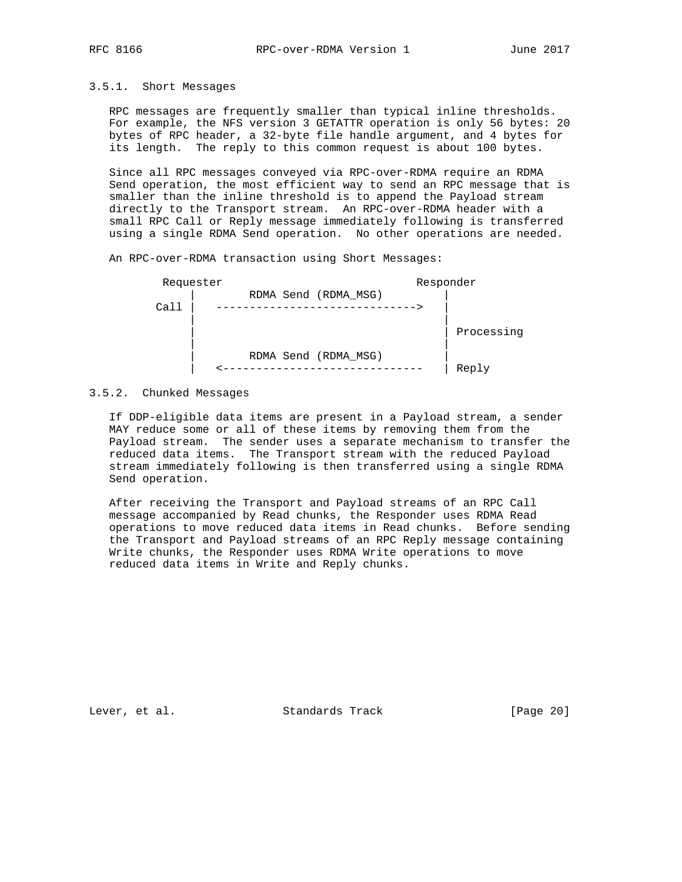### 3.5.1. Short Messages

RPC messages are frequently smaller than typical inline thresholds. For example, the NFS version 3 GETATTR operation is only 56 bytes: 20 bytes of RPC header, a 32-byte file handle argument, and 4 bytes for its length. The reply to this common request is about 100 bytes.

Since all RPC messages conveyed via RPC-over-RDMA require an RDMA Send operation, the most efficient way to send an RPC message that is smaller than the inline threshold is to append the Payload stream directly to the Transport stream. An RPC-over-RDMA header with a small RPC Call or Reply message immediately following is transferred using a single RDMA Send operation. No other operations are needed.

An RPC-over-RDMA transaction using Short Messages:

```
        Requester                             Responder
           |        RDMA Send (RDMA_MSG)         |
      Call |   ------------------------------>   |
           |                                     |
           |                                     | Processing
           |                                     |
           |        RDMA Send (RDMA_MSG)         |
           |   <------------------------------   | Reply
```

### 3.5.2. Chunked Messages

If DDP-eligible data items are present in a Payload stream, a sender MAY reduce some or all of these items by removing them from the Payload stream. The sender uses a separate mechanism to transfer the reduced data items. The Transport stream with the reduced Payload stream immediately following is then transferred using a single RDMA Send operation.

After receiving the Transport and Payload streams of an RPC Call message accompanied by Read chunks, the Responder uses RDMA Read operations to move reduced data items in Read chunks. Before sending the Transport and Payload streams of an RPC Reply message containing Write chunks, the Responder uses RDMA Write operations to move reduced data items in Write and Reply chunks.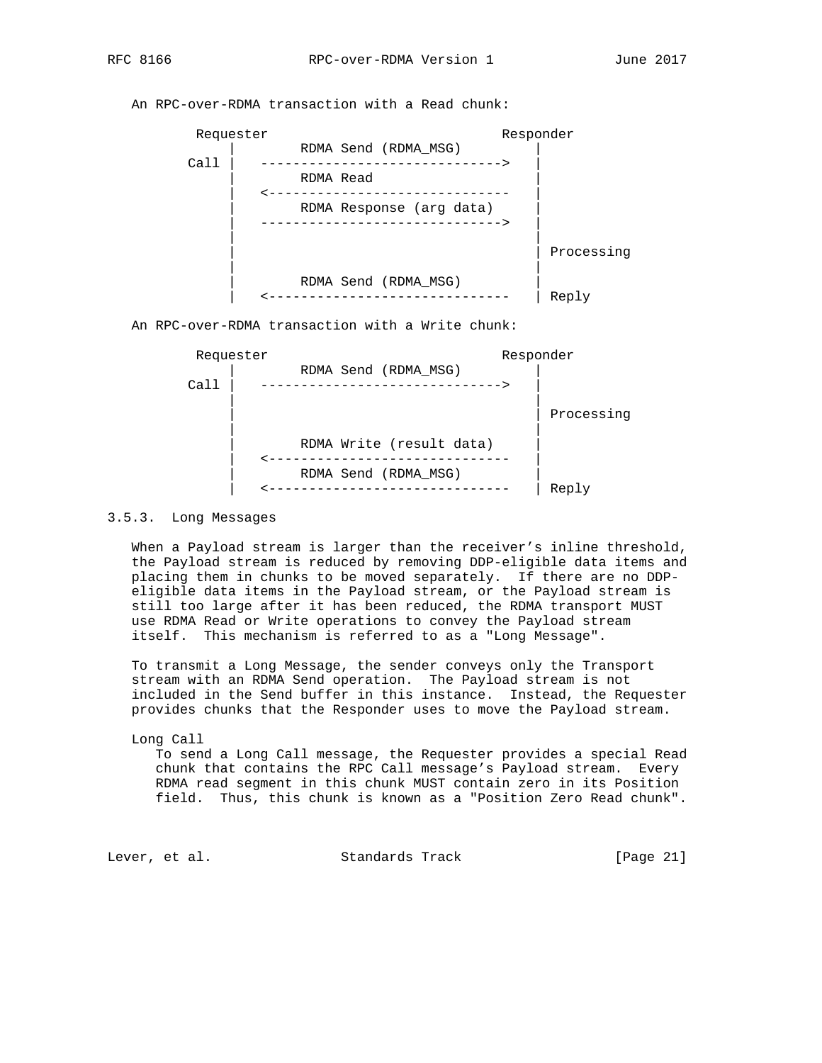An RPC-over-RDMA transaction with a Read chunk:

```
         Requester                             Responder
             |        RDMA Send (RDMA_MSG)         |
        Call |   ------------------------------>   |
             |        RDMA Read                    |
             |   <------------------------------   |
             |        RDMA Response (arg data)     |
             |   ------------------------------>   |
             |                                     |
             |                                     | Processing
             |                                     |
             |        RDMA Send (RDMA_MSG)         |
             |   <------------------------------   | Reply
```

An RPC-over-RDMA transaction with a Write chunk:

```
         Requester                             Responder
             |        RDMA Send (RDMA_MSG)         |
        Call |   ------------------------------>   |
             |                                     |
             |                                     | Processing
             |                                     |
             |        RDMA Write (result data)     |
             |   <------------------------------   |
             |        RDMA Send (RDMA_MSG)         |
             |   <------------------------------   | Reply
```

### 3.5.3. Long Messages

When a Payload stream is larger than the receiver's inline threshold, the Payload stream is reduced by removing DDP-eligible data items and placing them in chunks to be moved separately. If there are no DDP-eligible data items in the Payload stream, or the Payload stream is still too large after it has been reduced, the RDMA transport MUST use RDMA Read or Write operations to convey the Payload stream itself. This mechanism is referred to as a "Long Message".

To transmit a Long Message, the sender conveys only the Transport stream with an RDMA Send operation. The Payload stream is not included in the Send buffer in this instance. Instead, the Requester provides chunks that the Responder uses to move the Payload stream.

Long Call
: To send a Long Call message, the Requester provides a special Read chunk that contains the RPC Call message's Payload stream. Every RDMA read segment in this chunk MUST contain zero in its Position field. Thus, this chunk is known as a "Position Zero Read chunk".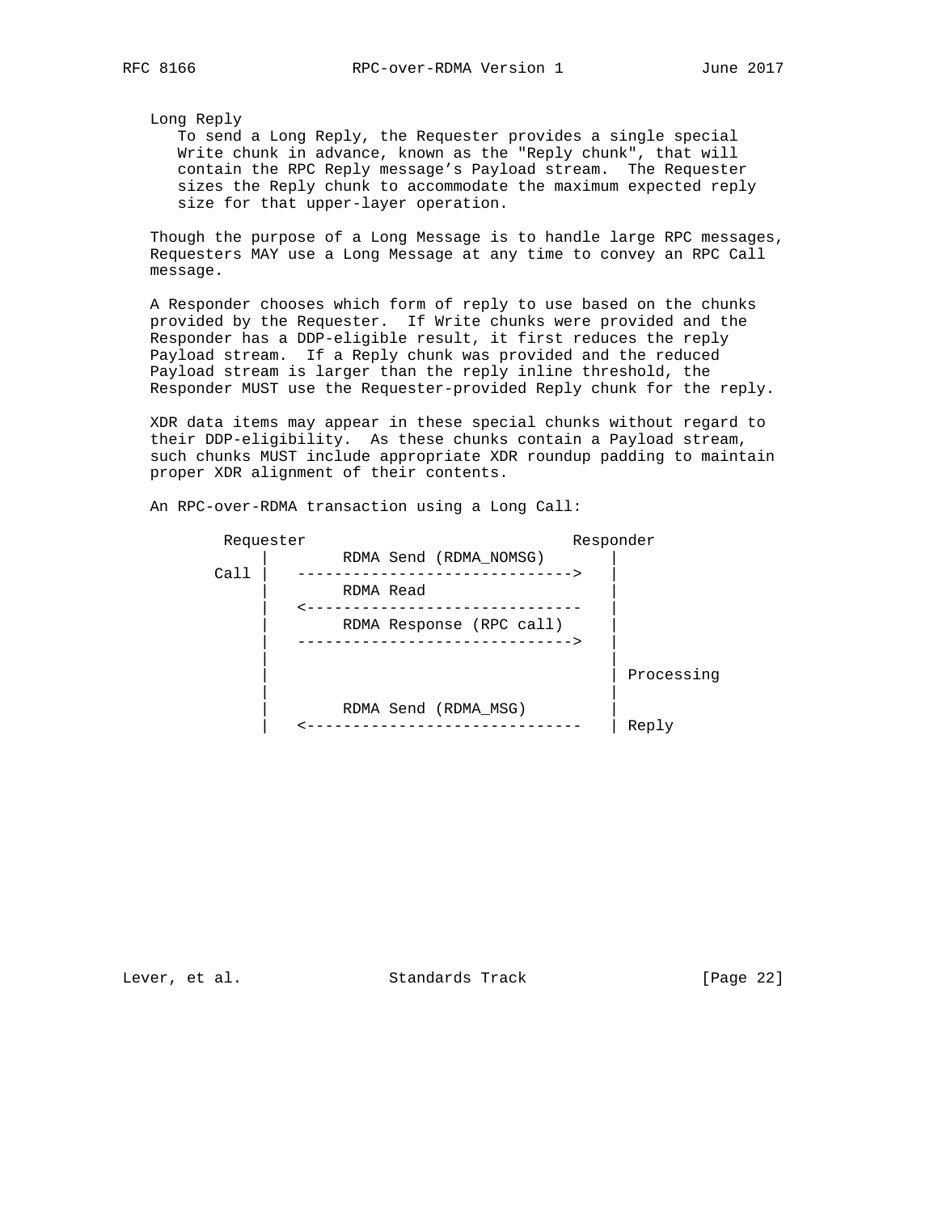Long Reply
: To send a Long Reply, the Requester provides a single special Write chunk in advance, known as the "Reply chunk", that will contain the RPC Reply message's Payload stream. The Requester sizes the Reply chunk to accommodate the maximum expected reply size for that upper-layer operation.

Though the purpose of a Long Message is to handle large RPC messages, Requesters MAY use a Long Message at any time to convey an RPC Call message.

A Responder chooses which form of reply to use based on the chunks provided by the Requester. If Write chunks were provided and the Responder has a DDP-eligible result, it first reduces the reply Payload stream. If a Reply chunk was provided and the reduced Payload stream is larger than the reply inline threshold, the Responder MUST use the Requester-provided Reply chunk for the reply.

XDR data items may appear in these special chunks without regard to their DDP-eligibility. As these chunks contain a Payload stream, such chunks MUST include appropriate XDR roundup padding to maintain proper XDR alignment of their contents.

An RPC-over-RDMA transaction using a Long Call:

```
        Requester                             Responder
             |        RDMA Send (RDMA_NOMSG)      |
        Call |   ------------------------------>  |
             |        RDMA Read                   |
             |   <------------------------------  |
             |        RDMA Response (RPC call)    |
             |   ------------------------------>  |
             |                                    |
             |                                    | Processing
             |                                    |
             |        RDMA Send (RDMA_MSG)        |
             |   <------------------------------  | Reply
```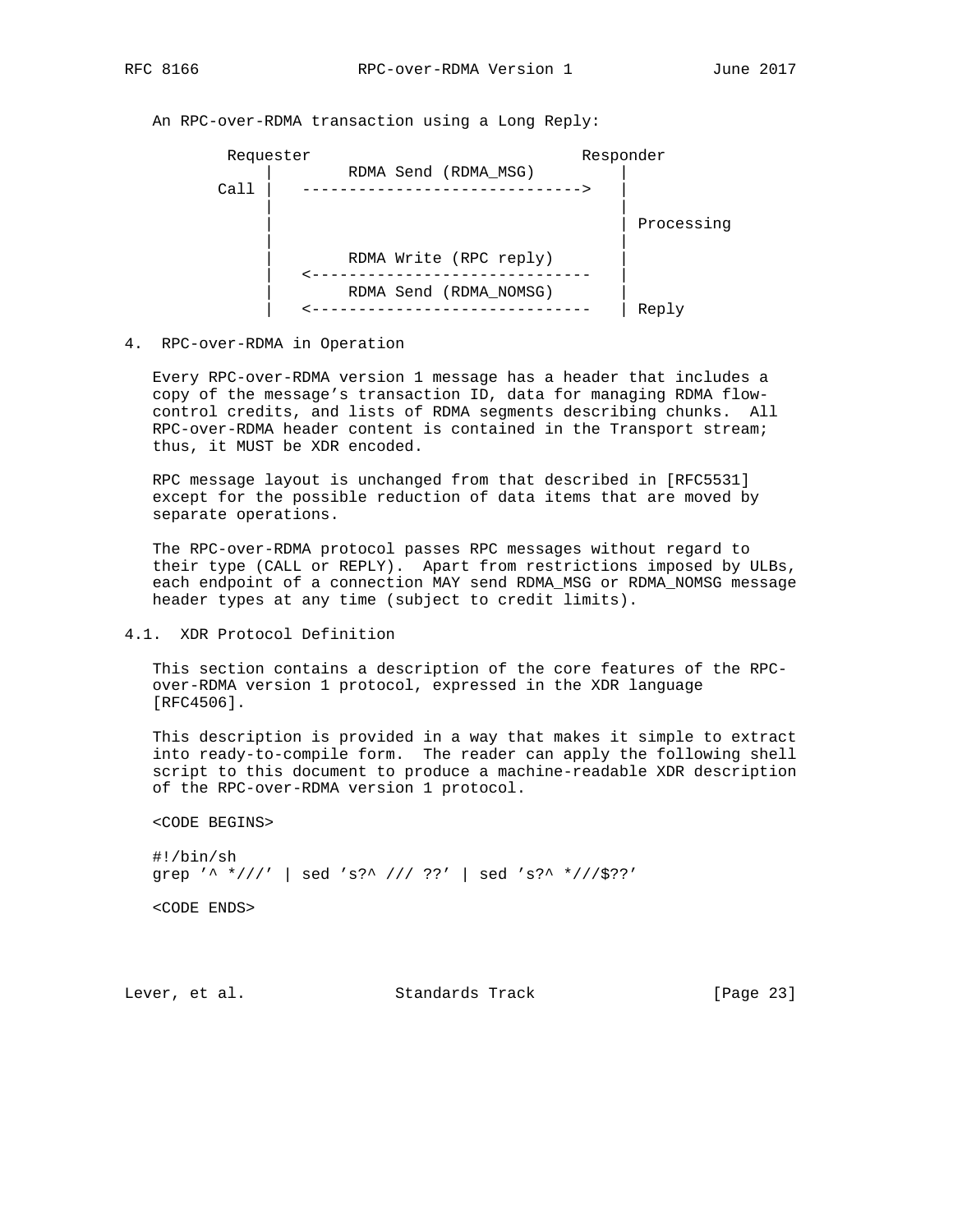An RPC-over-RDMA transaction using a Long Reply:

```
         Requester                              Responder
             |        RDMA Send (RDMA_MSG)         |
        Call |   ------------------------------>   |
             |                                     |
             |                                     | Processing
             |                                     |
             |        RDMA Write (RPC reply)       |
             |   <------------------------------   |
             |        RDMA Send (RDMA_NOMSG)       |
             |   <------------------------------   | Reply
```

## 4. RPC-over-RDMA in Operation

Every RPC-over-RDMA version 1 message has a header that includes a copy of the message's transaction ID, data for managing RDMA flow-control credits, and lists of RDMA segments describing chunks. All RPC-over-RDMA header content is contained in the Transport stream; thus, it MUST be XDR encoded.

RPC message layout is unchanged from that described in [RFC5531] except for the possible reduction of data items that are moved by separate operations.

The RPC-over-RDMA protocol passes RPC messages without regard to their type (CALL or REPLY). Apart from restrictions imposed by ULBs, each endpoint of a connection MAY send RDMA_MSG or RDMA_NOMSG message header types at any time (subject to credit limits).

### 4.1. XDR Protocol Definition

This section contains a description of the core features of the RPC-over-RDMA version 1 protocol, expressed in the XDR language [RFC4506].

This description is provided in a way that makes it simple to extract into ready-to-compile form. The reader can apply the following shell script to this document to produce a machine-readable XDR description of the RPC-over-RDMA version 1 protocol.

<CODE BEGINS>

```
#!/bin/sh
grep '^ *///' | sed 's?^ /// ??' | sed 's?^ *///$??'
```

<CODE ENDS>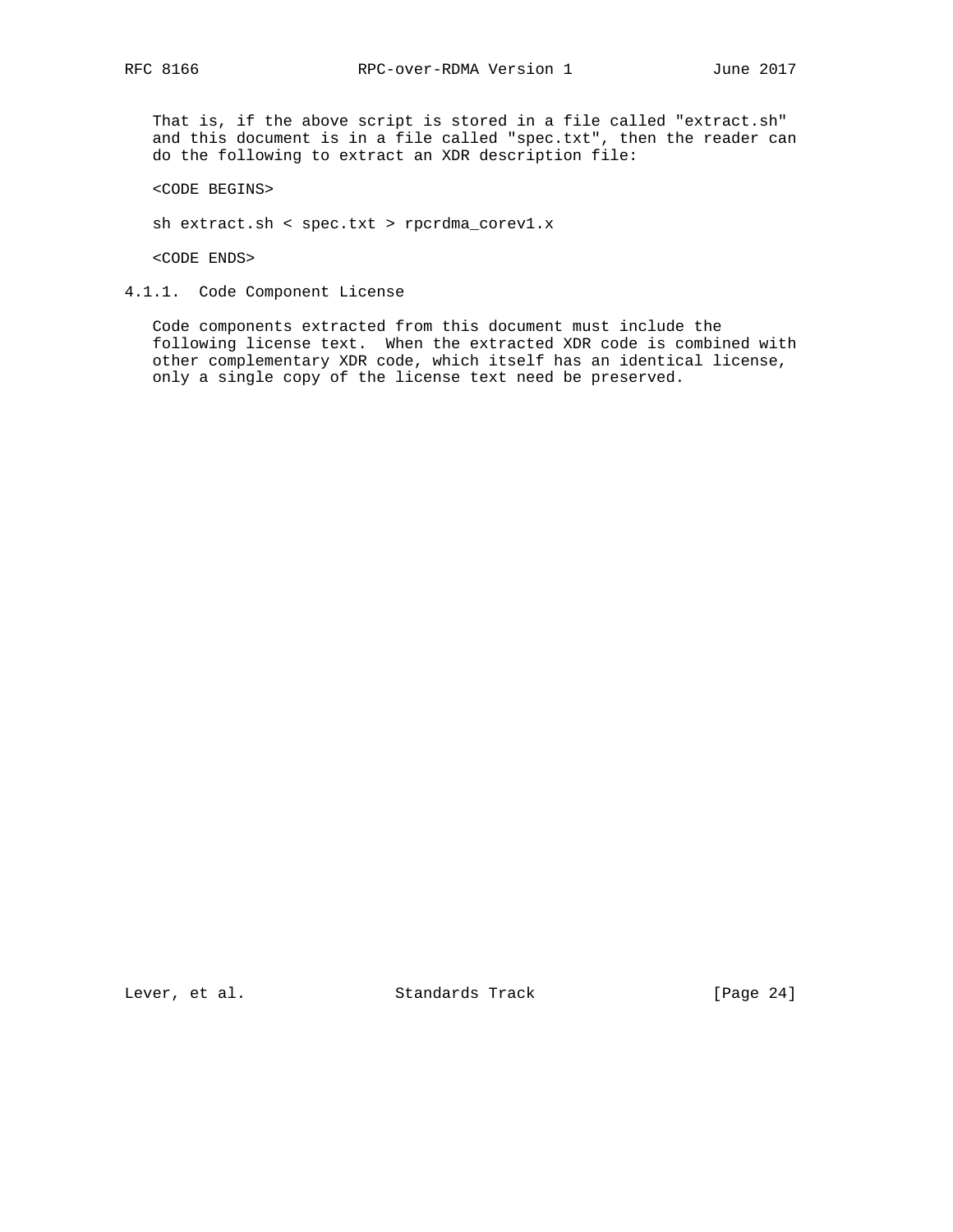That is, if the above script is stored in a file called "extract.sh" and this document is in a file called "spec.txt", then the reader can do the following to extract an XDR description file:

```
<CODE BEGINS>

sh extract.sh < spec.txt > rpcrdma_corev1.x

<CODE ENDS>
```

#### 4.1.1. Code Component License

Code components extracted from this document must include the following license text. When the extracted XDR code is combined with other complementary XDR code, which itself has an identical license, only a single copy of the license text need be preserved.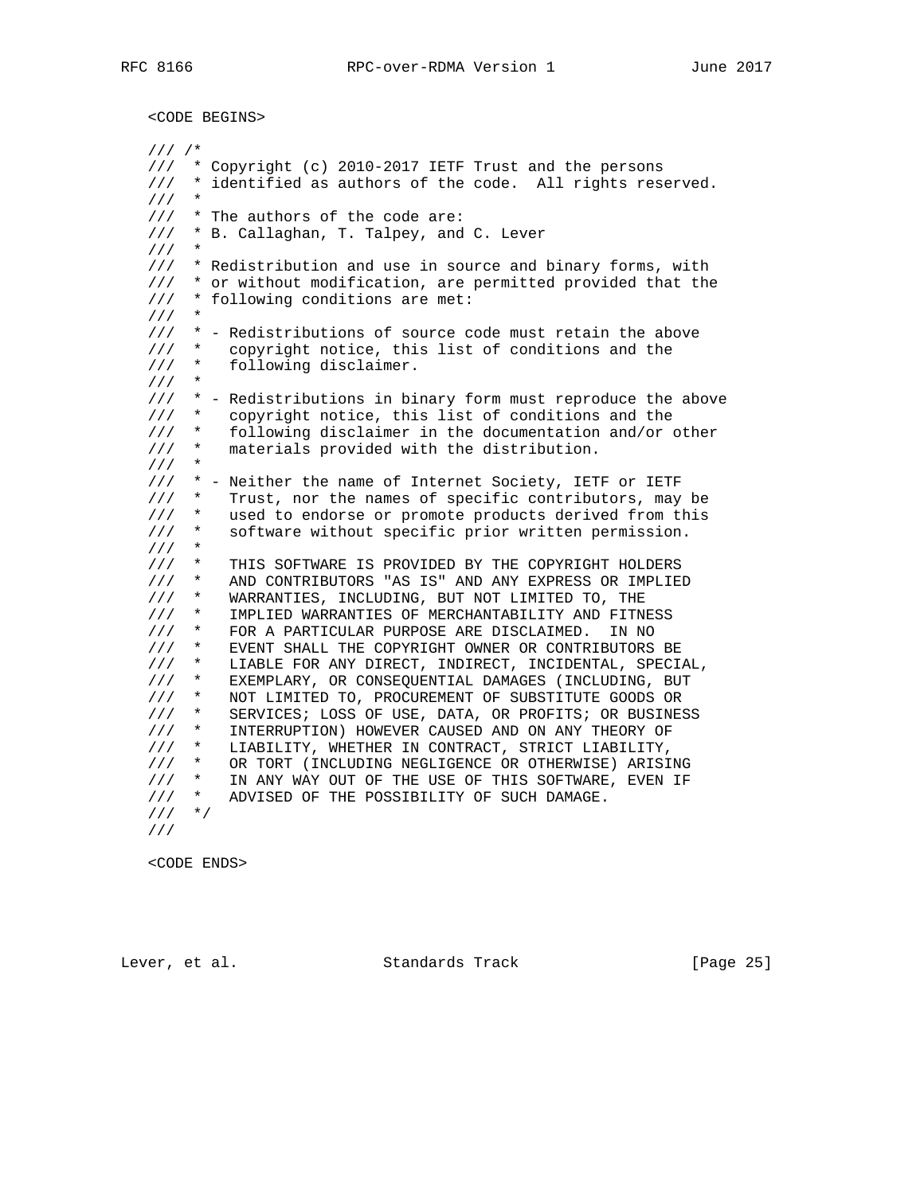<CODE BEGINS>

```
/// /*
///  * Copyright (c) 2010-2017 IETF Trust and the persons
///  * identified as authors of the code.  All rights reserved.
///  *
///  * The authors of the code are:
///  * B. Callaghan, T. Talpey, and C. Lever
///  *
///  * Redistribution and use in source and binary forms, with
///  * or without modification, are permitted provided that the
///  * following conditions are met:
///  *
///  * - Redistributions of source code must retain the above
///  *   copyright notice, this list of conditions and the
///  *   following disclaimer.
///  *
///  * - Redistributions in binary form must reproduce the above
///  *   copyright notice, this list of conditions and the
///  *   following disclaimer in the documentation and/or other
///  *   materials provided with the distribution.
///  *
///  * - Neither the name of Internet Society, IETF or IETF
///  *   Trust, nor the names of specific contributors, may be
///  *   used to endorse or promote products derived from this
///  *   software without specific prior written permission.
///  *
///  *   THIS SOFTWARE IS PROVIDED BY THE COPYRIGHT HOLDERS
///  *   AND CONTRIBUTORS "AS IS" AND ANY EXPRESS OR IMPLIED
///  *   WARRANTIES, INCLUDING, BUT NOT LIMITED TO, THE
///  *   IMPLIED WARRANTIES OF MERCHANTABILITY AND FITNESS
///  *   FOR A PARTICULAR PURPOSE ARE DISCLAIMED.  IN NO
///  *   EVENT SHALL THE COPYRIGHT OWNER OR CONTRIBUTORS BE
///  *   LIABLE FOR ANY DIRECT, INDIRECT, INCIDENTAL, SPECIAL,
///  *   EXEMPLARY, OR CONSEQUENTIAL DAMAGES (INCLUDING, BUT
///  *   NOT LIMITED TO, PROCUREMENT OF SUBSTITUTE GOODS OR
///  *   SERVICES; LOSS OF USE, DATA, OR PROFITS; OR BUSINESS
///  *   INTERRUPTION) HOWEVER CAUSED AND ON ANY THEORY OF
///  *   LIABILITY, WHETHER IN CONTRACT, STRICT LIABILITY,
///  *   OR TORT (INCLUDING NEGLIGENCE OR OTHERWISE) ARISING
///  *   IN ANY WAY OUT OF THE USE OF THIS SOFTWARE, EVEN IF
///  *   ADVISED OF THE POSSIBILITY OF SUCH DAMAGE.
///  */
///
```

<CODE ENDS>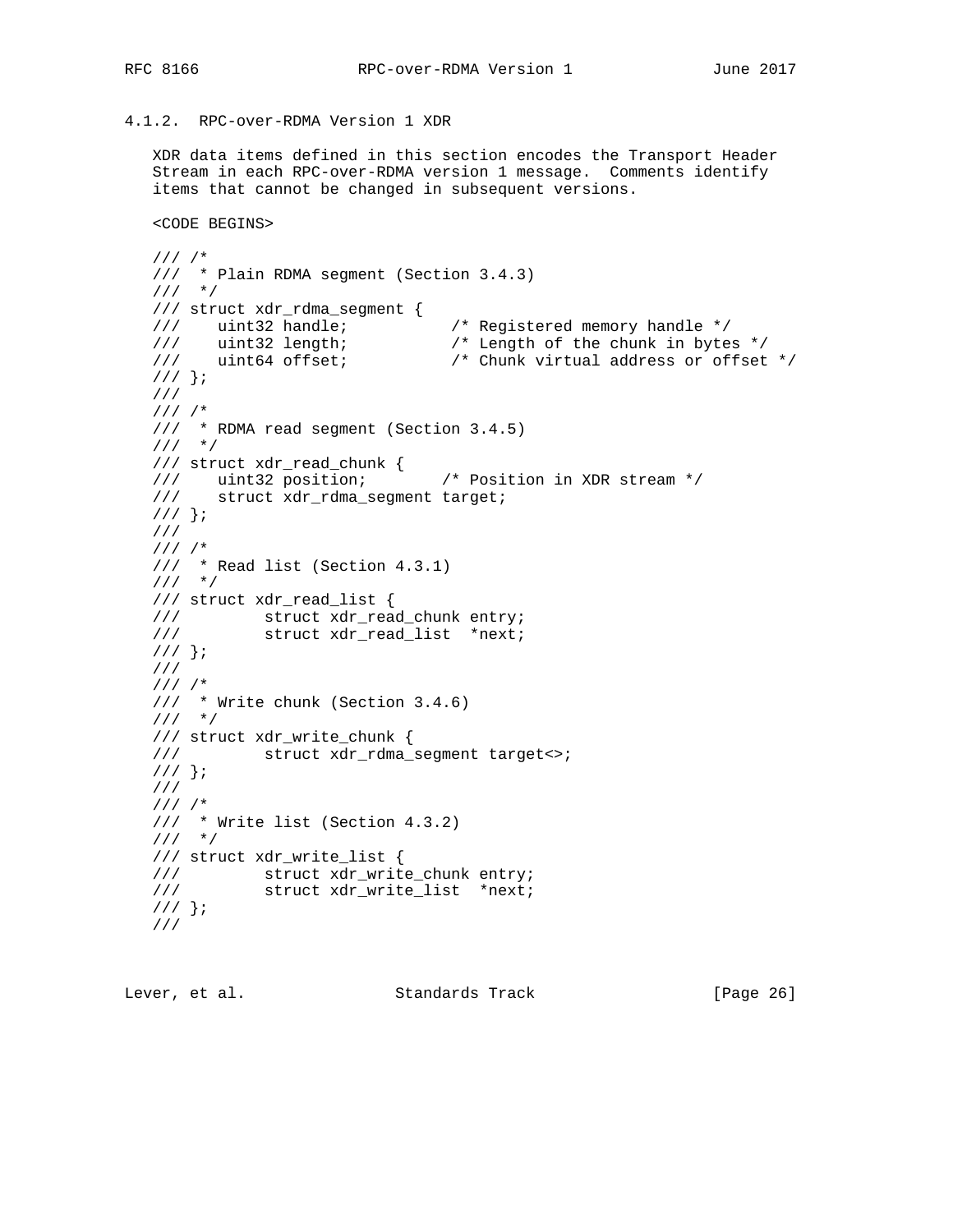### 4.1.2. RPC-over-RDMA Version 1 XDR

XDR data items defined in this section encodes the Transport Header Stream in each RPC-over-RDMA version 1 message. Comments identify items that cannot be changed in subsequent versions.

<CODE BEGINS>

```
/// /*
///  * Plain RDMA segment (Section 3.4.3)
///  */
/// struct xdr_rdma_segment {
///    uint32 handle;           /* Registered memory handle */
///    uint32 length;           /* Length of the chunk in bytes */
///    uint64 offset;           /* Chunk virtual address or offset */
/// };
///
/// /*
///  * RDMA read segment (Section 3.4.5)
///  */
/// struct xdr_read_chunk {
///    uint32 position;        /* Position in XDR stream */
///    struct xdr_rdma_segment target;
/// };
///
/// /*
///  * Read list (Section 4.3.1)
///  */
/// struct xdr_read_list {
///         struct xdr_read_chunk entry;
///         struct xdr_read_list  *next;
/// };
///
/// /*
///  * Write chunk (Section 3.4.6)
///  */
/// struct xdr_write_chunk {
///         struct xdr_rdma_segment target<>;
/// };
///
/// /*
///  * Write list (Section 4.3.2)
///  */
/// struct xdr_write_list {
///         struct xdr_write_chunk entry;
///         struct xdr_write_list  *next;
/// };
///
```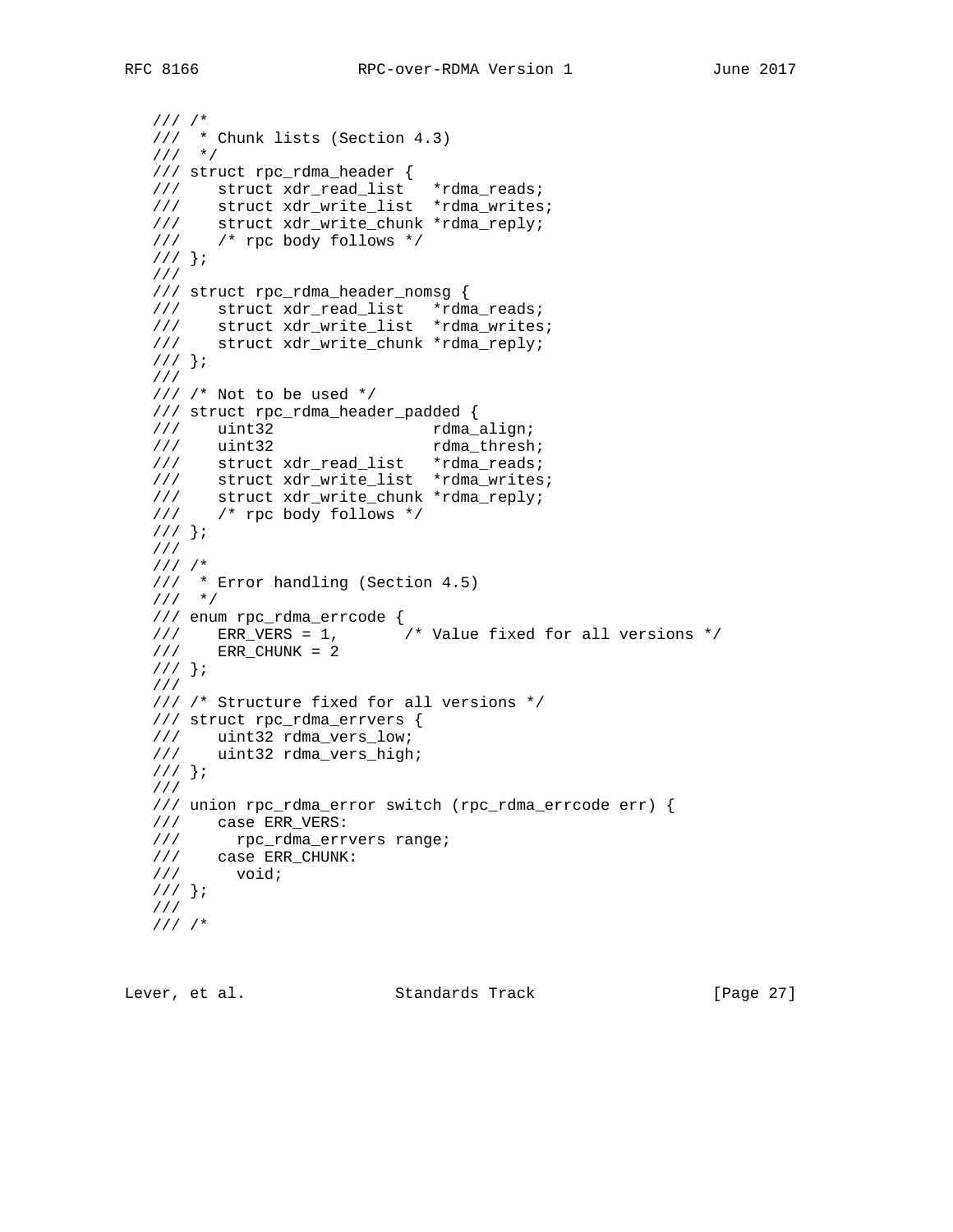```
/// /*
///  * Chunk lists (Section 4.3)
///  */
/// struct rpc_rdma_header {
///    struct xdr_read_list   *rdma_reads;
///    struct xdr_write_list  *rdma_writes;
///    struct xdr_write_chunk *rdma_reply;
///    /* rpc body follows */
/// };
///
/// struct rpc_rdma_header_nomsg {
///    struct xdr_read_list   *rdma_reads;
///    struct xdr_write_list  *rdma_writes;
///    struct xdr_write_chunk *rdma_reply;
/// };
///
/// /* Not to be used */
/// struct rpc_rdma_header_padded {
///    uint32                 rdma_align;
///    uint32                 rdma_thresh;
///    struct xdr_read_list   *rdma_reads;
///    struct xdr_write_list  *rdma_writes;
///    struct xdr_write_chunk *rdma_reply;
///    /* rpc body follows */
/// };
///
/// /*
///  * Error handling (Section 4.5)
///  */
/// enum rpc_rdma_errcode {
///    ERR_VERS = 1,       /* Value fixed for all versions */
///    ERR_CHUNK = 2
/// };
///
/// /* Structure fixed for all versions */
/// struct rpc_rdma_errvers {
///    uint32 rdma_vers_low;
///    uint32 rdma_vers_high;
/// };
///
/// union rpc_rdma_error switch (rpc_rdma_errcode err) {
///    case ERR_VERS:
///      rpc_rdma_errvers range;
///    case ERR_CHUNK:
///      void;
/// };
///
/// /*
```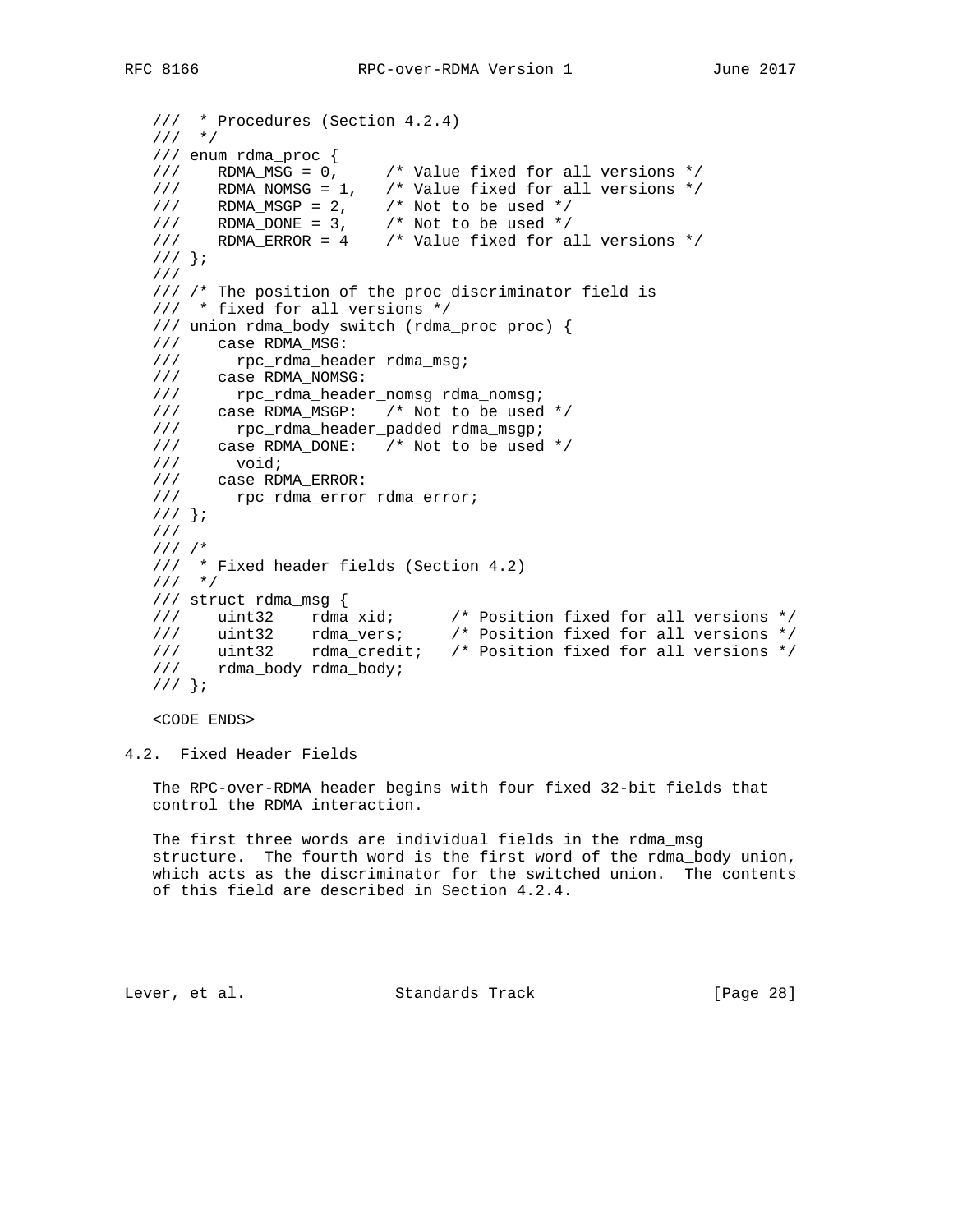```
   ///  * Procedures (Section 4.2.4)
   ///  */
   /// enum rdma_proc {
   ///    RDMA_MSG = 0,     /* Value fixed for all versions */
   ///    RDMA_NOMSG = 1,   /* Value fixed for all versions */
   ///    RDMA_MSGP = 2,    /* Not to be used */
   ///    RDMA_DONE = 3,    /* Not to be used */
   ///    RDMA_ERROR = 4    /* Value fixed for all versions */
   /// };
   ///
   /// /* The position of the proc discriminator field is
   ///  * fixed for all versions */
   /// union rdma_body switch (rdma_proc proc) {
   ///    case RDMA_MSG:
   ///      rpc_rdma_header rdma_msg;
   ///    case RDMA_NOMSG:
   ///      rpc_rdma_header_nomsg rdma_nomsg;
   ///    case RDMA_MSGP:   /* Not to be used */
   ///      rpc_rdma_header_padded rdma_msgp;
   ///    case RDMA_DONE:   /* Not to be used */
   ///      void;
   ///    case RDMA_ERROR:
   ///      rpc_rdma_error rdma_error;
   /// };
   ///
   /// /*
   ///  * Fixed header fields (Section 4.2)
   ///  */
   /// struct rdma_msg {
   ///    uint32    rdma_xid;      /* Position fixed for all versions */
   ///    uint32    rdma_vers;     /* Position fixed for all versions */
   ///    uint32    rdma_credit;   /* Position fixed for all versions */
   ///    rdma_body rdma_body;
   /// };

   <CODE ENDS>
```

## 4.2. Fixed Header Fields

The RPC-over-RDMA header begins with four fixed 32-bit fields that control the RDMA interaction.

The first three words are individual fields in the rdma_msg structure. The fourth word is the first word of the rdma_body union, which acts as the discriminator for the switched union. The contents of this field are described in Section 4.2.4.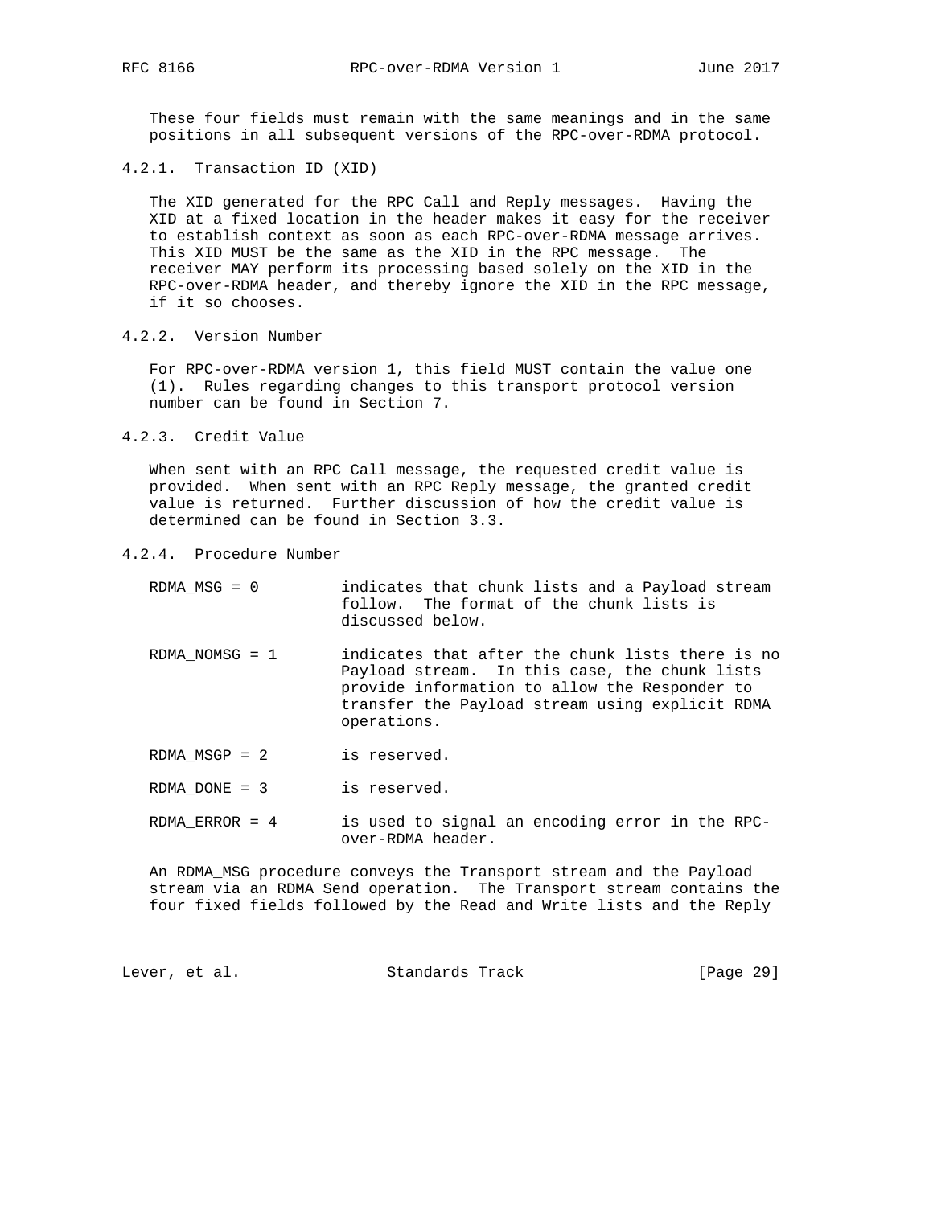These four fields must remain with the same meanings and in the same positions in all subsequent versions of the RPC-over-RDMA protocol.

#### 4.2.1. Transaction ID (XID)

The XID generated for the RPC Call and Reply messages. Having the XID at a fixed location in the header makes it easy for the receiver to establish context as soon as each RPC-over-RDMA message arrives. This XID MUST be the same as the XID in the RPC message. The receiver MAY perform its processing based solely on the XID in the RPC-over-RDMA header, and thereby ignore the XID in the RPC message, if it so chooses.

#### 4.2.2. Version Number

For RPC-over-RDMA version 1, this field MUST contain the value one (1). Rules regarding changes to this transport protocol version number can be found in Section 7.

#### 4.2.3. Credit Value

When sent with an RPC Call message, the requested credit value is provided. When sent with an RPC Reply message, the granted credit value is returned. Further discussion of how the credit value is determined can be found in Section 3.3.

#### 4.2.4. Procedure Number

RDMA_MSG = 0 indicates that chunk lists and a Payload stream follow. The format of the chunk lists is discussed below.

RDMA_NOMSG = 1 indicates that after the chunk lists there is no Payload stream. In this case, the chunk lists provide information to allow the Responder to transfer the Payload stream using explicit RDMA operations.

RDMA_MSGP = 2 is reserved.

RDMA_DONE = 3 is reserved.

RDMA_ERROR = 4 is used to signal an encoding error in the RPC-over-RDMA header.

An RDMA_MSG procedure conveys the Transport stream and the Payload stream via an RDMA Send operation. The Transport stream contains the four fixed fields followed by the Read and Write lists and the Reply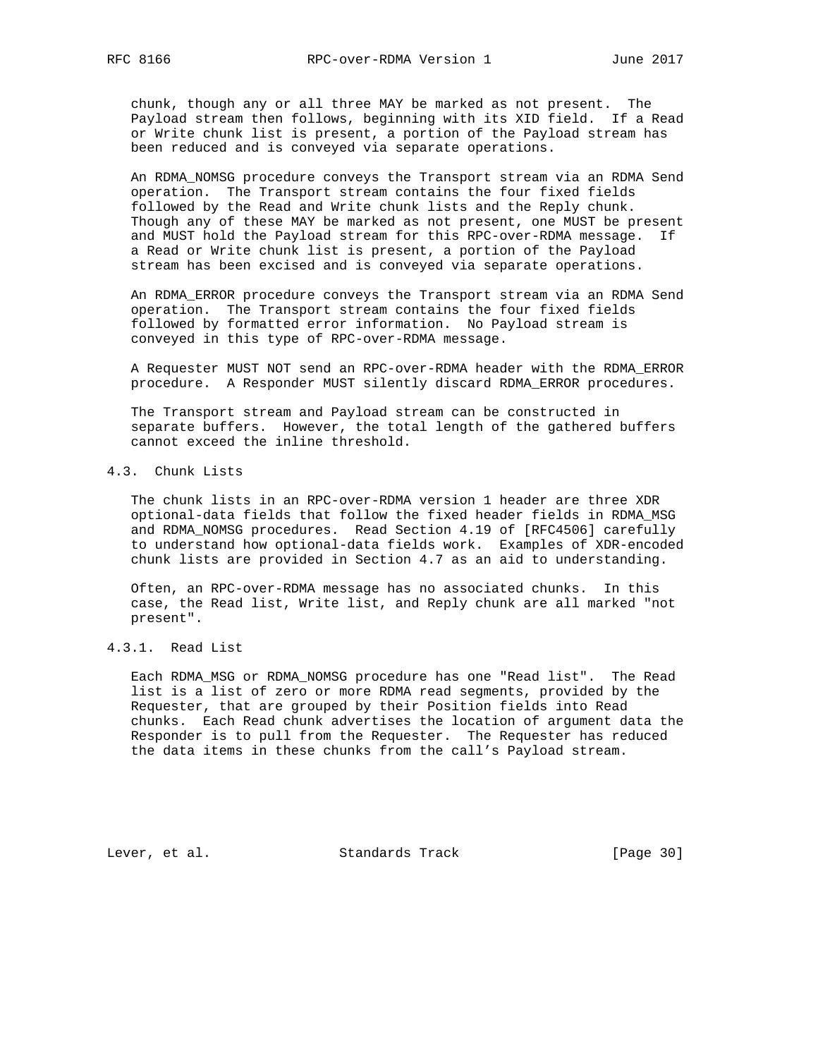chunk, though any or all three MAY be marked as not present. The Payload stream then follows, beginning with its XID field. If a Read or Write chunk list is present, a portion of the Payload stream has been reduced and is conveyed via separate operations.

An RDMA_NOMSG procedure conveys the Transport stream via an RDMA Send operation. The Transport stream contains the four fixed fields followed by the Read and Write chunk lists and the Reply chunk. Though any of these MAY be marked as not present, one MUST be present and MUST hold the Payload stream for this RPC-over-RDMA message. If a Read or Write chunk list is present, a portion of the Payload stream has been excised and is conveyed via separate operations.

An RDMA_ERROR procedure conveys the Transport stream via an RDMA Send operation. The Transport stream contains the four fixed fields followed by formatted error information. No Payload stream is conveyed in this type of RPC-over-RDMA message.

A Requester MUST NOT send an RPC-over-RDMA header with the RDMA_ERROR procedure. A Responder MUST silently discard RDMA_ERROR procedures.

The Transport stream and Payload stream can be constructed in separate buffers. However, the total length of the gathered buffers cannot exceed the inline threshold.

## 4.3. Chunk Lists

The chunk lists in an RPC-over-RDMA version 1 header are three XDR optional-data fields that follow the fixed header fields in RDMA_MSG and RDMA_NOMSG procedures. Read Section 4.19 of [RFC4506] carefully to understand how optional-data fields work. Examples of XDR-encoded chunk lists are provided in Section 4.7 as an aid to understanding.

Often, an RPC-over-RDMA message has no associated chunks. In this case, the Read list, Write list, and Reply chunk are all marked "not present".

### 4.3.1. Read List

Each RDMA_MSG or RDMA_NOMSG procedure has one "Read list". The Read list is a list of zero or more RDMA read segments, provided by the Requester, that are grouped by their Position fields into Read chunks. Each Read chunk advertises the location of argument data the Responder is to pull from the Requester. The Requester has reduced the data items in these chunks from the call's Payload stream.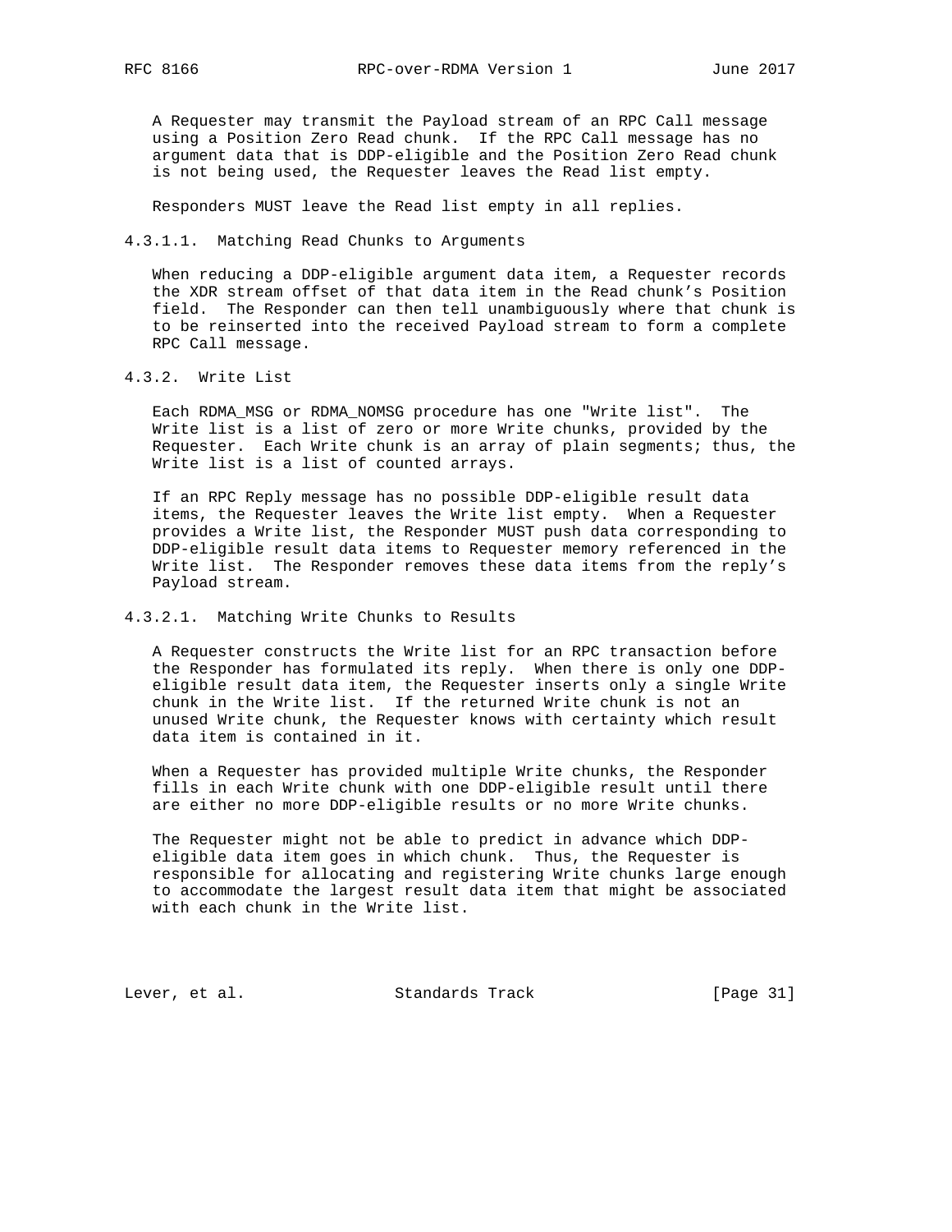A Requester may transmit the Payload stream of an RPC Call message using a Position Zero Read chunk. If the RPC Call message has no argument data that is DDP-eligible and the Position Zero Read chunk is not being used, the Requester leaves the Read list empty.

Responders MUST leave the Read list empty in all replies.

#### 4.3.1.1. Matching Read Chunks to Arguments

When reducing a DDP-eligible argument data item, a Requester records the XDR stream offset of that data item in the Read chunk's Position field. The Responder can then tell unambiguously where that chunk is to be reinserted into the received Payload stream to form a complete RPC Call message.

### 4.3.2. Write List

Each RDMA_MSG or RDMA_NOMSG procedure has one "Write list". The Write list is a list of zero or more Write chunks, provided by the Requester. Each Write chunk is an array of plain segments; thus, the Write list is a list of counted arrays.

If an RPC Reply message has no possible DDP-eligible result data items, the Requester leaves the Write list empty. When a Requester provides a Write list, the Responder MUST push data corresponding to DDP-eligible result data items to Requester memory referenced in the Write list. The Responder removes these data items from the reply's Payload stream.

#### 4.3.2.1. Matching Write Chunks to Results

A Requester constructs the Write list for an RPC transaction before the Responder has formulated its reply. When there is only one DDP-eligible result data item, the Requester inserts only a single Write chunk in the Write list. If the returned Write chunk is not an unused Write chunk, the Requester knows with certainty which result data item is contained in it.

When a Requester has provided multiple Write chunks, the Responder fills in each Write chunk with one DDP-eligible result until there are either no more DDP-eligible results or no more Write chunks.

The Requester might not be able to predict in advance which DDP-eligible data item goes in which chunk. Thus, the Requester is responsible for allocating and registering Write chunks large enough to accommodate the largest result data item that might be associated with each chunk in the Write list.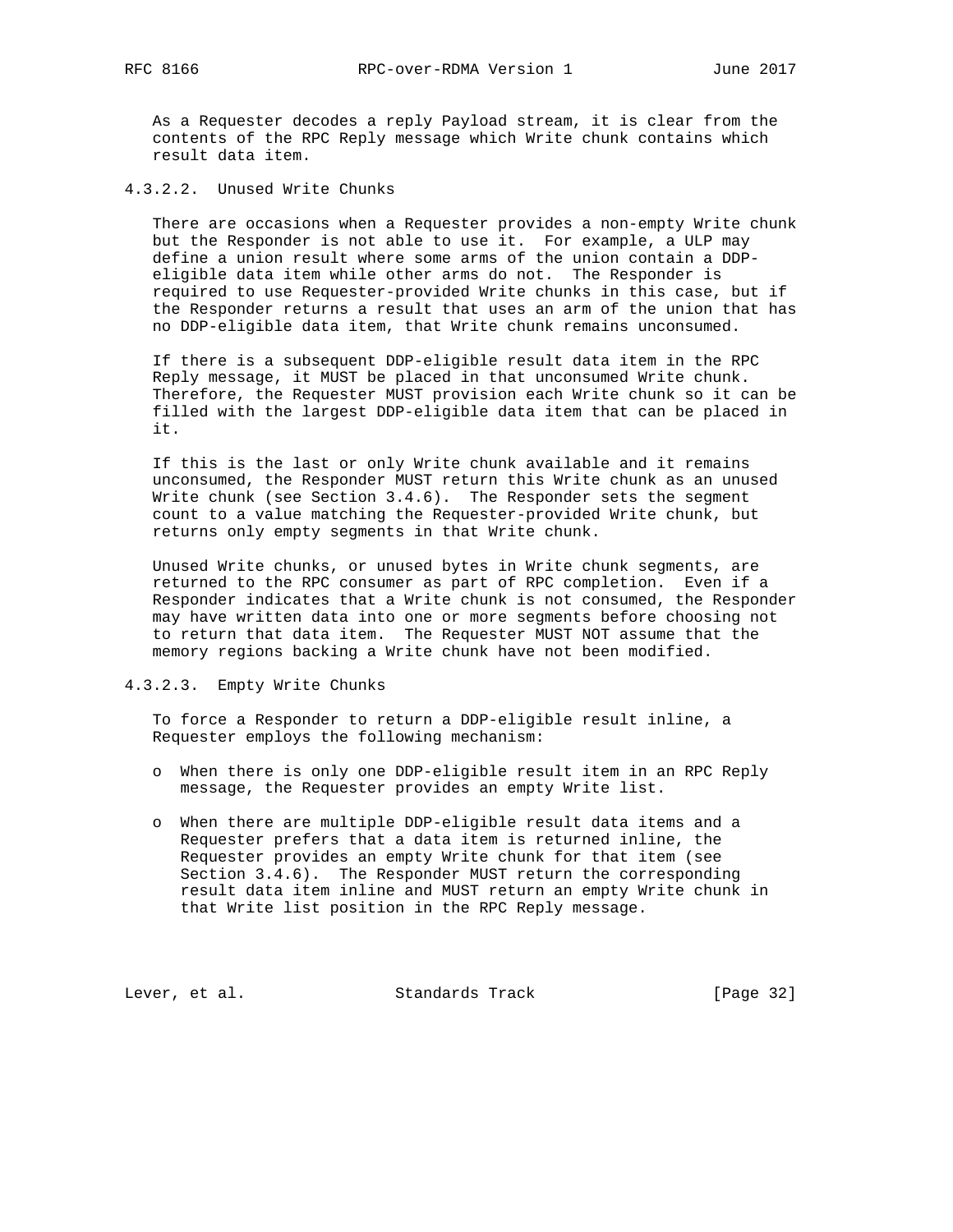As a Requester decodes a reply Payload stream, it is clear from the contents of the RPC Reply message which Write chunk contains which result data item.

#### 4.3.2.2. Unused Write Chunks

There are occasions when a Requester provides a non-empty Write chunk but the Responder is not able to use it. For example, a ULP may define a union result where some arms of the union contain a DDP-eligible data item while other arms do not. The Responder is required to use Requester-provided Write chunks in this case, but if the Responder returns a result that uses an arm of the union that has no DDP-eligible data item, that Write chunk remains unconsumed.

If there is a subsequent DDP-eligible result data item in the RPC Reply message, it MUST be placed in that unconsumed Write chunk. Therefore, the Requester MUST provision each Write chunk so it can be filled with the largest DDP-eligible data item that can be placed in it.

If this is the last or only Write chunk available and it remains unconsumed, the Responder MUST return this Write chunk as an unused Write chunk (see Section 3.4.6). The Responder sets the segment count to a value matching the Requester-provided Write chunk, but returns only empty segments in that Write chunk.

Unused Write chunks, or unused bytes in Write chunk segments, are returned to the RPC consumer as part of RPC completion. Even if a Responder indicates that a Write chunk is not consumed, the Responder may have written data into one or more segments before choosing not to return that data item. The Requester MUST NOT assume that the memory regions backing a Write chunk have not been modified.

#### 4.3.2.3. Empty Write Chunks

To force a Responder to return a DDP-eligible result inline, a Requester employs the following mechanism:

- When there is only one DDP-eligible result item in an RPC Reply message, the Requester provides an empty Write list.

- When there are multiple DDP-eligible result data items and a Requester prefers that a data item is returned inline, the Requester provides an empty Write chunk for that item (see Section 3.4.6). The Responder MUST return the corresponding result data item inline and MUST return an empty Write chunk in that Write list position in the RPC Reply message.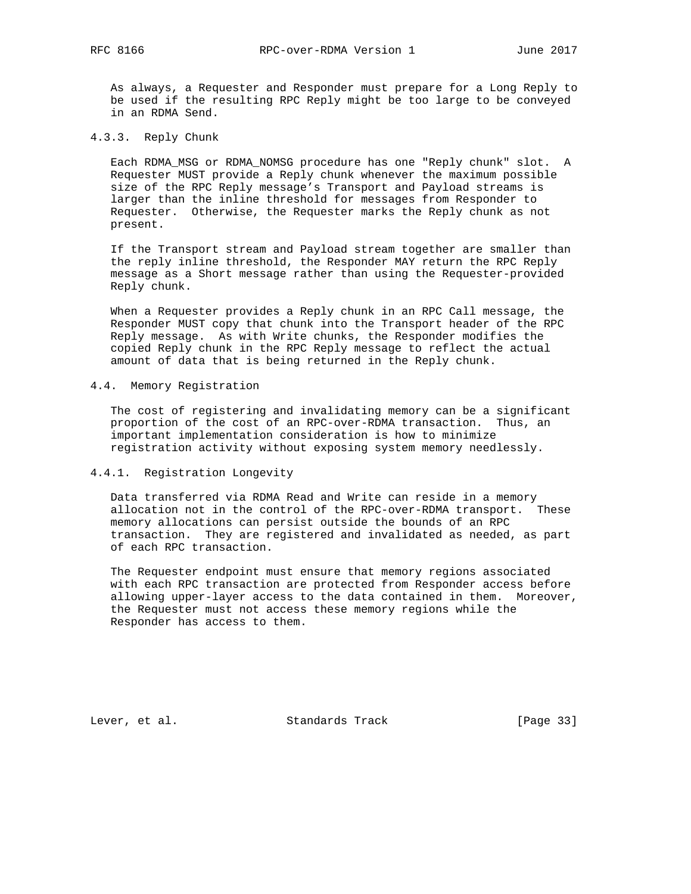As always, a Requester and Responder must prepare for a Long Reply to be used if the resulting RPC Reply might be too large to be conveyed in an RDMA Send.

### 4.3.3. Reply Chunk

Each RDMA_MSG or RDMA_NOMSG procedure has one "Reply chunk" slot. A Requester MUST provide a Reply chunk whenever the maximum possible size of the RPC Reply message's Transport and Payload streams is larger than the inline threshold for messages from Responder to Requester. Otherwise, the Requester marks the Reply chunk as not present.

If the Transport stream and Payload stream together are smaller than the reply inline threshold, the Responder MAY return the RPC Reply message as a Short message rather than using the Requester-provided Reply chunk.

When a Requester provides a Reply chunk in an RPC Call message, the Responder MUST copy that chunk into the Transport header of the RPC Reply message. As with Write chunks, the Responder modifies the copied Reply chunk in the RPC Reply message to reflect the actual amount of data that is being returned in the Reply chunk.

## 4.4. Memory Registration

The cost of registering and invalidating memory can be a significant proportion of the cost of an RPC-over-RDMA transaction. Thus, an important implementation consideration is how to minimize registration activity without exposing system memory needlessly.

### 4.4.1. Registration Longevity

Data transferred via RDMA Read and Write can reside in a memory allocation not in the control of the RPC-over-RDMA transport. These memory allocations can persist outside the bounds of an RPC transaction. They are registered and invalidated as needed, as part of each RPC transaction.

The Requester endpoint must ensure that memory regions associated with each RPC transaction are protected from Responder access before allowing upper-layer access to the data contained in them. Moreover, the Requester must not access these memory regions while the Responder has access to them.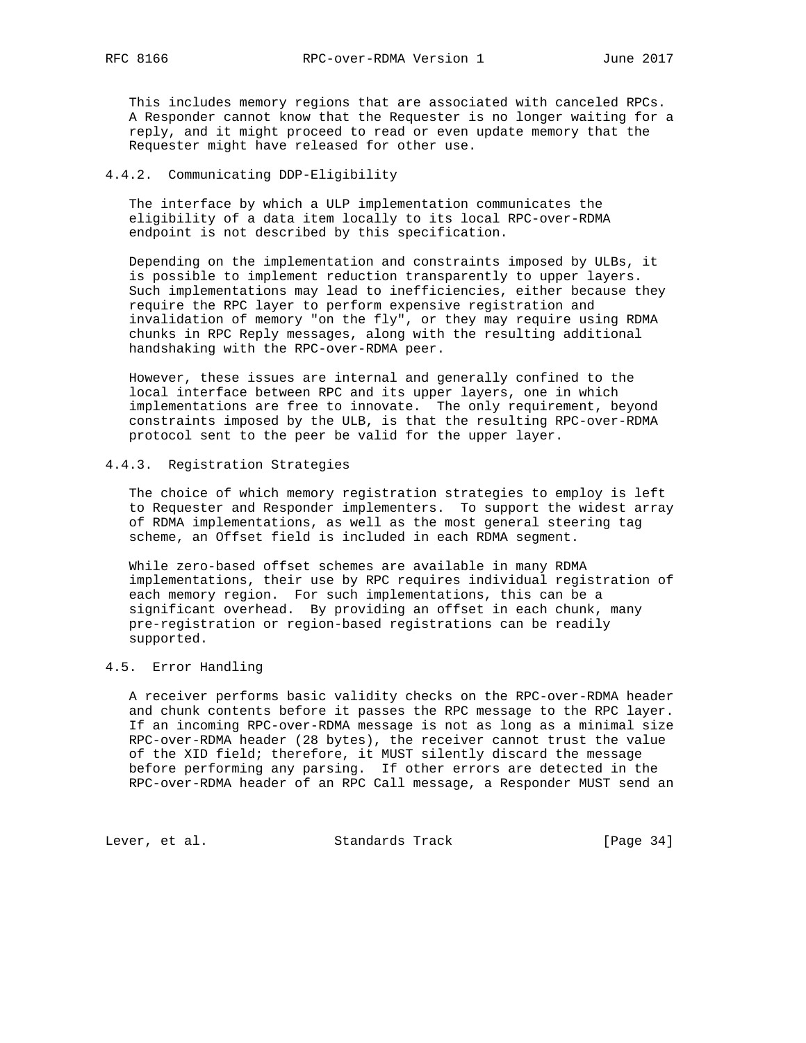This includes memory regions that are associated with canceled RPCs. A Responder cannot know that the Requester is no longer waiting for a reply, and it might proceed to read or even update memory that the Requester might have released for other use.

### 4.4.2. Communicating DDP-Eligibility

The interface by which a ULP implementation communicates the eligibility of a data item locally to its local RPC-over-RDMA endpoint is not described by this specification.

Depending on the implementation and constraints imposed by ULBs, it is possible to implement reduction transparently to upper layers. Such implementations may lead to inefficiencies, either because they require the RPC layer to perform expensive registration and invalidation of memory "on the fly", or they may require using RDMA chunks in RPC Reply messages, along with the resulting additional handshaking with the RPC-over-RDMA peer.

However, these issues are internal and generally confined to the local interface between RPC and its upper layers, one in which implementations are free to innovate. The only requirement, beyond constraints imposed by the ULB, is that the resulting RPC-over-RDMA protocol sent to the peer be valid for the upper layer.

### 4.4.3. Registration Strategies

The choice of which memory registration strategies to employ is left to Requester and Responder implementers. To support the widest array of RDMA implementations, as well as the most general steering tag scheme, an Offset field is included in each RDMA segment.

While zero-based offset schemes are available in many RDMA implementations, their use by RPC requires individual registration of each memory region. For such implementations, this can be a significant overhead. By providing an offset in each chunk, many pre-registration or region-based registrations can be readily supported.

## 4.5. Error Handling

A receiver performs basic validity checks on the RPC-over-RDMA header and chunk contents before it passes the RPC message to the RPC layer. If an incoming RPC-over-RDMA message is not as long as a minimal size RPC-over-RDMA header (28 bytes), the receiver cannot trust the value of the XID field; therefore, it MUST silently discard the message before performing any parsing. If other errors are detected in the RPC-over-RDMA header of an RPC Call message, a Responder MUST send an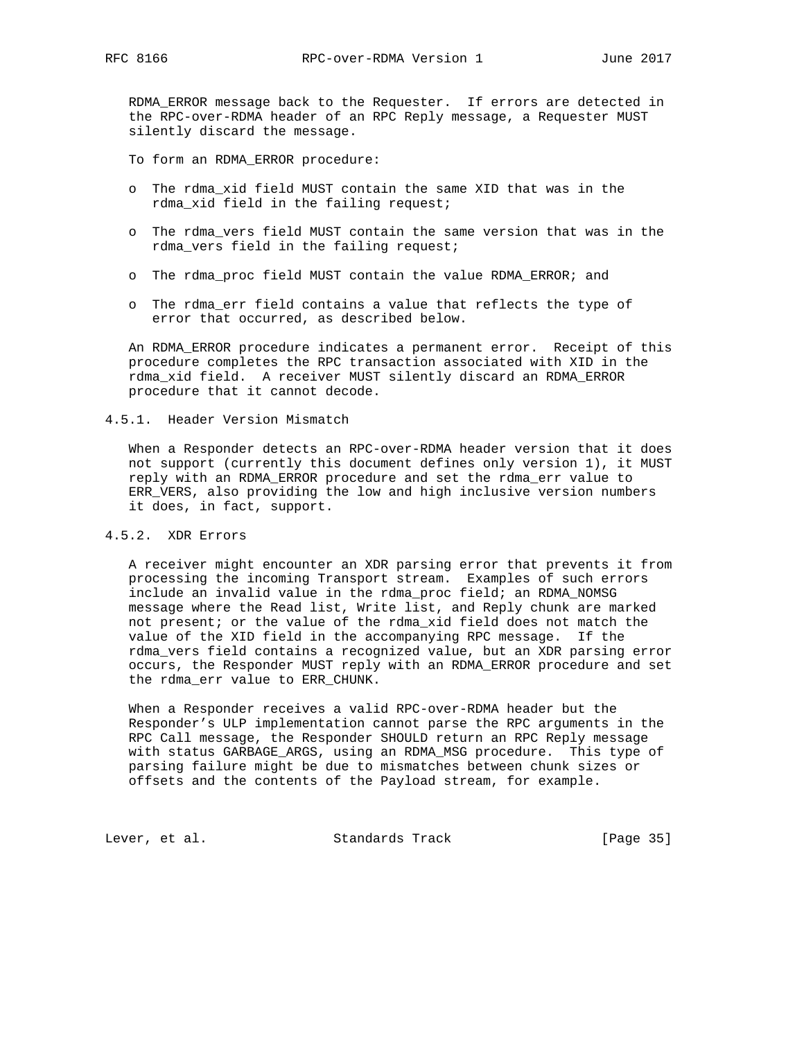RDMA_ERROR message back to the Requester. If errors are detected in the RPC-over-RDMA header of an RPC Reply message, a Requester MUST silently discard the message.

To form an RDMA_ERROR procedure:

- The rdma_xid field MUST contain the same XID that was in the rdma_xid field in the failing request;
- The rdma_vers field MUST contain the same version that was in the rdma_vers field in the failing request;
- The rdma_proc field MUST contain the value RDMA_ERROR; and
- The rdma_err field contains a value that reflects the type of error that occurred, as described below.

An RDMA_ERROR procedure indicates a permanent error. Receipt of this procedure completes the RPC transaction associated with XID in the rdma_xid field. A receiver MUST silently discard an RDMA_ERROR procedure that it cannot decode.

### 4.5.1. Header Version Mismatch

When a Responder detects an RPC-over-RDMA header version that it does not support (currently this document defines only version 1), it MUST reply with an RDMA_ERROR procedure and set the rdma_err value to ERR_VERS, also providing the low and high inclusive version numbers it does, in fact, support.

### 4.5.2. XDR Errors

A receiver might encounter an XDR parsing error that prevents it from processing the incoming Transport stream. Examples of such errors include an invalid value in the rdma_proc field; an RDMA_NOMSG message where the Read list, Write list, and Reply chunk are marked not present; or the value of the rdma_xid field does not match the value of the XID field in the accompanying RPC message. If the rdma_vers field contains a recognized value, but an XDR parsing error occurs, the Responder MUST reply with an RDMA_ERROR procedure and set the rdma_err value to ERR_CHUNK.

When a Responder receives a valid RPC-over-RDMA header but the Responder's ULP implementation cannot parse the RPC arguments in the RPC Call message, the Responder SHOULD return an RPC Reply message with status GARBAGE_ARGS, using an RDMA_MSG procedure. This type of parsing failure might be due to mismatches between chunk sizes or offsets and the contents of the Payload stream, for example.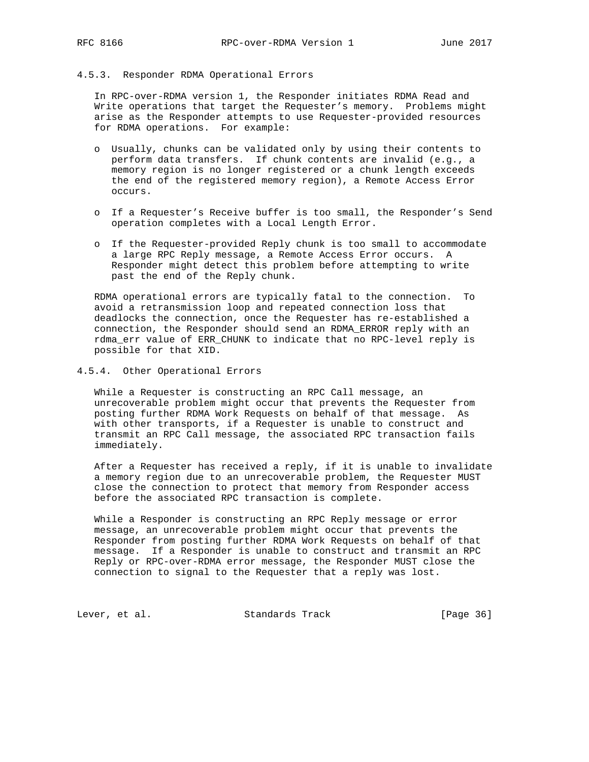### 4.5.3. Responder RDMA Operational Errors

In RPC-over-RDMA version 1, the Responder initiates RDMA Read and Write operations that target the Requester's memory. Problems might arise as the Responder attempts to use Requester-provided resources for RDMA operations. For example:

- Usually, chunks can be validated only by using their contents to perform data transfers. If chunk contents are invalid (e.g., a memory region is no longer registered or a chunk length exceeds the end of the registered memory region), a Remote Access Error occurs.

- If a Requester's Receive buffer is too small, the Responder's Send operation completes with a Local Length Error.

- If the Requester-provided Reply chunk is too small to accommodate a large RPC Reply message, a Remote Access Error occurs. A Responder might detect this problem before attempting to write past the end of the Reply chunk.

RDMA operational errors are typically fatal to the connection. To avoid a retransmission loop and repeated connection loss that deadlocks the connection, once the Requester has re-established a connection, the Responder should send an RDMA_ERROR reply with an rdma_err value of ERR_CHUNK to indicate that no RPC-level reply is possible for that XID.

### 4.5.4. Other Operational Errors

While a Requester is constructing an RPC Call message, an unrecoverable problem might occur that prevents the Requester from posting further RDMA Work Requests on behalf of that message. As with other transports, if a Requester is unable to construct and transmit an RPC Call message, the associated RPC transaction fails immediately.

After a Requester has received a reply, if it is unable to invalidate a memory region due to an unrecoverable problem, the Requester MUST close the connection to protect that memory from Responder access before the associated RPC transaction is complete.

While a Responder is constructing an RPC Reply message or error message, an unrecoverable problem might occur that prevents the Responder from posting further RDMA Work Requests on behalf of that message. If a Responder is unable to construct and transmit an RPC Reply or RPC-over-RDMA error message, the Responder MUST close the connection to signal to the Requester that a reply was lost.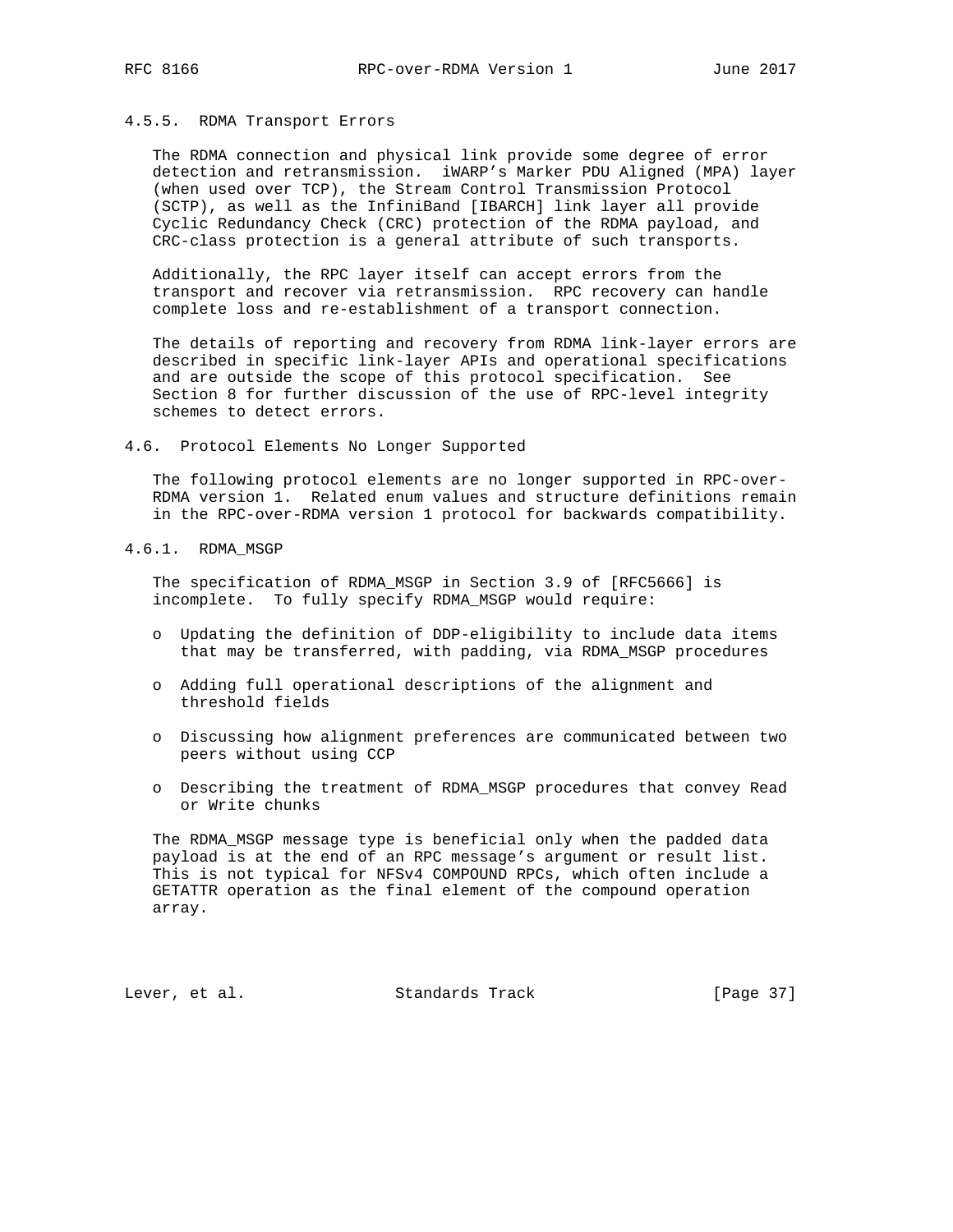#### 4.5.5. RDMA Transport Errors

The RDMA connection and physical link provide some degree of error detection and retransmission. iWARP's Marker PDU Aligned (MPA) layer (when used over TCP), the Stream Control Transmission Protocol (SCTP), as well as the InfiniBand [IBARCH] link layer all provide Cyclic Redundancy Check (CRC) protection of the RDMA payload, and CRC-class protection is a general attribute of such transports.

Additionally, the RPC layer itself can accept errors from the transport and recover via retransmission. RPC recovery can handle complete loss and re-establishment of a transport connection.

The details of reporting and recovery from RDMA link-layer errors are described in specific link-layer APIs and operational specifications and are outside the scope of this protocol specification. See Section 8 for further discussion of the use of RPC-level integrity schemes to detect errors.

### 4.6. Protocol Elements No Longer Supported

The following protocol elements are no longer supported in RPC-over-RDMA version 1. Related enum values and structure definitions remain in the RPC-over-RDMA version 1 protocol for backwards compatibility.

#### 4.6.1. RDMA_MSGP

The specification of RDMA_MSGP in Section 3.9 of [RFC5666] is incomplete. To fully specify RDMA_MSGP would require:

- Updating the definition of DDP-eligibility to include data items that may be transferred, with padding, via RDMA_MSGP procedures
- Adding full operational descriptions of the alignment and threshold fields
- Discussing how alignment preferences are communicated between two peers without using CCP
- Describing the treatment of RDMA_MSGP procedures that convey Read or Write chunks

The RDMA_MSGP message type is beneficial only when the padded data payload is at the end of an RPC message's argument or result list. This is not typical for NFSv4 COMPOUND RPCs, which often include a GETATTR operation as the final element of the compound operation array.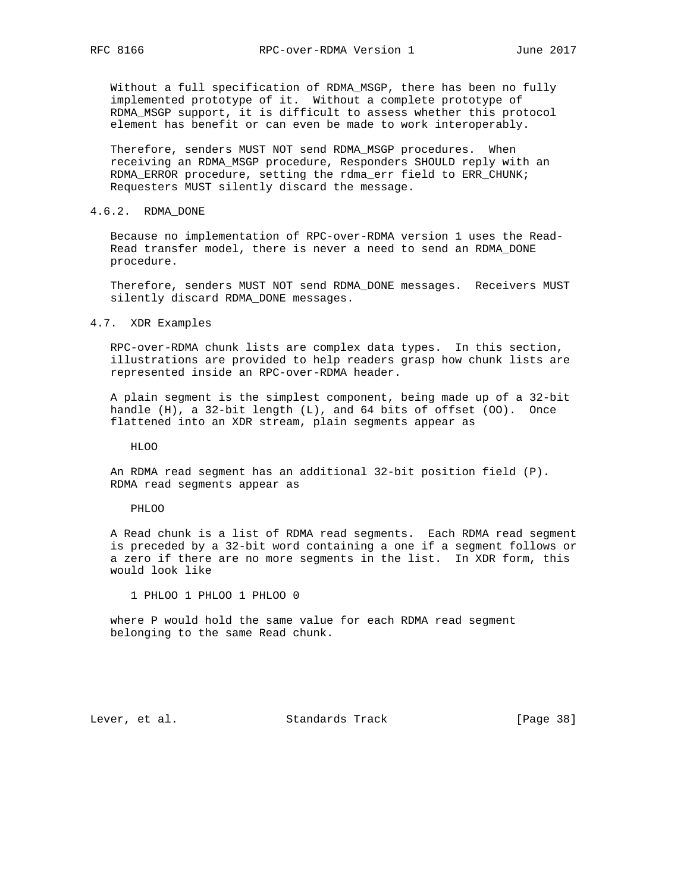Without a full specification of RDMA_MSGP, there has been no fully implemented prototype of it. Without a complete prototype of RDMA_MSGP support, it is difficult to assess whether this protocol element has benefit or can even be made to work interoperably.

Therefore, senders MUST NOT send RDMA_MSGP procedures. When receiving an RDMA_MSGP procedure, Responders SHOULD reply with an RDMA_ERROR procedure, setting the rdma_err field to ERR_CHUNK; Requesters MUST silently discard the message.

### 4.6.2. RDMA_DONE

Because no implementation of RPC-over-RDMA version 1 uses the Read-Read transfer model, there is never a need to send an RDMA_DONE procedure.

Therefore, senders MUST NOT send RDMA_DONE messages. Receivers MUST silently discard RDMA_DONE messages.

## 4.7. XDR Examples

RPC-over-RDMA chunk lists are complex data types. In this section, illustrations are provided to help readers grasp how chunk lists are represented inside an RPC-over-RDMA header.

A plain segment is the simplest component, being made up of a 32-bit handle (H), a 32-bit length (L), and 64 bits of offset (OO). Once flattened into an XDR stream, plain segments appear as

```
HLOO
```

An RDMA read segment has an additional 32-bit position field (P). RDMA read segments appear as

```
PHLOO
```

A Read chunk is a list of RDMA read segments. Each RDMA read segment is preceded by a 32-bit word containing a one if a segment follows or a zero if there are no more segments in the list. In XDR form, this would look like

```
1 PHLOO 1 PHLOO 1 PHLOO 0
```

where P would hold the same value for each RDMA read segment belonging to the same Read chunk.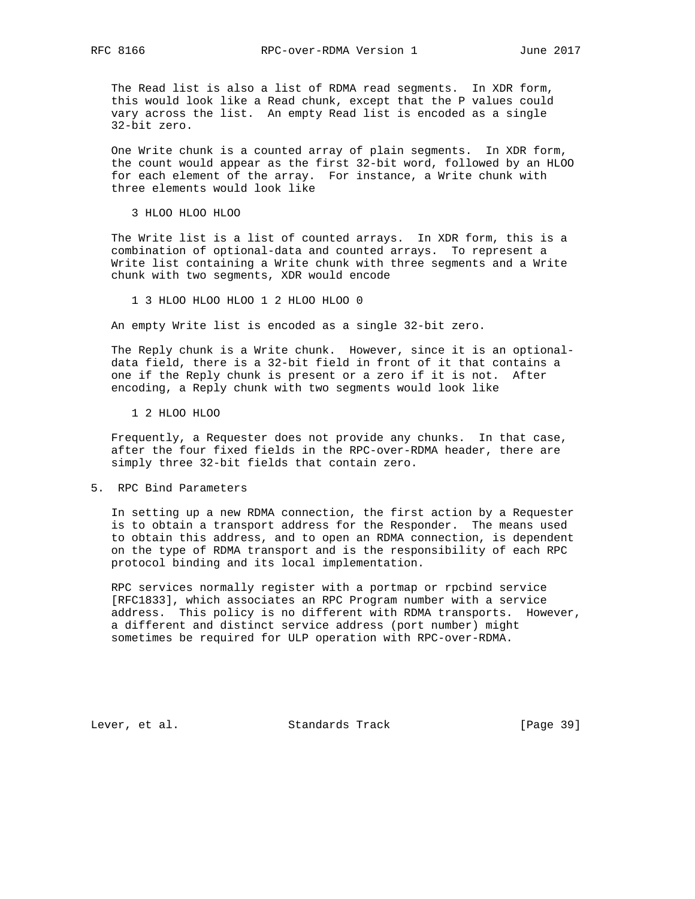The Read list is also a list of RDMA read segments. In XDR form, this would look like a Read chunk, except that the P values could vary across the list. An empty Read list is encoded as a single 32-bit zero.

One Write chunk is a counted array of plain segments. In XDR form, the count would appear as the first 32-bit word, followed by an HLOO for each element of the array. For instance, a Write chunk with three elements would look like

```
3 HLOO HLOO HLOO
```

The Write list is a list of counted arrays. In XDR form, this is a combination of optional-data and counted arrays. To represent a Write list containing a Write chunk with three segments and a Write chunk with two segments, XDR would encode

```
1 3 HLOO HLOO HLOO 1 2 HLOO HLOO 0
```

An empty Write list is encoded as a single 32-bit zero.

The Reply chunk is a Write chunk. However, since it is an optional-data field, there is a 32-bit field in front of it that contains a one if the Reply chunk is present or a zero if it is not. After encoding, a Reply chunk with two segments would look like

```
1 2 HLOO HLOO
```

Frequently, a Requester does not provide any chunks. In that case, after the four fixed fields in the RPC-over-RDMA header, there are simply three 32-bit fields that contain zero.

## 5. RPC Bind Parameters

In setting up a new RDMA connection, the first action by a Requester is to obtain a transport address for the Responder. The means used to obtain this address, and to open an RDMA connection, is dependent on the type of RDMA transport and is the responsibility of each RPC protocol binding and its local implementation.

RPC services normally register with a portmap or rpcbind service [RFC1833], which associates an RPC Program number with a service address. This policy is no different with RDMA transports. However, a different and distinct service address (port number) might sometimes be required for ULP operation with RPC-over-RDMA.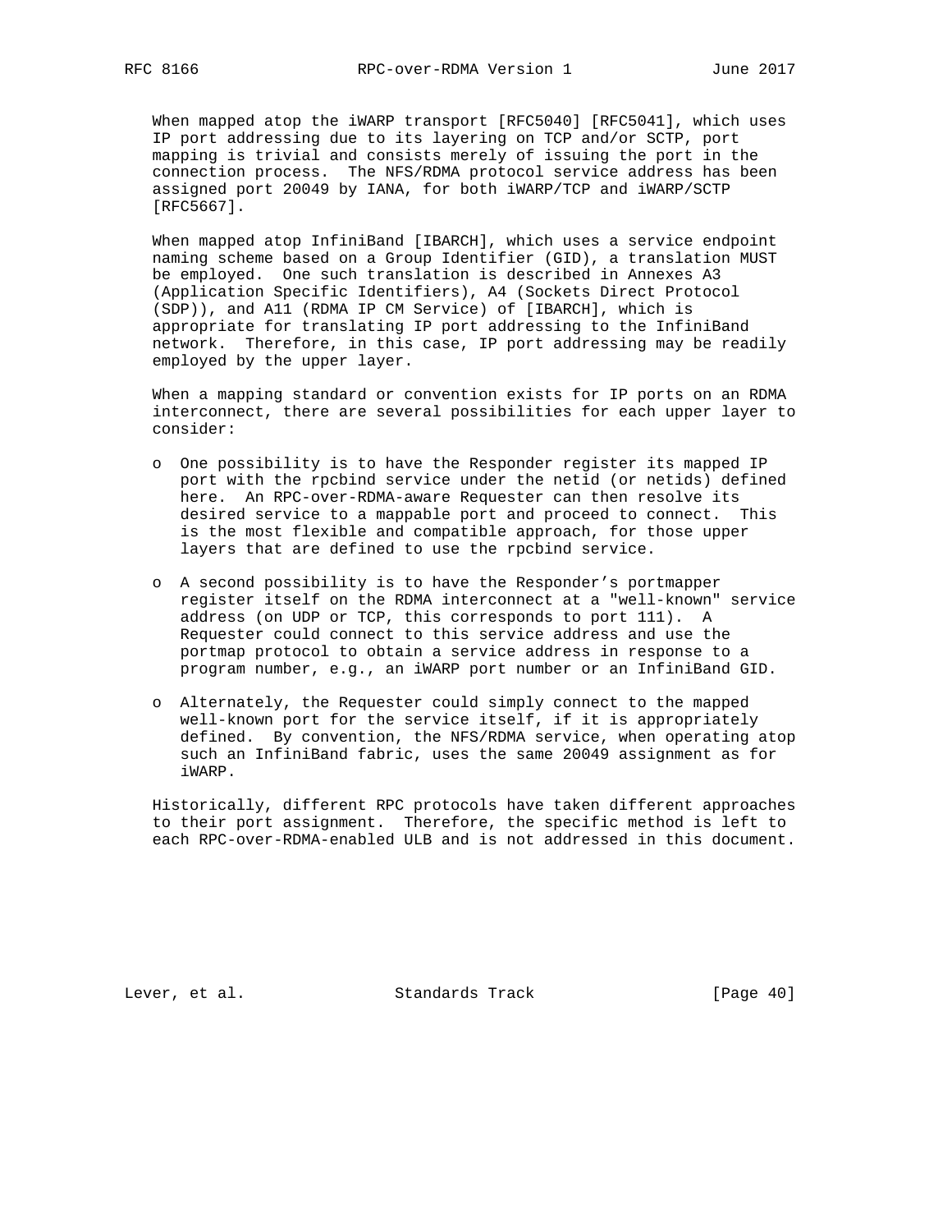When mapped atop the iWARP transport [RFC5040] [RFC5041], which uses IP port addressing due to its layering on TCP and/or SCTP, port mapping is trivial and consists merely of issuing the port in the connection process. The NFS/RDMA protocol service address has been assigned port 20049 by IANA, for both iWARP/TCP and iWARP/SCTP [RFC5667].

When mapped atop InfiniBand [IBARCH], which uses a service endpoint naming scheme based on a Group Identifier (GID), a translation MUST be employed. One such translation is described in Annexes A3 (Application Specific Identifiers), A4 (Sockets Direct Protocol (SDP)), and A11 (RDMA IP CM Service) of [IBARCH], which is appropriate for translating IP port addressing to the InfiniBand network. Therefore, in this case, IP port addressing may be readily employed by the upper layer.

When a mapping standard or convention exists for IP ports on an RDMA interconnect, there are several possibilities for each upper layer to consider:

- One possibility is to have the Responder register its mapped IP port with the rpcbind service under the netid (or netids) defined here. An RPC-over-RDMA-aware Requester can then resolve its desired service to a mappable port and proceed to connect. This is the most flexible and compatible approach, for those upper layers that are defined to use the rpcbind service.

- A second possibility is to have the Responder's portmapper register itself on the RDMA interconnect at a "well-known" service address (on UDP or TCP, this corresponds to port 111). A Requester could connect to this service address and use the portmap protocol to obtain a service address in response to a program number, e.g., an iWARP port number or an InfiniBand GID.

- Alternately, the Requester could simply connect to the mapped well-known port for the service itself, if it is appropriately defined. By convention, the NFS/RDMA service, when operating atop such an InfiniBand fabric, uses the same 20049 assignment as for iWARP.

Historically, different RPC protocols have taken different approaches to their port assignment. Therefore, the specific method is left to each RPC-over-RDMA-enabled ULB and is not addressed in this document.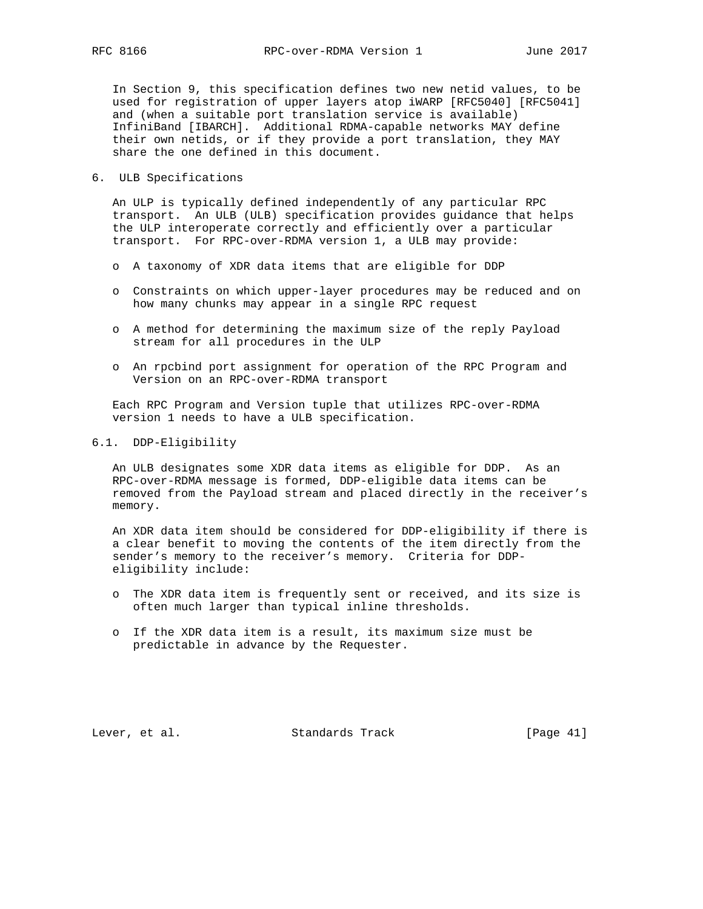In Section 9, this specification defines two new netid values, to be used for registration of upper layers atop iWARP [RFC5040] [RFC5041] and (when a suitable port translation service is available) InfiniBand [IBARCH]. Additional RDMA-capable networks MAY define their own netids, or if they provide a port translation, they MAY share the one defined in this document.

## 6. ULB Specifications

An ULP is typically defined independently of any particular RPC transport. An ULB (ULB) specification provides guidance that helps the ULP interoperate correctly and efficiently over a particular transport. For RPC-over-RDMA version 1, a ULB may provide:

- A taxonomy of XDR data items that are eligible for DDP
- Constraints on which upper-layer procedures may be reduced and on how many chunks may appear in a single RPC request
- A method for determining the maximum size of the reply Payload stream for all procedures in the ULP
- An rpcbind port assignment for operation of the RPC Program and Version on an RPC-over-RDMA transport

Each RPC Program and Version tuple that utilizes RPC-over-RDMA version 1 needs to have a ULB specification.

### 6.1. DDP-Eligibility

An ULB designates some XDR data items as eligible for DDP. As an RPC-over-RDMA message is formed, DDP-eligible data items can be removed from the Payload stream and placed directly in the receiver's memory.

An XDR data item should be considered for DDP-eligibility if there is a clear benefit to moving the contents of the item directly from the sender's memory to the receiver's memory. Criteria for DDP-eligibility include:

- The XDR data item is frequently sent or received, and its size is often much larger than typical inline thresholds.
- If the XDR data item is a result, its maximum size must be predictable in advance by the Requester.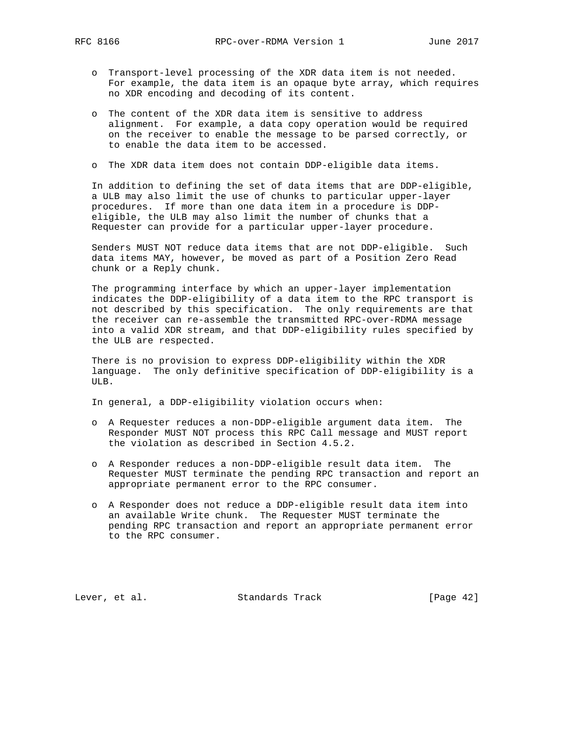- Transport-level processing of the XDR data item is not needed. For example, the data item is an opaque byte array, which requires no XDR encoding and decoding of its content.

- The content of the XDR data item is sensitive to address alignment. For example, a data copy operation would be required on the receiver to enable the message to be parsed correctly, or to enable the data item to be accessed.

- The XDR data item does not contain DDP-eligible data items.

In addition to defining the set of data items that are DDP-eligible, a ULB may also limit the use of chunks to particular upper-layer procedures. If more than one data item in a procedure is DDP-eligible, the ULB may also limit the number of chunks that a Requester can provide for a particular upper-layer procedure.

Senders MUST NOT reduce data items that are not DDP-eligible. Such data items MAY, however, be moved as part of a Position Zero Read chunk or a Reply chunk.

The programming interface by which an upper-layer implementation indicates the DDP-eligibility of a data item to the RPC transport is not described by this specification. The only requirements are that the receiver can re-assemble the transmitted RPC-over-RDMA message into a valid XDR stream, and that DDP-eligibility rules specified by the ULB are respected.

There is no provision to express DDP-eligibility within the XDR language. The only definitive specification of DDP-eligibility is a ULB.

In general, a DDP-eligibility violation occurs when:

- A Requester reduces a non-DDP-eligible argument data item. The Responder MUST NOT process this RPC Call message and MUST report the violation as described in Section 4.5.2.

- A Responder reduces a non-DDP-eligible result data item. The Requester MUST terminate the pending RPC transaction and report an appropriate permanent error to the RPC consumer.

- A Responder does not reduce a DDP-eligible result data item into an available Write chunk. The Requester MUST terminate the pending RPC transaction and report an appropriate permanent error to the RPC consumer.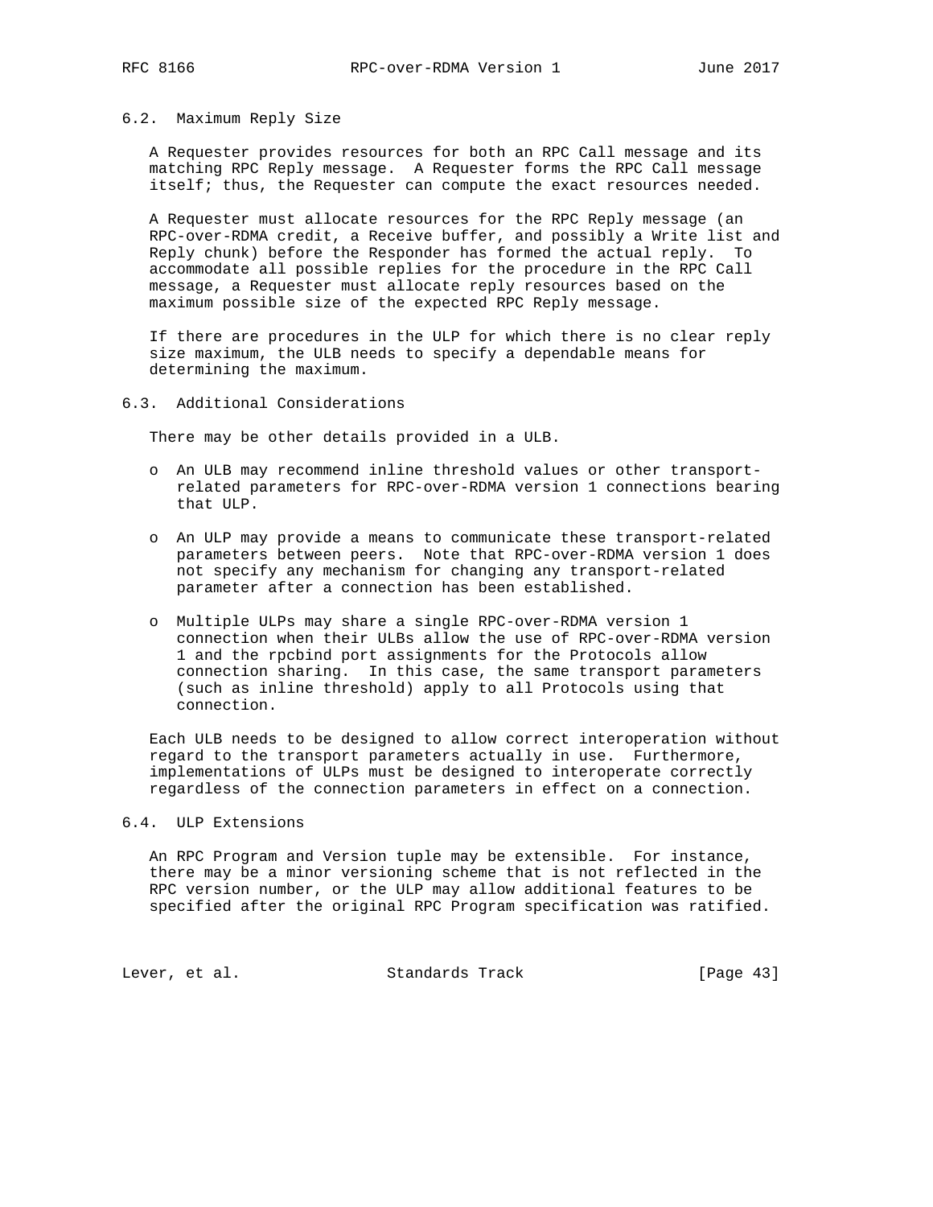### 6.2. Maximum Reply Size

A Requester provides resources for both an RPC Call message and its matching RPC Reply message. A Requester forms the RPC Call message itself; thus, the Requester can compute the exact resources needed.

A Requester must allocate resources for the RPC Reply message (an RPC-over-RDMA credit, a Receive buffer, and possibly a Write list and Reply chunk) before the Responder has formed the actual reply. To accommodate all possible replies for the procedure in the RPC Call message, a Requester must allocate reply resources based on the maximum possible size of the expected RPC Reply message.

If there are procedures in the ULP for which there is no clear reply size maximum, the ULB needs to specify a dependable means for determining the maximum.

### 6.3. Additional Considerations

There may be other details provided in a ULB.

- An ULB may recommend inline threshold values or other transport-related parameters for RPC-over-RDMA version 1 connections bearing that ULP.
- An ULP may provide a means to communicate these transport-related parameters between peers. Note that RPC-over-RDMA version 1 does not specify any mechanism for changing any transport-related parameter after a connection has been established.
- Multiple ULPs may share a single RPC-over-RDMA version 1 connection when their ULBs allow the use of RPC-over-RDMA version 1 and the rpcbind port assignments for the Protocols allow connection sharing. In this case, the same transport parameters (such as inline threshold) apply to all Protocols using that connection.

Each ULB needs to be designed to allow correct interoperation without regard to the transport parameters actually in use. Furthermore, implementations of ULPs must be designed to interoperate correctly regardless of the connection parameters in effect on a connection.

### 6.4. ULP Extensions

An RPC Program and Version tuple may be extensible. For instance, there may be a minor versioning scheme that is not reflected in the RPC version number, or the ULP may allow additional features to be specified after the original RPC Program specification was ratified.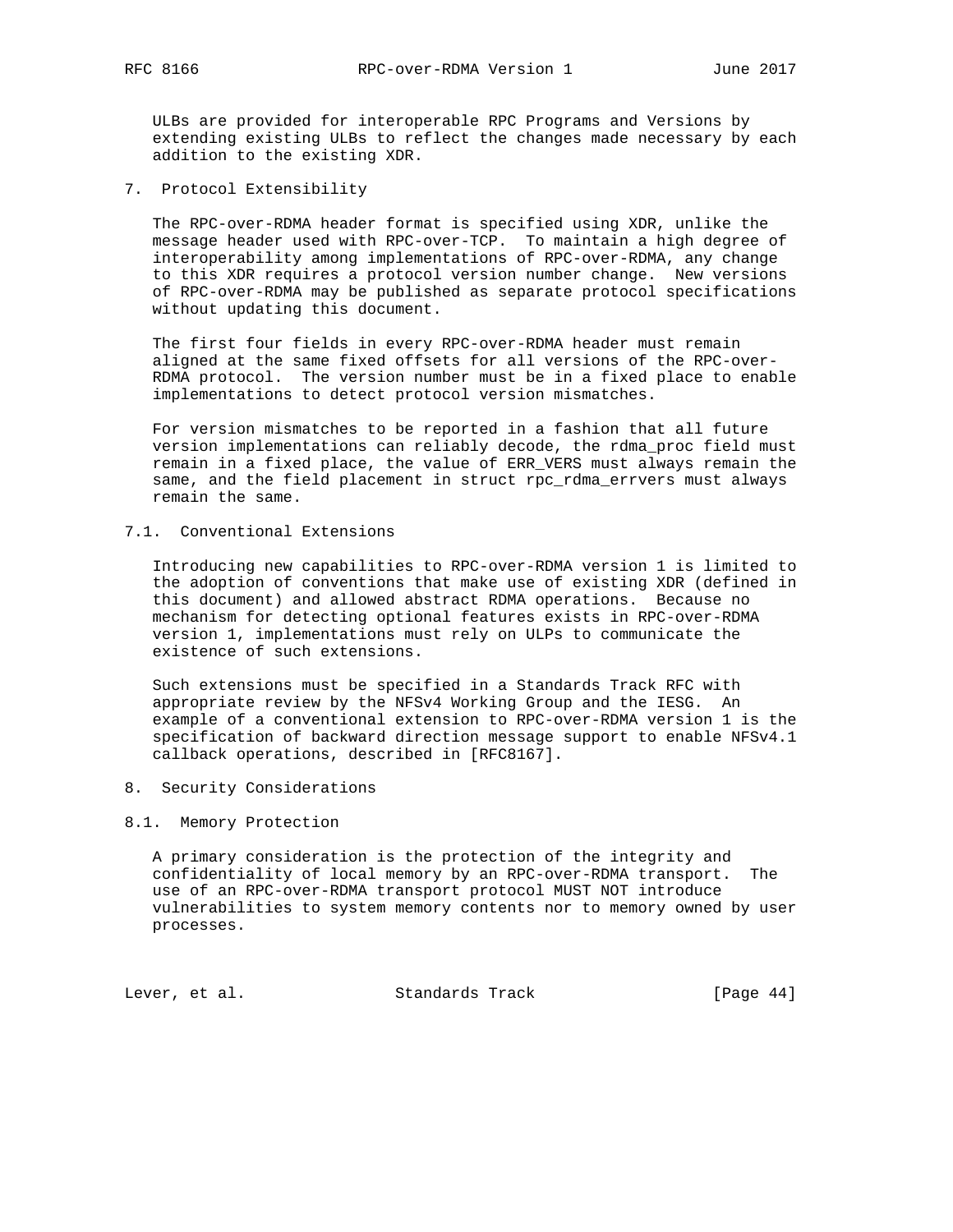ULBs are provided for interoperable RPC Programs and Versions by extending existing ULBs to reflect the changes made necessary by each addition to the existing XDR.

## 7. Protocol Extensibility

The RPC-over-RDMA header format is specified using XDR, unlike the message header used with RPC-over-TCP. To maintain a high degree of interoperability among implementations of RPC-over-RDMA, any change to this XDR requires a protocol version number change. New versions of RPC-over-RDMA may be published as separate protocol specifications without updating this document.

The first four fields in every RPC-over-RDMA header must remain aligned at the same fixed offsets for all versions of the RPC-over-RDMA protocol. The version number must be in a fixed place to enable implementations to detect protocol version mismatches.

For version mismatches to be reported in a fashion that all future version implementations can reliably decode, the rdma_proc field must remain in a fixed place, the value of ERR_VERS must always remain the same, and the field placement in struct rpc_rdma_errvers must always remain the same.

### 7.1. Conventional Extensions

Introducing new capabilities to RPC-over-RDMA version 1 is limited to the adoption of conventions that make use of existing XDR (defined in this document) and allowed abstract RDMA operations. Because no mechanism for detecting optional features exists in RPC-over-RDMA version 1, implementations must rely on ULPs to communicate the existence of such extensions.

Such extensions must be specified in a Standards Track RFC with appropriate review by the NFSv4 Working Group and the IESG. An example of a conventional extension to RPC-over-RDMA version 1 is the specification of backward direction message support to enable NFSv4.1 callback operations, described in [RFC8167].

## 8. Security Considerations

### 8.1. Memory Protection

A primary consideration is the protection of the integrity and confidentiality of local memory by an RPC-over-RDMA transport. The use of an RPC-over-RDMA transport protocol MUST NOT introduce vulnerabilities to system memory contents nor to memory owned by user processes.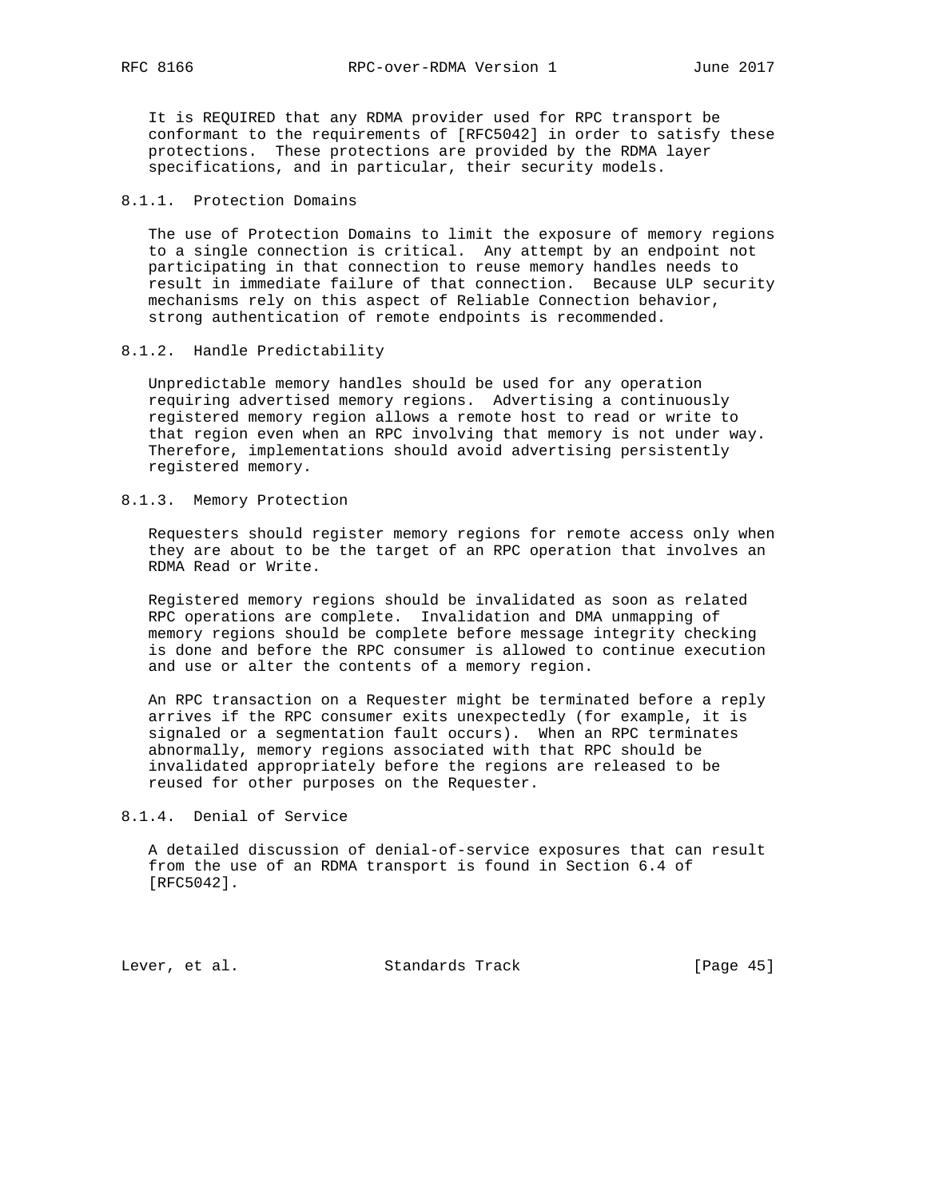It is REQUIRED that any RDMA provider used for RPC transport be conformant to the requirements of [RFC5042] in order to satisfy these protections. These protections are provided by the RDMA layer specifications, and in particular, their security models.

#### 8.1.1. Protection Domains

The use of Protection Domains to limit the exposure of memory regions to a single connection is critical. Any attempt by an endpoint not participating in that connection to reuse memory handles needs to result in immediate failure of that connection. Because ULP security mechanisms rely on this aspect of Reliable Connection behavior, strong authentication of remote endpoints is recommended.

#### 8.1.2. Handle Predictability

Unpredictable memory handles should be used for any operation requiring advertised memory regions. Advertising a continuously registered memory region allows a remote host to read or write to that region even when an RPC involving that memory is not under way. Therefore, implementations should avoid advertising persistently registered memory.

#### 8.1.3. Memory Protection

Requesters should register memory regions for remote access only when they are about to be the target of an RPC operation that involves an RDMA Read or Write.

Registered memory regions should be invalidated as soon as related RPC operations are complete. Invalidation and DMA unmapping of memory regions should be complete before message integrity checking is done and before the RPC consumer is allowed to continue execution and use or alter the contents of a memory region.

An RPC transaction on a Requester might be terminated before a reply arrives if the RPC consumer exits unexpectedly (for example, it is signaled or a segmentation fault occurs). When an RPC terminates abnormally, memory regions associated with that RPC should be invalidated appropriately before the regions are released to be reused for other purposes on the Requester.

#### 8.1.4. Denial of Service

A detailed discussion of denial-of-service exposures that can result from the use of an RDMA transport is found in Section 6.4 of [RFC5042].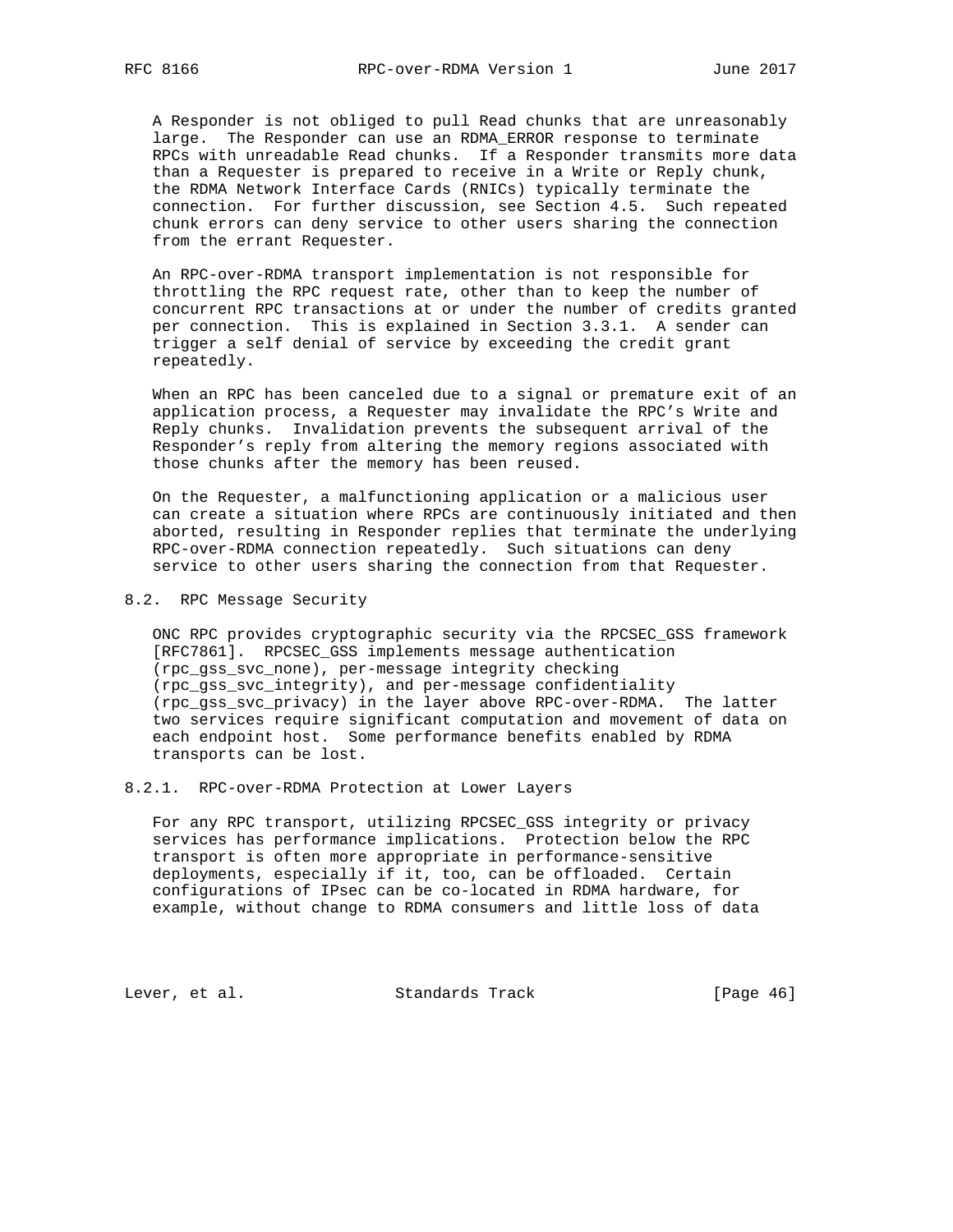A Responder is not obliged to pull Read chunks that are unreasonably large. The Responder can use an RDMA_ERROR response to terminate RPCs with unreadable Read chunks. If a Responder transmits more data than a Requester is prepared to receive in a Write or Reply chunk, the RDMA Network Interface Cards (RNICs) typically terminate the connection. For further discussion, see Section 4.5. Such repeated chunk errors can deny service to other users sharing the connection from the errant Requester.

An RPC-over-RDMA transport implementation is not responsible for throttling the RPC request rate, other than to keep the number of concurrent RPC transactions at or under the number of credits granted per connection. This is explained in Section 3.3.1. A sender can trigger a self denial of service by exceeding the credit grant repeatedly.

When an RPC has been canceled due to a signal or premature exit of an application process, a Requester may invalidate the RPC's Write and Reply chunks. Invalidation prevents the subsequent arrival of the Responder's reply from altering the memory regions associated with those chunks after the memory has been reused.

On the Requester, a malfunctioning application or a malicious user can create a situation where RPCs are continuously initiated and then aborted, resulting in Responder replies that terminate the underlying RPC-over-RDMA connection repeatedly. Such situations can deny service to other users sharing the connection from that Requester.

## 8.2. RPC Message Security

ONC RPC provides cryptographic security via the RPCSEC_GSS framework [RFC7861]. RPCSEC_GSS implements message authentication (rpc_gss_svc_none), per-message integrity checking (rpc_gss_svc_integrity), and per-message confidentiality (rpc_gss_svc_privacy) in the layer above RPC-over-RDMA. The latter two services require significant computation and movement of data on each endpoint host. Some performance benefits enabled by RDMA transports can be lost.

### 8.2.1. RPC-over-RDMA Protection at Lower Layers

For any RPC transport, utilizing RPCSEC_GSS integrity or privacy services has performance implications. Protection below the RPC transport is often more appropriate in performance-sensitive deployments, especially if it, too, can be offloaded. Certain configurations of IPsec can be co-located in RDMA hardware, for example, without change to RDMA consumers and little loss of data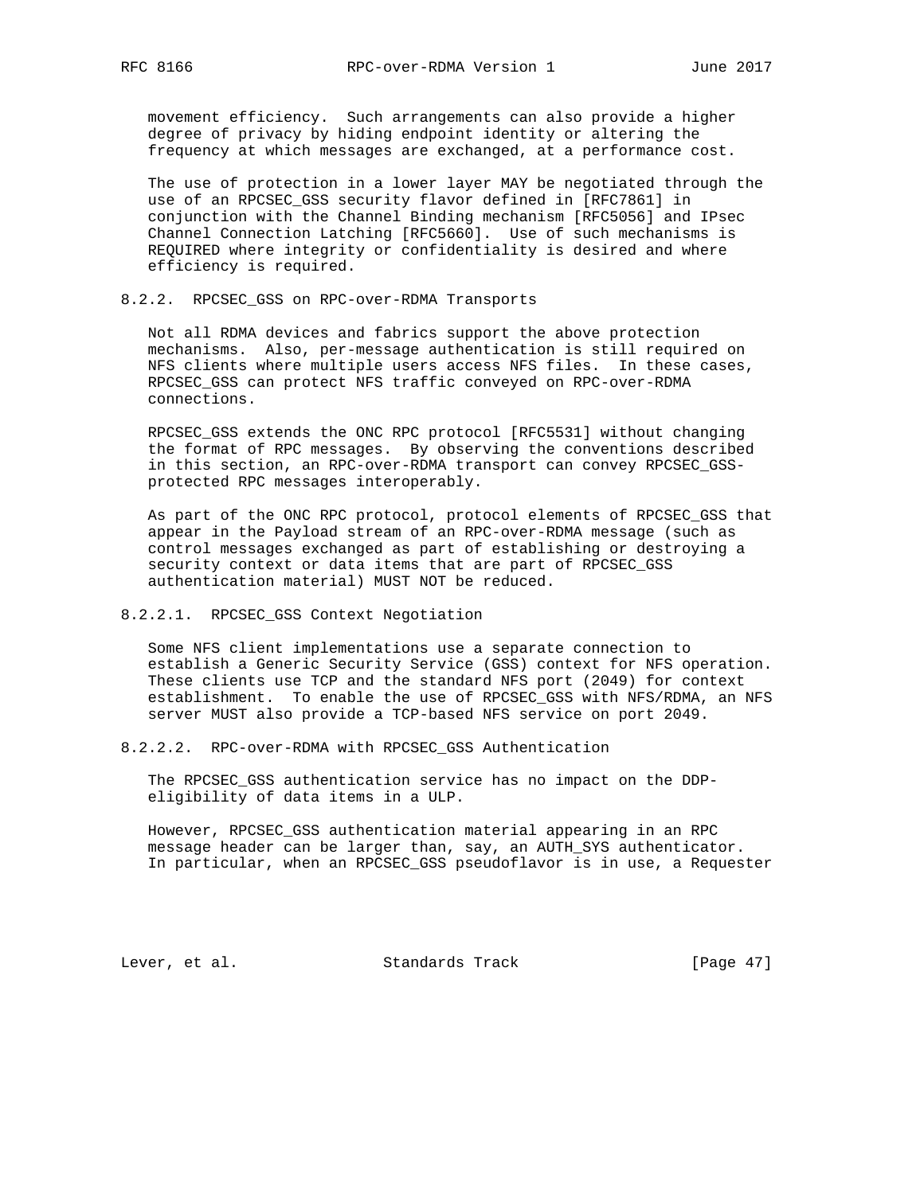movement efficiency. Such arrangements can also provide a higher degree of privacy by hiding endpoint identity or altering the frequency at which messages are exchanged, at a performance cost.

The use of protection in a lower layer MAY be negotiated through the use of an RPCSEC_GSS security flavor defined in [RFC7861] in conjunction with the Channel Binding mechanism [RFC5056] and IPsec Channel Connection Latching [RFC5660]. Use of such mechanisms is REQUIRED where integrity or confidentiality is desired and where efficiency is required.

### 8.2.2. RPCSEC_GSS on RPC-over-RDMA Transports

Not all RDMA devices and fabrics support the above protection mechanisms. Also, per-message authentication is still required on NFS clients where multiple users access NFS files. In these cases, RPCSEC_GSS can protect NFS traffic conveyed on RPC-over-RDMA connections.

RPCSEC_GSS extends the ONC RPC protocol [RFC5531] without changing the format of RPC messages. By observing the conventions described in this section, an RPC-over-RDMA transport can convey RPCSEC_GSS-protected RPC messages interoperably.

As part of the ONC RPC protocol, protocol elements of RPCSEC_GSS that appear in the Payload stream of an RPC-over-RDMA message (such as control messages exchanged as part of establishing or destroying a security context or data items that are part of RPCSEC_GSS authentication material) MUST NOT be reduced.

#### 8.2.2.1. RPCSEC_GSS Context Negotiation

Some NFS client implementations use a separate connection to establish a Generic Security Service (GSS) context for NFS operation. These clients use TCP and the standard NFS port (2049) for context establishment. To enable the use of RPCSEC_GSS with NFS/RDMA, an NFS server MUST also provide a TCP-based NFS service on port 2049.

#### 8.2.2.2. RPC-over-RDMA with RPCSEC_GSS Authentication

The RPCSEC_GSS authentication service has no impact on the DDP-eligibility of data items in a ULP.

However, RPCSEC_GSS authentication material appearing in an RPC message header can be larger than, say, an AUTH_SYS authenticator. In particular, when an RPCSEC_GSS pseudoflavor is in use, a Requester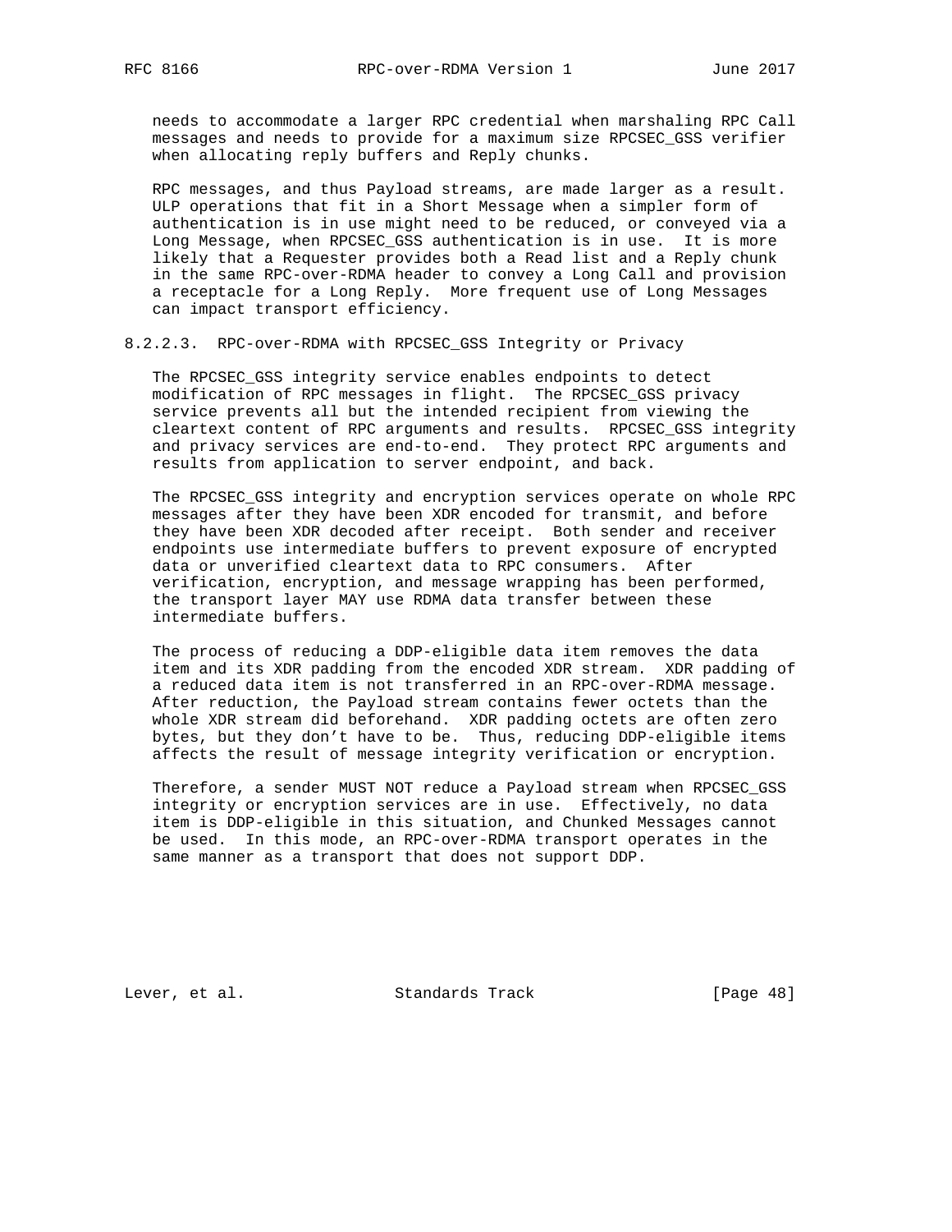needs to accommodate a larger RPC credential when marshaling RPC Call messages and needs to provide for a maximum size RPCSEC_GSS verifier when allocating reply buffers and Reply chunks.

RPC messages, and thus Payload streams, are made larger as a result. ULP operations that fit in a Short Message when a simpler form of authentication is in use might need to be reduced, or conveyed via a Long Message, when RPCSEC_GSS authentication is in use. It is more likely that a Requester provides both a Read list and a Reply chunk in the same RPC-over-RDMA header to convey a Long Call and provision a receptacle for a Long Reply. More frequent use of Long Messages can impact transport efficiency.

#### 8.2.2.3. RPC-over-RDMA with RPCSEC_GSS Integrity or Privacy

The RPCSEC_GSS integrity service enables endpoints to detect modification of RPC messages in flight. The RPCSEC_GSS privacy service prevents all but the intended recipient from viewing the cleartext content of RPC arguments and results. RPCSEC_GSS integrity and privacy services are end-to-end. They protect RPC arguments and results from application to server endpoint, and back.

The RPCSEC_GSS integrity and encryption services operate on whole RPC messages after they have been XDR encoded for transmit, and before they have been XDR decoded after receipt. Both sender and receiver endpoints use intermediate buffers to prevent exposure of encrypted data or unverified cleartext data to RPC consumers. After verification, encryption, and message wrapping has been performed, the transport layer MAY use RDMA data transfer between these intermediate buffers.

The process of reducing a DDP-eligible data item removes the data item and its XDR padding from the encoded XDR stream. XDR padding of a reduced data item is not transferred in an RPC-over-RDMA message. After reduction, the Payload stream contains fewer octets than the whole XDR stream did beforehand. XDR padding octets are often zero bytes, but they don't have to be. Thus, reducing DDP-eligible items affects the result of message integrity verification or encryption.

Therefore, a sender MUST NOT reduce a Payload stream when RPCSEC_GSS integrity or encryption services are in use. Effectively, no data item is DDP-eligible in this situation, and Chunked Messages cannot be used. In this mode, an RPC-over-RDMA transport operates in the same manner as a transport that does not support DDP.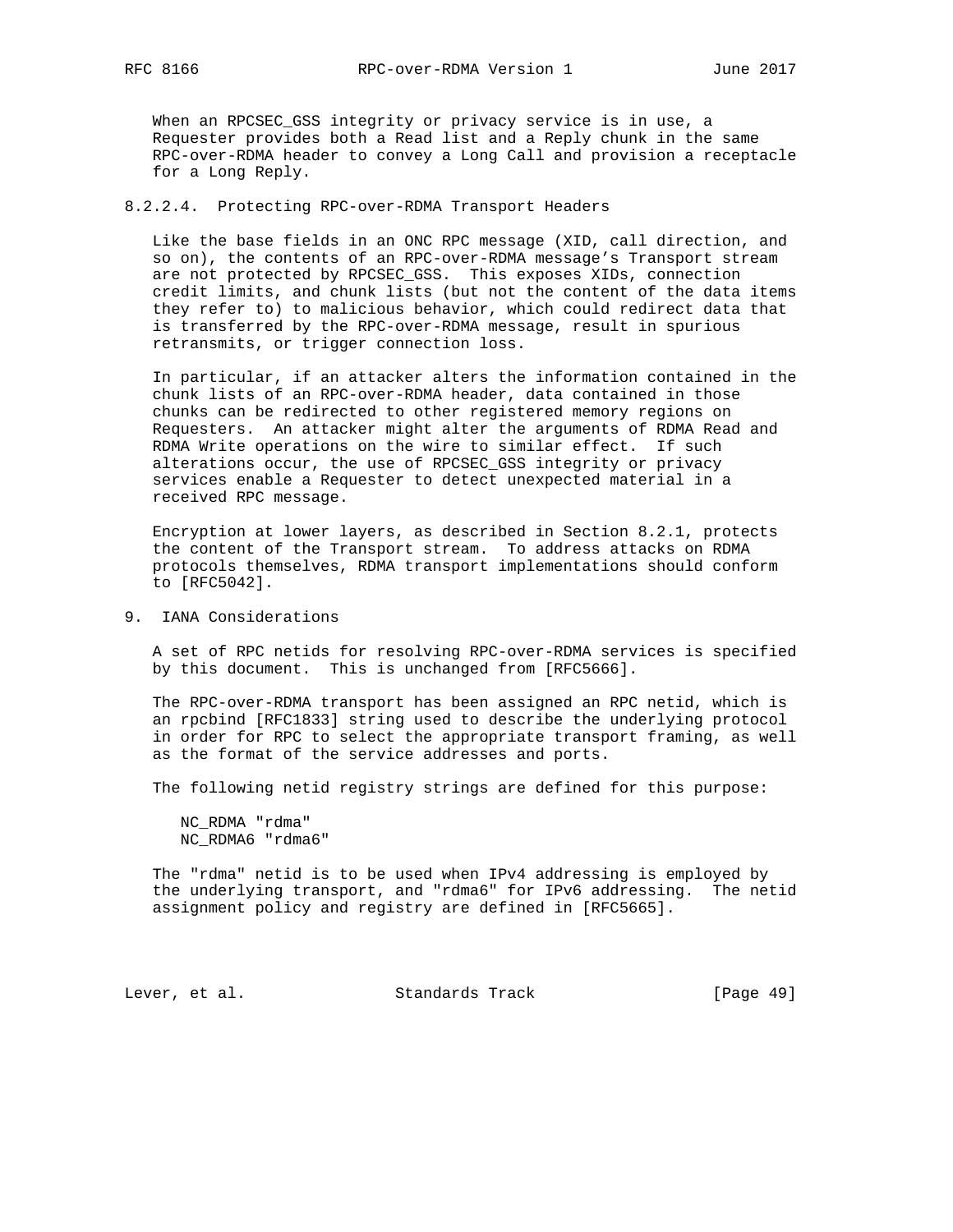When an RPCSEC_GSS integrity or privacy service is in use, a Requester provides both a Read list and a Reply chunk in the same RPC-over-RDMA header to convey a Long Call and provision a receptacle for a Long Reply.

#### 8.2.2.4. Protecting RPC-over-RDMA Transport Headers

Like the base fields in an ONC RPC message (XID, call direction, and so on), the contents of an RPC-over-RDMA message's Transport stream are not protected by RPCSEC_GSS. This exposes XIDs, connection credit limits, and chunk lists (but not the content of the data items they refer to) to malicious behavior, which could redirect data that is transferred by the RPC-over-RDMA message, result in spurious retransmits, or trigger connection loss.

In particular, if an attacker alters the information contained in the chunk lists of an RPC-over-RDMA header, data contained in those chunks can be redirected to other registered memory regions on Requesters. An attacker might alter the arguments of RDMA Read and RDMA Write operations on the wire to similar effect. If such alterations occur, the use of RPCSEC_GSS integrity or privacy services enable a Requester to detect unexpected material in a received RPC message.

Encryption at lower layers, as described in Section 8.2.1, protects the content of the Transport stream. To address attacks on RDMA protocols themselves, RDMA transport implementations should conform to [RFC5042].

## 9. IANA Considerations

A set of RPC netids for resolving RPC-over-RDMA services is specified by this document. This is unchanged from [RFC5666].

The RPC-over-RDMA transport has been assigned an RPC netid, which is an rpcbind [RFC1833] string used to describe the underlying protocol in order for RPC to select the appropriate transport framing, as well as the format of the service addresses and ports.

The following netid registry strings are defined for this purpose:

```
NC_RDMA "rdma"
NC_RDMA6 "rdma6"
```

The "rdma" netid is to be used when IPv4 addressing is employed by the underlying transport, and "rdma6" for IPv6 addressing. The netid assignment policy and registry are defined in [RFC5665].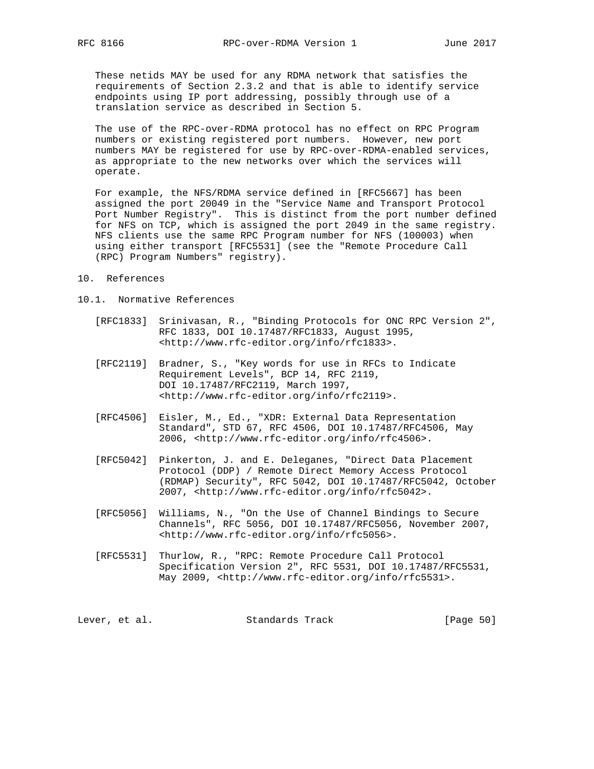These netids MAY be used for any RDMA network that satisfies the requirements of Section 2.3.2 and that is able to identify service endpoints using IP port addressing, possibly through use of a translation service as described in Section 5.

The use of the RPC-over-RDMA protocol has no effect on RPC Program numbers or existing registered port numbers. However, new port numbers MAY be registered for use by RPC-over-RDMA-enabled services, as appropriate to the new networks over which the services will operate.

For example, the NFS/RDMA service defined in [RFC5667] has been assigned the port 20049 in the "Service Name and Transport Protocol Port Number Registry". This is distinct from the port number defined for NFS on TCP, which is assigned the port 2049 in the same registry. NFS clients use the same RPC Program number for NFS (100003) when using either transport [RFC5531] (see the "Remote Procedure Call (RPC) Program Numbers" registry).

# 10. References

## 10.1. Normative References

[RFC1833] Srinivasan, R., "Binding Protocols for ONC RPC Version 2", RFC 1833, DOI 10.17487/RFC1833, August 1995, <http://www.rfc-editor.org/info/rfc1833>.

[RFC2119] Bradner, S., "Key words for use in RFCs to Indicate Requirement Levels", BCP 14, RFC 2119, DOI 10.17487/RFC2119, March 1997, <http://www.rfc-editor.org/info/rfc2119>.

[RFC4506] Eisler, M., Ed., "XDR: External Data Representation Standard", STD 67, RFC 4506, DOI 10.17487/RFC4506, May 2006, <http://www.rfc-editor.org/info/rfc4506>.

[RFC5042] Pinkerton, J. and E. Deleganes, "Direct Data Placement Protocol (DDP) / Remote Direct Memory Access Protocol (RDMAP) Security", RFC 5042, DOI 10.17487/RFC5042, October 2007, <http://www.rfc-editor.org/info/rfc5042>.

[RFC5056] Williams, N., "On the Use of Channel Bindings to Secure Channels", RFC 5056, DOI 10.17487/RFC5056, November 2007, <http://www.rfc-editor.org/info/rfc5056>.

[RFC5531] Thurlow, R., "RPC: Remote Procedure Call Protocol Specification Version 2", RFC 5531, DOI 10.17487/RFC5531, May 2009, <http://www.rfc-editor.org/info/rfc5531>.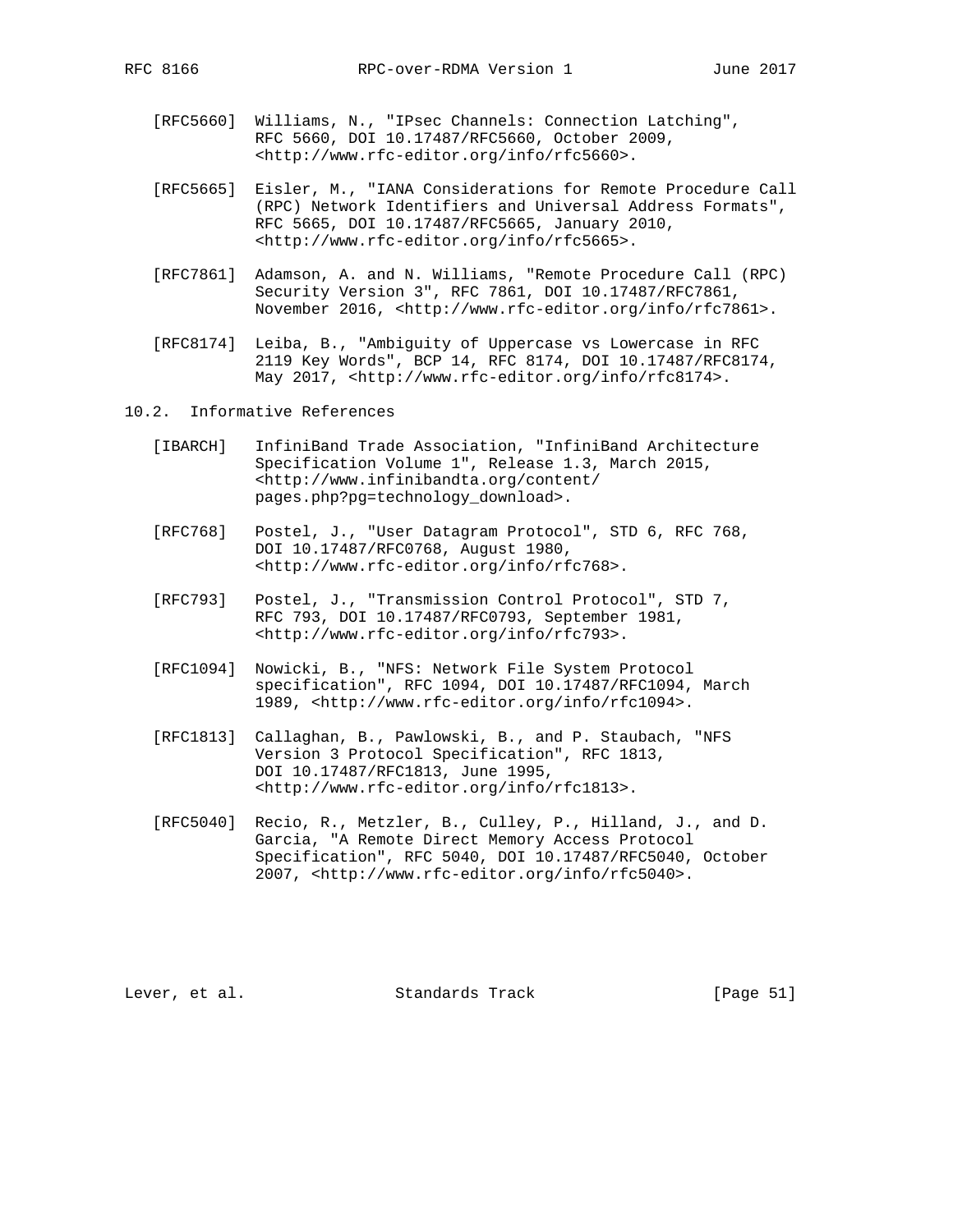[RFC5660] Williams, N., "IPsec Channels: Connection Latching", RFC 5660, DOI 10.17487/RFC5660, October 2009, <http://www.rfc-editor.org/info/rfc5660>.

[RFC5665] Eisler, M., "IANA Considerations for Remote Procedure Call (RPC) Network Identifiers and Universal Address Formats", RFC 5665, DOI 10.17487/RFC5665, January 2010, <http://www.rfc-editor.org/info/rfc5665>.

[RFC7861] Adamson, A. and N. Williams, "Remote Procedure Call (RPC) Security Version 3", RFC 7861, DOI 10.17487/RFC7861, November 2016, <http://www.rfc-editor.org/info/rfc7861>.

[RFC8174] Leiba, B., "Ambiguity of Uppercase vs Lowercase in RFC 2119 Key Words", BCP 14, RFC 8174, DOI 10.17487/RFC8174, May 2017, <http://www.rfc-editor.org/info/rfc8174>.

## 10.2. Informative References

[IBARCH] InfiniBand Trade Association, "InfiniBand Architecture Specification Volume 1", Release 1.3, March 2015, <http://www.infinibandta.org/content/pages.php?pg=technology_download>.

[RFC768] Postel, J., "User Datagram Protocol", STD 6, RFC 768, DOI 10.17487/RFC0768, August 1980, <http://www.rfc-editor.org/info/rfc768>.

[RFC793] Postel, J., "Transmission Control Protocol", STD 7, RFC 793, DOI 10.17487/RFC0793, September 1981, <http://www.rfc-editor.org/info/rfc793>.

[RFC1094] Nowicki, B., "NFS: Network File System Protocol specification", RFC 1094, DOI 10.17487/RFC1094, March 1989, <http://www.rfc-editor.org/info/rfc1094>.

[RFC1813] Callaghan, B., Pawlowski, B., and P. Staubach, "NFS Version 3 Protocol Specification", RFC 1813, DOI 10.17487/RFC1813, June 1995, <http://www.rfc-editor.org/info/rfc1813>.

[RFC5040] Recio, R., Metzler, B., Culley, P., Hilland, J., and D. Garcia, "A Remote Direct Memory Access Protocol Specification", RFC 5040, DOI 10.17487/RFC5040, October 2007, <http://www.rfc-editor.org/info/rfc5040>.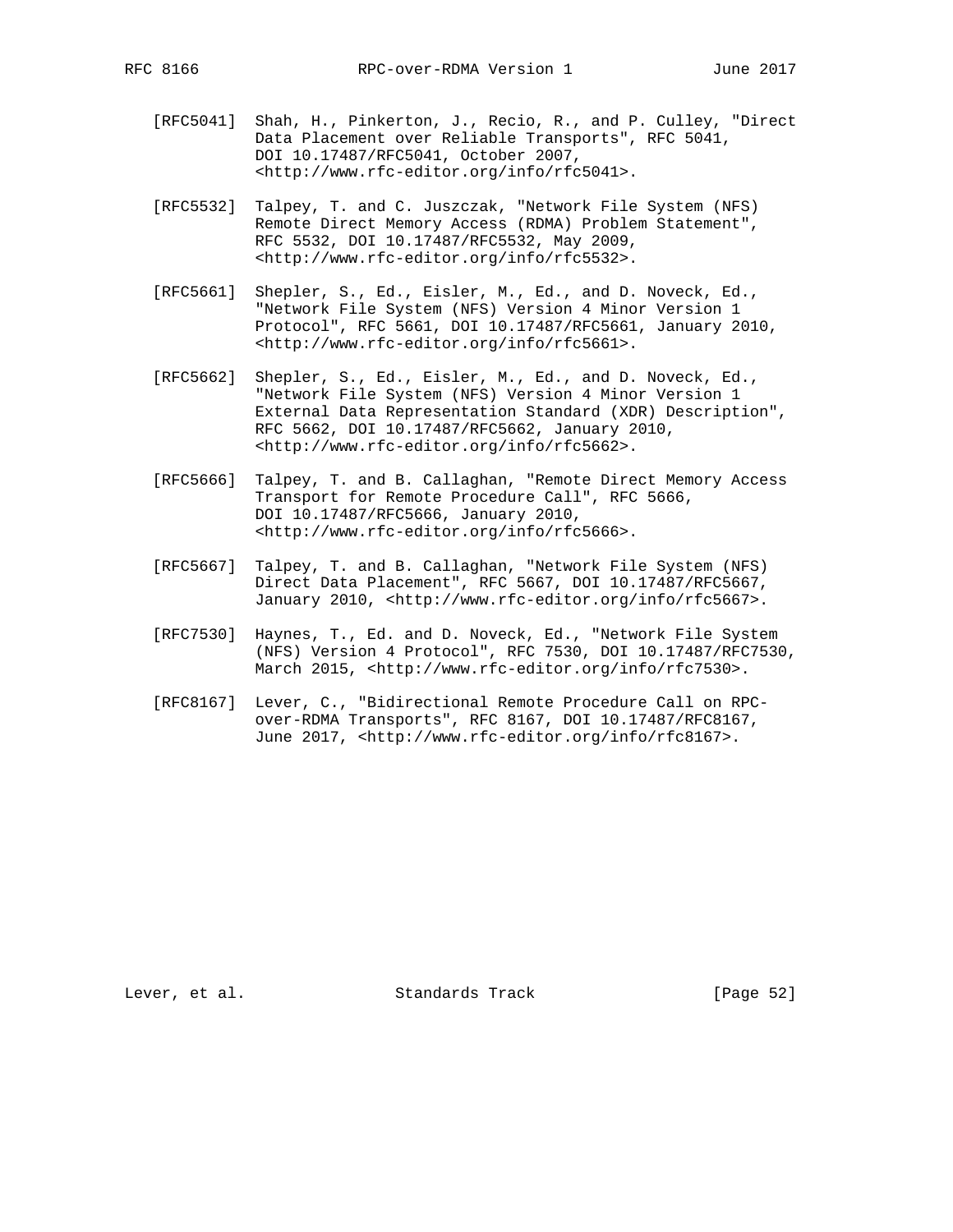[RFC5041] Shah, H., Pinkerton, J., Recio, R., and P. Culley, "Direct Data Placement over Reliable Transports", RFC 5041, DOI 10.17487/RFC5041, October 2007, <http://www.rfc-editor.org/info/rfc5041>.

[RFC5532] Talpey, T. and C. Juszczak, "Network File System (NFS) Remote Direct Memory Access (RDMA) Problem Statement", RFC 5532, DOI 10.17487/RFC5532, May 2009, <http://www.rfc-editor.org/info/rfc5532>.

[RFC5661] Shepler, S., Ed., Eisler, M., Ed., and D. Noveck, Ed., "Network File System (NFS) Version 4 Minor Version 1 Protocol", RFC 5661, DOI 10.17487/RFC5661, January 2010, <http://www.rfc-editor.org/info/rfc5661>.

[RFC5662] Shepler, S., Ed., Eisler, M., Ed., and D. Noveck, Ed., "Network File System (NFS) Version 4 Minor Version 1 External Data Representation Standard (XDR) Description", RFC 5662, DOI 10.17487/RFC5662, January 2010, <http://www.rfc-editor.org/info/rfc5662>.

[RFC5666] Talpey, T. and B. Callaghan, "Remote Direct Memory Access Transport for Remote Procedure Call", RFC 5666, DOI 10.17487/RFC5666, January 2010, <http://www.rfc-editor.org/info/rfc5666>.

[RFC5667] Talpey, T. and B. Callaghan, "Network File System (NFS) Direct Data Placement", RFC 5667, DOI 10.17487/RFC5667, January 2010, <http://www.rfc-editor.org/info/rfc5667>.

[RFC7530] Haynes, T., Ed. and D. Noveck, Ed., "Network File System (NFS) Version 4 Protocol", RFC 7530, DOI 10.17487/RFC7530, March 2015, <http://www.rfc-editor.org/info/rfc7530>.

[RFC8167] Lever, C., "Bidirectional Remote Procedure Call on RPC-over-RDMA Transports", RFC 8167, DOI 10.17487/RFC8167, June 2017, <http://www.rfc-editor.org/info/rfc8167>.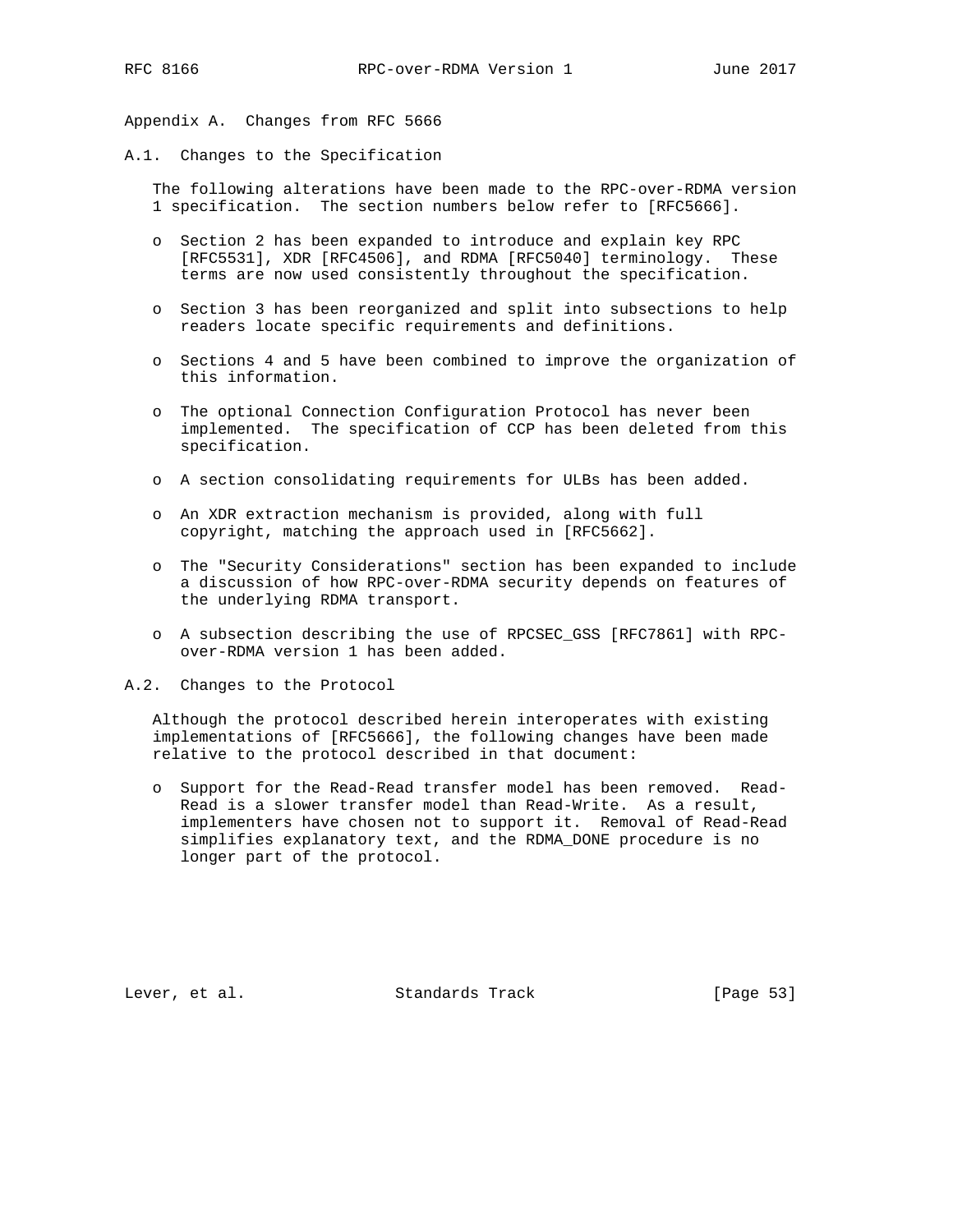## Appendix A. Changes from RFC 5666

### A.1. Changes to the Specification

The following alterations have been made to the RPC-over-RDMA version 1 specification. The section numbers below refer to [RFC5666].

- Section 2 has been expanded to introduce and explain key RPC [RFC5531], XDR [RFC4506], and RDMA [RFC5040] terminology. These terms are now used consistently throughout the specification.
- Section 3 has been reorganized and split into subsections to help readers locate specific requirements and definitions.
- Sections 4 and 5 have been combined to improve the organization of this information.
- The optional Connection Configuration Protocol has never been implemented. The specification of CCP has been deleted from this specification.
- A section consolidating requirements for ULBs has been added.
- An XDR extraction mechanism is provided, along with full copyright, matching the approach used in [RFC5662].
- The "Security Considerations" section has been expanded to include a discussion of how RPC-over-RDMA security depends on features of the underlying RDMA transport.
- A subsection describing the use of RPCSEC_GSS [RFC7861] with RPC-over-RDMA version 1 has been added.

### A.2. Changes to the Protocol

Although the protocol described herein interoperates with existing implementations of [RFC5666], the following changes have been made relative to the protocol described in that document:

- Support for the Read-Read transfer model has been removed. Read-Read is a slower transfer model than Read-Write. As a result, implementers have chosen not to support it. Removal of Read-Read simplifies explanatory text, and the RDMA_DONE procedure is no longer part of the protocol.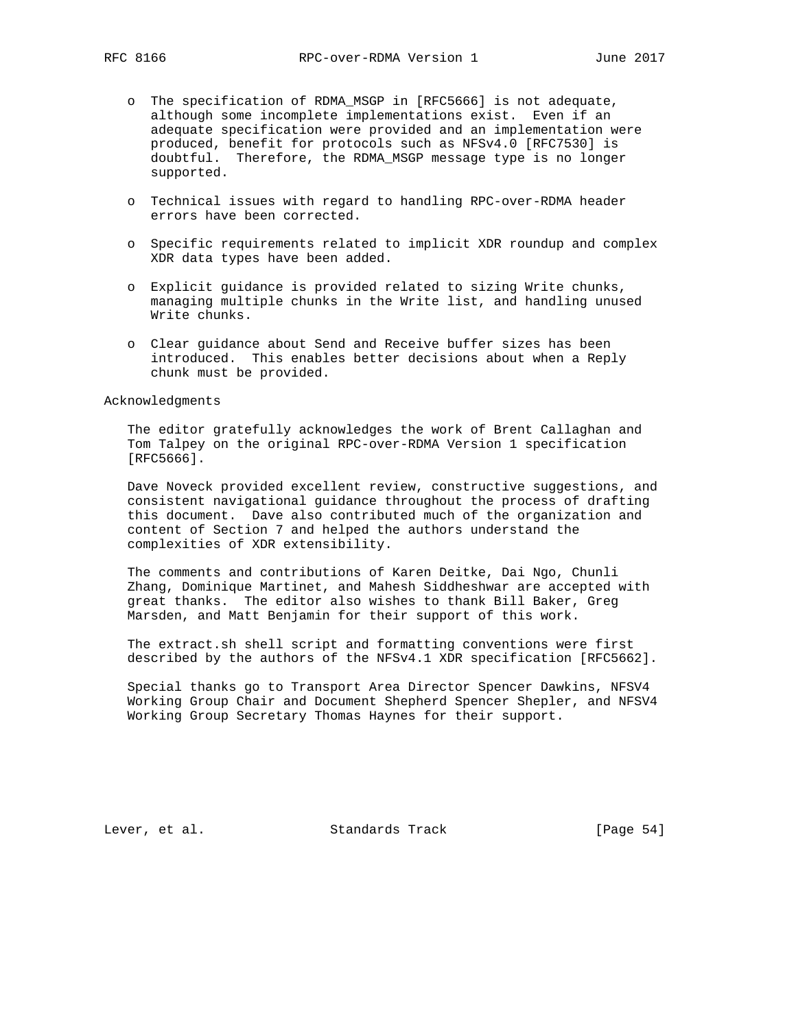- The specification of RDMA_MSGP in [RFC5666] is not adequate, although some incomplete implementations exist. Even if an adequate specification were provided and an implementation were produced, benefit for protocols such as NFSv4.0 [RFC7530] is doubtful. Therefore, the RDMA_MSGP message type is no longer supported.

- Technical issues with regard to handling RPC-over-RDMA header errors have been corrected.

- Specific requirements related to implicit XDR roundup and complex XDR data types have been added.

- Explicit guidance is provided related to sizing Write chunks, managing multiple chunks in the Write list, and handling unused Write chunks.

- Clear guidance about Send and Receive buffer sizes has been introduced. This enables better decisions about when a Reply chunk must be provided.

## Acknowledgments

The editor gratefully acknowledges the work of Brent Callaghan and Tom Talpey on the original RPC-over-RDMA Version 1 specification [RFC5666].

Dave Noveck provided excellent review, constructive suggestions, and consistent navigational guidance throughout the process of drafting this document. Dave also contributed much of the organization and content of Section 7 and helped the authors understand the complexities of XDR extensibility.

The comments and contributions of Karen Deitke, Dai Ngo, Chunli Zhang, Dominique Martinet, and Mahesh Siddheshwar are accepted with great thanks. The editor also wishes to thank Bill Baker, Greg Marsden, and Matt Benjamin for their support of this work.

The extract.sh shell script and formatting conventions were first described by the authors of the NFSv4.1 XDR specification [RFC5662].

Special thanks go to Transport Area Director Spencer Dawkins, NFSV4 Working Group Chair and Document Shepherd Spencer Shepler, and NFSV4 Working Group Secretary Thomas Haynes for their support.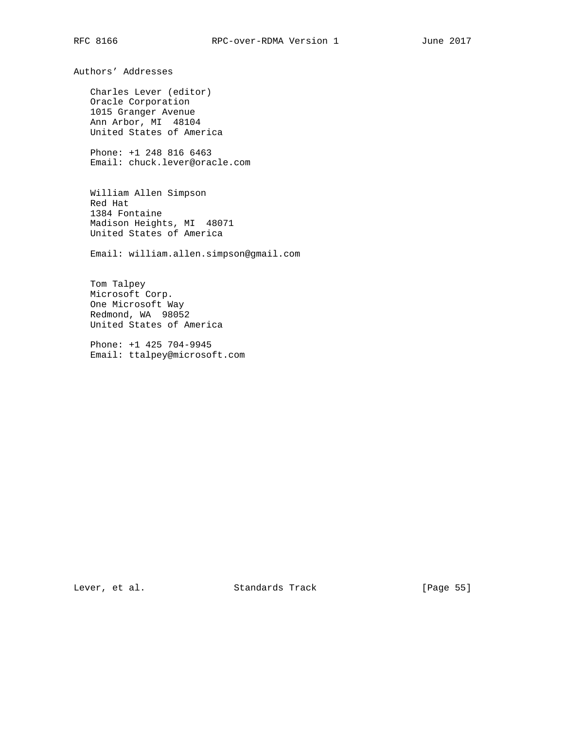## Authors' Addresses

Charles Lever (editor)
Oracle Corporation
1015 Granger Avenue
Ann Arbor, MI  48104
United States of America

Phone: +1 248 816 6463
Email: chuck.lever@oracle.com

William Allen Simpson
Red Hat
1384 Fontaine
Madison Heights, MI  48071
United States of America

Email: william.allen.simpson@gmail.com

Tom Talpey
Microsoft Corp.
One Microsoft Way
Redmond, WA  98052
United States of America

Phone: +1 425 704-9945
Email: ttalpey@microsoft.com